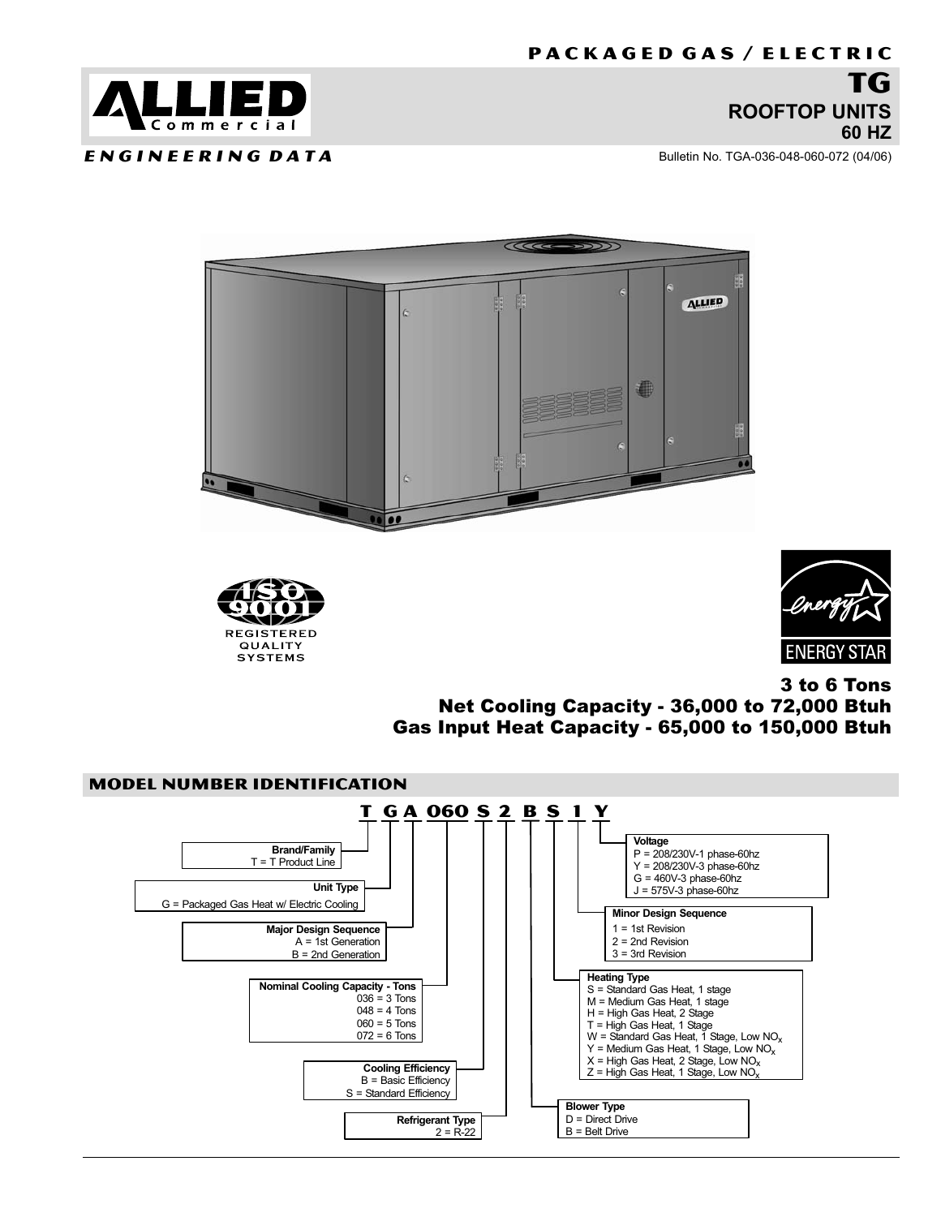# PACKAGED GAS / ELECTRIC

# TG ROOFTOP UNITS 60 HZ

**ALLIED Commercial**

*ENGINEERING DATA*

Bulletin No. TGA-036-048-060-072 (04/06)

ISO 9001 REGISTERED QUALITY SYSTEMS

ENERGY STAR

## 3 to 6 Tons
## Net Cooling Capacity - 36,000 to 72,000 Btuh
## Gas Input Heat Capacity - 65,000 to 150,000 Btuh

## MODEL NUMBER IDENTIFICATION

**T GA 060 S 2 B S 1 Y**

**Brand/Family**
T = T Product Line

**Unit Type**
G = Packaged Gas Heat w/ Electric Cooling

**Major Design Sequence**
A = 1st Generation
B = 2nd Generation

**Nominal Cooling Capacity - Tons**
036 = 3 Tons
048 = 4 Tons
060 = 5 Tons
072 = 6 Tons

**Cooling Efficiency**
B = Basic Efficiency
S = Standard Efficiency

**Refrigerant Type**
2 = R-22

**Blower Type**
D = Direct Drive
B = Belt Drive

**Heating Type**
S = Standard Gas Heat, 1 stage
M = Medium Gas Heat, 1 stage
H = High Gas Heat, 2 Stage
T = High Gas Heat, 1 Stage
W = Standard Gas Heat, 1 Stage, Low $NO_x$
Y = Medium Gas Heat, 1 Stage, Low $NO_x$
X = High Gas Heat, 2 Stage, Low $NO_x$
Z = High Gas Heat, 1 Stage, Low $NO_x$

**Minor Design Sequence**
1 = 1st Revision
2 = 2nd Revision
3 = 3rd Revision

**Voltage**
P = 208/230V-1 phase-60hz
Y = 208/230V-3 phase-60hz
G = 460V-3 phase-60hz
J = 575V-3 phase-60hz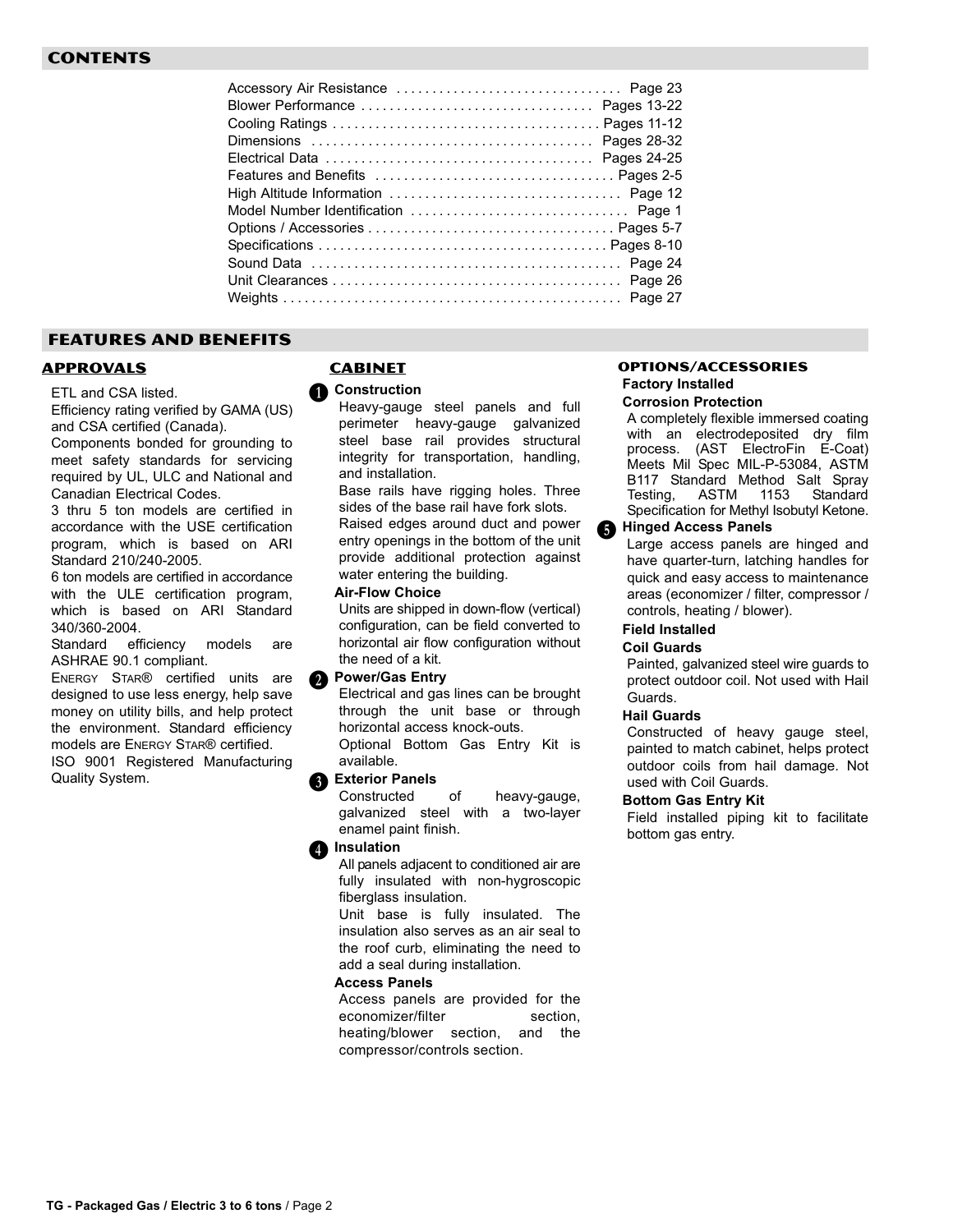## CONTENTS

| | |
|---|---|
| Accessory Air Resistance | Page 23 |
| Blower Performance | Pages 13-22 |
| Cooling Ratings | Pages 11-12 |
| Dimensions | Pages 28-32 |
| Electrical Data | Pages 24-25 |
| Features and Benefits | Pages 2-5 |
| High Altitude Information | Page 12 |
| Model Number Identification | Page 1 |
| Options / Accessories | Pages 5-7 |
| Specifications | Pages 8-10 |
| Sound Data | Page 24 |
| Unit Clearances | Page 26 |
| Weights | Page 27 |

## FEATURES AND BENEFITS

### APPROVALS

ETL and CSA listed.

Efficiency rating verified by GAMA (US) and CSA certified (Canada).

Components bonded for grounding to meet safety standards for servicing required by UL, ULC and National and Canadian Electrical Codes.

3 thru 5 ton models are certified in accordance with the USE certification program, which is based on ARI Standard 210/240-2005.

6 ton models are certified in accordance with the ULE certification program, which is based on ARI Standard 340/360-2004.

Standard efficiency models are ASHRAE 90.1 compliant.

ENERGY STAR® certified units are designed to use less energy, help save money on utility bills, and help protect the environment. Standard efficiency models are ENERGY STAR® certified.

ISO 9001 Registered Manufacturing Quality System.

### CABINET

**1 Construction**

Heavy-gauge steel panels and full perimeter heavy-gauge galvanized steel base rail provides structural integrity for transportation, handling, and installation.

Base rails have rigging holes. Three sides of the base rail have fork slots.

Raised edges around duct and power entry openings in the bottom of the unit provide additional protection against water entering the building.

**Air-Flow Choice**

Units are shipped in down-flow (vertical) configuration, can be field converted to horizontal air flow configuration without the need of a kit.

**2 Power/Gas Entry**

Electrical and gas lines can be brought through the unit base or through horizontal access knock-outs.

Optional Bottom Gas Entry Kit is available.

**3 Exterior Panels**

Constructed of heavy-gauge, galvanized steel with a two-layer enamel paint finish.

**4 Insulation**

All panels adjacent to conditioned air are fully insulated with non-hygroscopic fiberglass insulation.

Unit base is fully insulated. The insulation also serves as an air seal to the roof curb, eliminating the need to add a seal during installation.

**Access Panels**

Access panels are provided for the economizer/filter section, heating/blower section, and the compressor/controls section.

### OPTIONS/ACCESSORIES

**Factory Installed**

**Corrosion Protection**

A completely flexible immersed coating with an electrodeposited dry film process. (AST ElectroFin E-Coat) Meets Mil Spec MIL-P-53084, ASTM B117 Standard Method Salt Spray Testing, ASTM 1153 Standard Specification for Methyl Isobutyl Ketone.

**5 Hinged Access Panels**

Large access panels are hinged and have quarter-turn, latching handles for quick and easy access to maintenance areas (economizer / filter, compressor / controls, heating / blower).

**Field Installed**

**Coil Guards**

Painted, galvanized steel wire guards to protect outdoor coil. Not used with Hail Guards.

**Hail Guards**

Constructed of heavy gauge steel, painted to match cabinet, helps protect outdoor coils from hail damage. Not used with Coil Guards.

**Bottom Gas Entry Kit**

Field installed piping kit to facilitate bottom gas entry.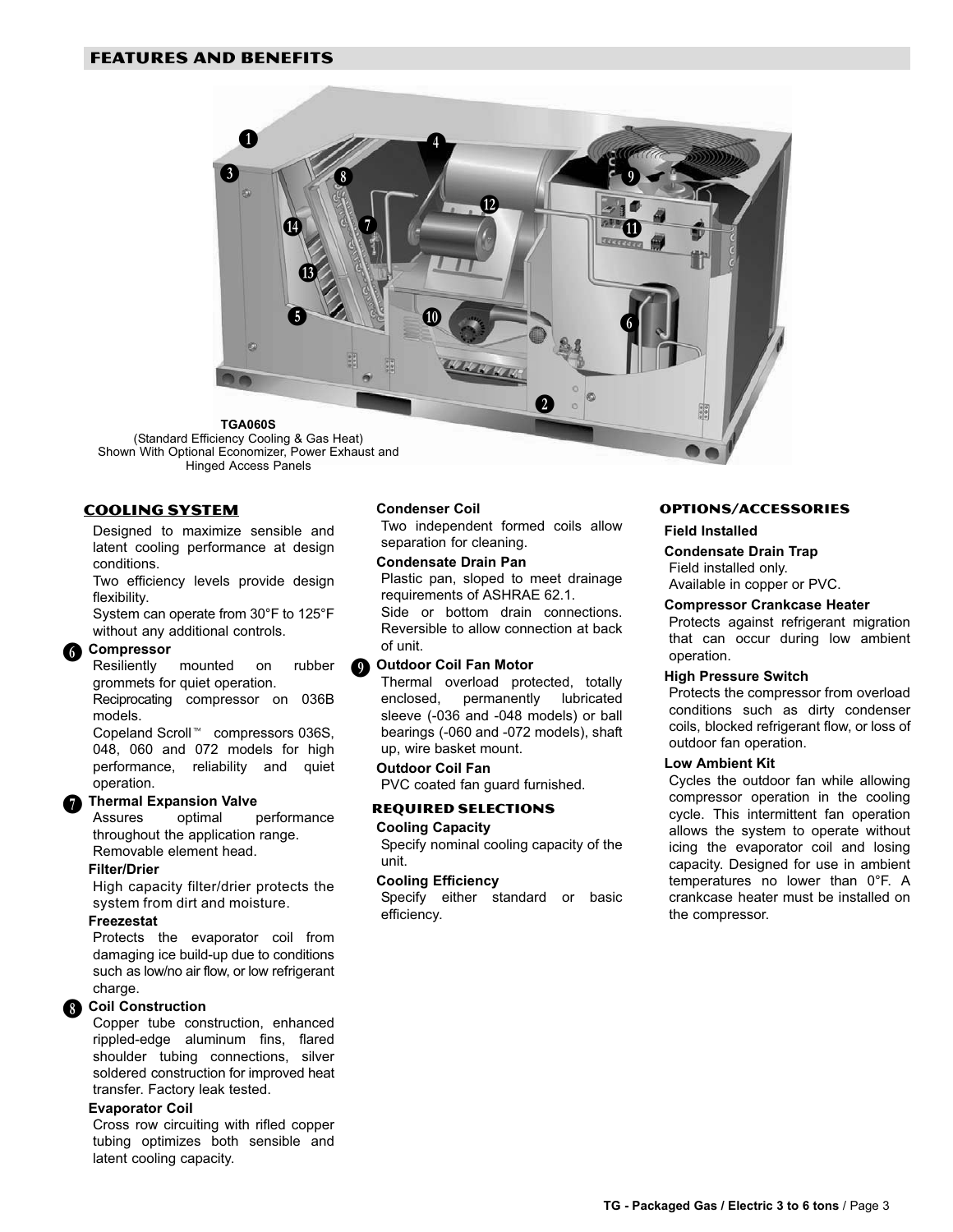## FEATURES AND BENEFITS

**TGA060S**
(Standard Efficiency Cooling & Gas Heat)
Shown With Optional Economizer, Power Exhaust and Hinged Access Panels

### COOLING SYSTEM

Designed to maximize sensible and latent cooling performance at design conditions.

Two efficiency levels provide design flexibility.

System can operate from 30°F to 125°F without any additional controls.

**6 Compressor**

Resiliently mounted on rubber grommets for quiet operation.

Reciprocating compressor on 036B models.

Copeland Scroll™ compressors 036S, 048, 060 and 072 models for high performance, reliability and quiet operation.

**7 Thermal Expansion Valve**

Assures optimal performance throughout the application range.

Removable element head.

**Filter/Drier**

High capacity filter/drier protects the system from dirt and moisture.

**Freezestat**

Protects the evaporator coil from damaging ice build-up due to conditions such as low/no air flow, or low refrigerant charge.

**8 Coil Construction**

Copper tube construction, enhanced rippled-edge aluminum fins, flared shoulder tubing connections, silver soldered construction for improved heat transfer. Factory leak tested.

**Evaporator Coil**

Cross row circuiting with rifled copper tubing optimizes both sensible and latent cooling capacity.

**Condenser Coil**

Two independent formed coils allow separation for cleaning.

**Condensate Drain Pan**

Plastic pan, sloped to meet drainage requirements of ASHRAE 62.1.

Side or bottom drain connections. Reversible to allow connection at back of unit.

**9 Outdoor Coil Fan Motor**

Thermal overload protected, totally enclosed, permanently lubricated sleeve (-036 and -048 models) or ball bearings (-060 and -072 models), shaft up, wire basket mount.

**Outdoor Coil Fan**

PVC coated fan guard furnished.

### REQUIRED SELECTIONS

**Cooling Capacity**

Specify nominal cooling capacity of the unit.

**Cooling Efficiency**

Specify either standard or basic efficiency.

### OPTIONS/ACCESSORIES

**Field Installed**

**Condensate Drain Trap**

Field installed only.
Available in copper or PVC.

**Compressor Crankcase Heater**

Protects against refrigerant migration that can occur during low ambient operation.

**High Pressure Switch**

Protects the compressor from overload conditions such as dirty condenser coils, blocked refrigerant flow, or loss of outdoor fan operation.

**Low Ambient Kit**

Cycles the outdoor fan while allowing compressor operation in the cooling cycle. This intermittent fan operation allows the system to operate without icing the evaporator coil and losing capacity. Designed for use in ambient temperatures no lower than 0°F. A crankcase heater must be installed on the compressor.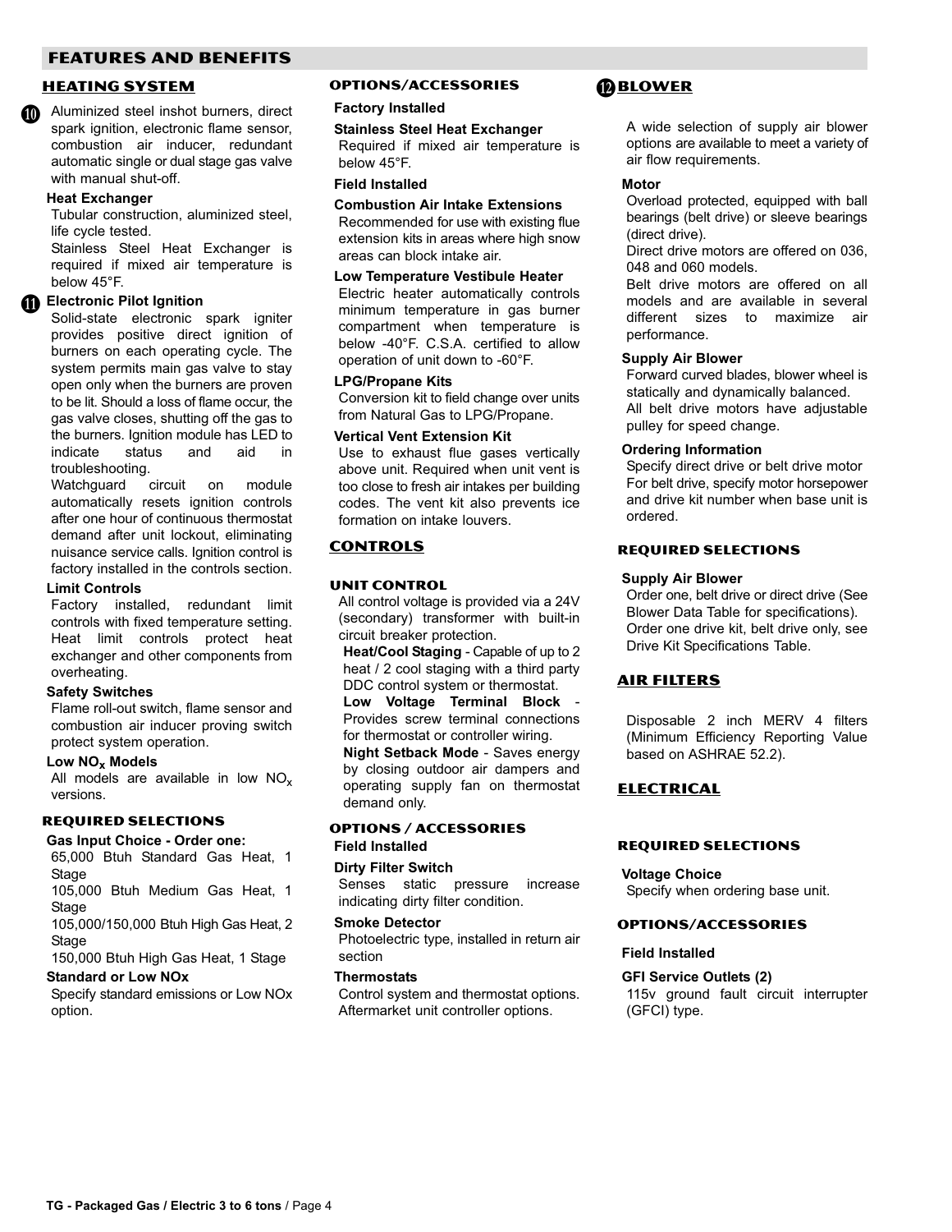## FEATURES AND BENEFITS

### HEATING SYSTEM

⑩ Aluminized steel inshot burners, direct spark ignition, electronic flame sensor, combustion air inducer, redundant automatic single or dual stage gas valve with manual shut-off.

**Heat Exchanger**

Tubular construction, aluminized steel, life cycle tested.

Stainless Steel Heat Exchanger is required if mixed air temperature is below 45°F.

⑪ **Electronic Pilot Ignition**

Solid-state electronic spark igniter provides positive direct ignition of burners on each operating cycle. The system permits main gas valve to stay open only when the burners are proven to be lit. Should a loss of flame occur, the gas valve closes, shutting off the gas to the burners. Ignition module has LED to indicate status and aid in troubleshooting.

Watchguard circuit on module automatically resets ignition controls after one hour of continuous thermostat demand after unit lockout, eliminating nuisance service calls. Ignition control is factory installed in the controls section.

**Limit Controls**

Factory installed, redundant limit controls with fixed temperature setting. Heat limit controls protect heat exchanger and other components from overheating.

**Safety Switches**

Flame roll-out switch, flame sensor and combustion air inducer proving switch protect system operation.

**Low $NO_x$ Models**

All models are available in low $NO_x$ versions.

#### REQUIRED SELECTIONS

**Gas Input Choice - Order one:**

65,000 Btuh Standard Gas Heat, 1 Stage

105,000 Btuh Medium Gas Heat, 1 Stage

105,000/150,000 Btuh High Gas Heat, 2 Stage

150,000 Btuh High Gas Heat, 1 Stage

**Standard or Low NOx**

Specify standard emissions or Low NOx option.

#### OPTIONS/ACCESSORIES

**Factory Installed**

**Stainless Steel Heat Exchanger**

Required if mixed air temperature is below 45°F.

**Field Installed**

**Combustion Air Intake Extensions**

Recommended for use with existing flue extension kits in areas where high snow areas can block intake air.

**Low Temperature Vestibule Heater**

Electric heater automatically controls minimum temperature in gas burner compartment when temperature is below -40°F. C.S.A. certified to allow operation of unit down to -60°F.

**LPG/Propane Kits**

Conversion kit to field change over units from Natural Gas to LPG/Propane.

**Vertical Vent Extension Kit**

Use to exhaust flue gases vertically above unit. Required when unit vent is too close to fresh air intakes per building codes. The vent kit also prevents ice formation on intake louvers.

### CONTROLS

#### UNIT CONTROL

All control voltage is provided via a 24V (secondary) transformer with built-in circuit breaker protection.

**Heat/Cool Staging** - Capable of up to 2 heat / 2 cool staging with a third party DDC control system or thermostat.

**Low Voltage Terminal Block** - Provides screw terminal connections for thermostat or controller wiring.

**Night Setback Mode** - Saves energy by closing outdoor air dampers and operating supply fan on thermostat demand only.

#### OPTIONS / ACCESSORIES

**Field Installed**

**Dirty Filter Switch**

Senses static pressure increase indicating dirty filter condition.

**Smoke Detector**

Photoelectric type, installed in return air section

**Thermostats**

Control system and thermostat options. Aftermarket unit controller options.

### ⑫ BLOWER

A wide selection of supply air blower options are available to meet a variety of air flow requirements.

**Motor**

Overload protected, equipped with ball bearings (belt drive) or sleeve bearings (direct drive).

Direct drive motors are offered on 036, 048 and 060 models.

Belt drive motors are offered on all models and are available in several different sizes to maximize air performance.

**Supply Air Blower**

Forward curved blades, blower wheel is statically and dynamically balanced.

All belt drive motors have adjustable pulley for speed change.

**Ordering Information**

Specify direct drive or belt drive motor

For belt drive, specify motor horsepower and drive kit number when base unit is ordered.

#### REQUIRED SELECTIONS

**Supply Air Blower**

Order one, belt drive or direct drive (See Blower Data Table for specifications).

Order one drive kit, belt drive only, see Drive Kit Specifications Table.

### AIR FILTERS

Disposable 2 inch MERV 4 filters (Minimum Efficiency Reporting Value based on ASHRAE 52.2).

### ELECTRICAL

#### REQUIRED SELECTIONS

**Voltage Choice**

Specify when ordering base unit.

#### OPTIONS/ACCESSORIES

**Field Installed**

**GFI Service Outlets (2)**

115v ground fault circuit interrupter (GFCI) type.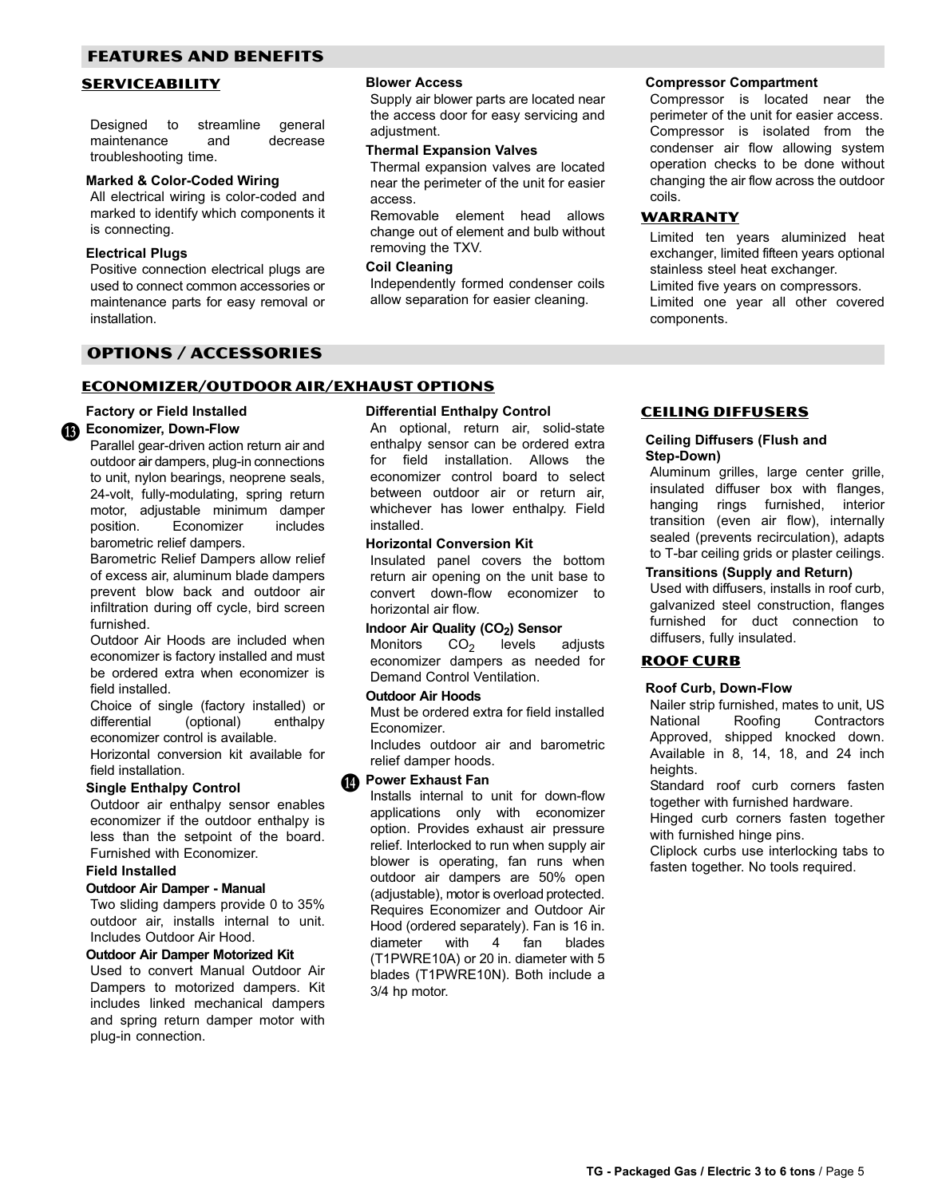## FEATURES AND BENEFITS

### SERVICEABILITY

Designed to streamline general maintenance and decrease troubleshooting time.

**Marked & Color-Coded Wiring**

All electrical wiring is color-coded and marked to identify which components it is connecting.

**Electrical Plugs**

Positive connection electrical plugs are used to connect common accessories or maintenance parts for easy removal or installation.

**Blower Access**

Supply air blower parts are located near the access door for easy servicing and adjustment.

**Thermal Expansion Valves**

Thermal expansion valves are located near the perimeter of the unit for easier access.

Removable element head allows change out of element and bulb without removing the TXV.

**Coil Cleaning**

Independently formed condenser coils allow separation for easier cleaning.

**Compressor Compartment**

Compressor is located near the perimeter of the unit for easier access. Compressor is isolated from the condenser air flow allowing system operation checks to be done without changing the air flow across the outdoor coils.

### WARRANTY

Limited ten years aluminized heat exchanger, limited fifteen years optional stainless steel heat exchanger.

Limited five years on compressors.

Limited one year all other covered components.

## OPTIONS / ACCESSORIES

### ECONOMIZER/OUTDOOR AIR/EXHAUST OPTIONS

**Factory or Field Installed**

**13 Economizer, Down-Flow**

Parallel gear-driven action return air and outdoor air dampers, plug-in connections to unit, nylon bearings, neoprene seals, 24-volt, fully-modulating, spring return motor, adjustable minimum damper position. Economizer includes barometric relief dampers.

Barometric Relief Dampers allow relief of excess air, aluminum blade dampers prevent blow back and outdoor air infiltration during off cycle, bird screen furnished.

Outdoor Air Hoods are included when economizer is factory installed and must be ordered extra when economizer is field installed.

Choice of single (factory installed) or differential (optional) enthalpy economizer control is available.

Horizontal conversion kit available for field installation.

**Single Enthalpy Control**

Outdoor air enthalpy sensor enables economizer if the outdoor enthalpy is less than the setpoint of the board. Furnished with Economizer.

**Field Installed**

**Outdoor Air Damper - Manual**

Two sliding dampers provide 0 to 35% outdoor air, installs internal to unit. Includes Outdoor Air Hood.

**Outdoor Air Damper Motorized Kit**

Used to convert Manual Outdoor Air Dampers to motorized dampers. Kit includes linked mechanical dampers and spring return damper motor with plug-in connection.

**Differential Enthalpy Control**

An optional, return air, solid-state enthalpy sensor can be ordered extra for field installation. Allows the economizer control board to select between outdoor air or return air, whichever has lower enthalpy. Field installed.

**Horizontal Conversion Kit**

Insulated panel covers the bottom return air opening on the unit base to convert down-flow economizer to horizontal air flow.

**Indoor Air Quality ($CO_2$) Sensor**

Monitors $CO_2$ levels adjusts economizer dampers as needed for Demand Control Ventilation.

**Outdoor Air Hoods**

Must be ordered extra for field installed Economizer.

Includes outdoor air and barometric relief damper hoods.

**14 Power Exhaust Fan**

Installs internal to unit for down-flow applications only with economizer option. Provides exhaust air pressure relief. Interlocked to run when supply air blower is operating, fan runs when outdoor air dampers are 50% open (adjustable), motor is overload protected. Requires Economizer and Outdoor Air Hood (ordered separately). Fan is 16 in. diameter with 4 fan blades (T1PWRE10A) or 20 in. diameter with 5 blades (T1PWRE10N). Both include a 3/4 hp motor.

### CEILING DIFFUSERS

**Ceiling Diffusers (Flush and Step-Down)**

Aluminum grilles, large center grille, insulated diffuser box with flanges, hanging rings furnished, interior transition (even air flow), internally sealed (prevents recirculation), adapts to T-bar ceiling grids or plaster ceilings.

**Transitions (Supply and Return)**

Used with diffusers, installs in roof curb, galvanized steel construction, flanges furnished for duct connection to diffusers, fully insulated.

### ROOF CURB

**Roof Curb, Down-Flow**

Nailer strip furnished, mates to unit, US National Roofing Contractors Approved, shipped knocked down. Available in 8, 14, 18, and 24 inch heights.

Standard roof curb corners fasten together with furnished hardware.

Hinged curb corners fasten together with furnished hinge pins.

Cliplock curbs use interlocking tabs to fasten together. No tools required.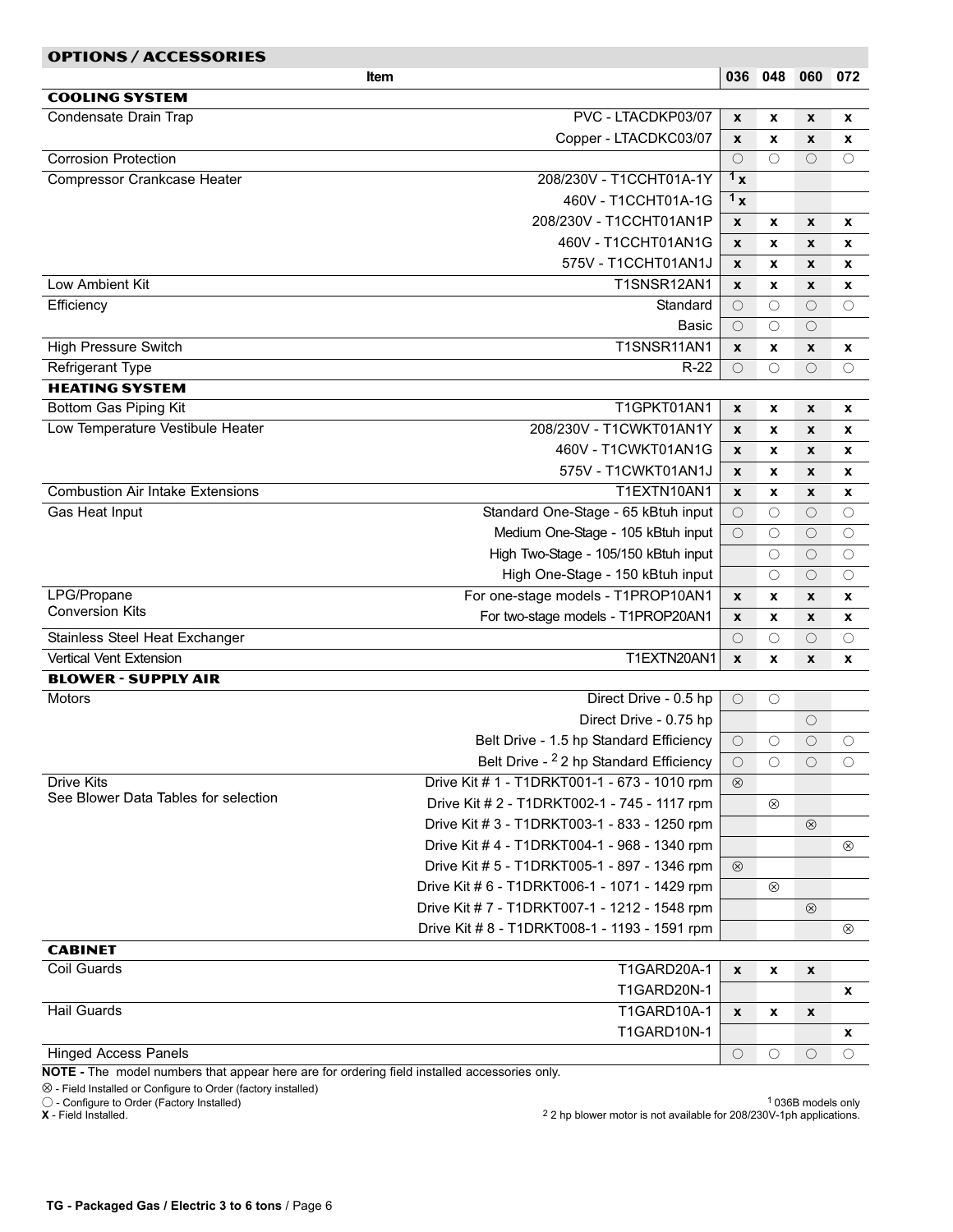## OPTIONS / ACCESSORIES

| Item | | 036 | 048 | 060 | 072 |
|---|---|---|---|---|---|
| **COOLING SYSTEM** | | | | | |
| Condensate Drain Trap | PVC - LTACDKP03/07 | x | x | x | x |
| | Copper - LTACDKC03/07 | x | x | x | x |
| Corrosion Protection | | ○ | ○ | ○ | ○ |
| Compressor Crankcase Heater | 208/230V - T1CCHT01A-1Y | [1] x | | | |
| | 460V - T1CCHT01A-1G | [1] x | | | |
| | 208/230V - T1CCHT01AN1P | x | x | x | x |
| | 460V - T1CCHT01AN1G | x | x | x | x |
| | 575V - T1CCHT01AN1J | x | x | x | x |
| Low Ambient Kit | T1SNSR12AN1 | x | x | x | x |
| Efficiency | Standard | ○ | ○ | ○ | ○ |
| | Basic | ○ | ○ | ○ | |
| High Pressure Switch | T1SNSR11AN1 | x | x | x | x |
| Refrigerant Type | R-22 | ○ | ○ | ○ | ○ |
| **HEATING SYSTEM** | | | | | |
| Bottom Gas Piping Kit | T1GPKT01AN1 | x | x | x | x |
| Low Temperature Vestibule Heater | 208/230V - T1CWKT01AN1Y | x | x | x | x |
| | 460V - T1CWKT01AN1G | x | x | x | x |
| | 575V - T1CWKT01AN1J | x | x | x | x |
| Combustion Air Intake Extensions | T1EXTN10AN1 | x | x | x | x |
| Gas Heat Input | Standard One-Stage - 65 kBtuh input | ○ | ○ | ○ | ○ |
| | Medium One-Stage - 105 kBtuh input | ○ | ○ | ○ | ○ |
| | High Two-Stage - 105/150 kBtuh input | | ○ | ○ | ○ |
| | High One-Stage - 150 kBtuh input | | ○ | ○ | ○ |
| LPG/Propane Conversion Kits | For one-stage models - T1PROP10AN1 | x | x | x | x |
| | For two-stage models - T1PROP20AN1 | x | x | x | x |
| Stainless Steel Heat Exchanger | | ○ | ○ | ○ | ○ |
| Vertical Vent Extension | T1EXTN20AN1 | x | x | x | x |
| **BLOWER - SUPPLY AIR** | | | | | |
| Motors | Direct Drive - 0.5 hp | ○ | ○ | | |
| | Direct Drive - 0.75 hp | | | ○ | |
| | Belt Drive - 1.5 hp Standard Efficiency | ○ | ○ | ○ | ○ |
| | Belt Drive - [2] 2 hp Standard Efficiency | ○ | ○ | ○ | ○ |
| Drive Kits<br>See Blower Data Tables for selection | Drive Kit # 1 - T1DRKT001-1 - 673 - 1010 rpm | ⊗ | | | |
| | Drive Kit # 2 - T1DRKT002-1 - 745 - 1117 rpm | | ⊗ | | |
| | Drive Kit # 3 - T1DRKT003-1 - 833 - 1250 rpm | | | ⊗ | |
| | Drive Kit # 4 - T1DRKT004-1 - 968 - 1340 rpm | | | | ⊗ |
| | Drive Kit # 5 - T1DRKT005-1 - 897 - 1346 rpm | ⊗ | | | |
| | Drive Kit # 6 - T1DRKT006-1 - 1071 - 1429 rpm | | ⊗ | | |
| | Drive Kit # 7 - T1DRKT007-1 - 1212 - 1548 rpm | | | ⊗ | |
| | Drive Kit # 8 - T1DRKT008-1 - 1193 - 1591 rpm | | | | ⊗ |
| **CABINET** | | | | | |
| Coil Guards | T1GARD20A-1 | x | x | x | |
| | T1GARD20N-1 | | | | x |
| Hail Guards | T1GARD10A-1 | x | x | x | |
| | T1GARD10N-1 | | | | x |
| Hinged Access Panels | | ○ | ○ | ○ | ○ |

**NOTE -** The model numbers that appear here are for ordering field installed accessories only.

⊗ - Field Installed or Configure to Order (factory installed)

○ - Configure to Order (Factory Installed)

**X** - Field Installed.

[1] 036B models only

[2] 2 hp blower motor is not available for 208/230V-1ph applications.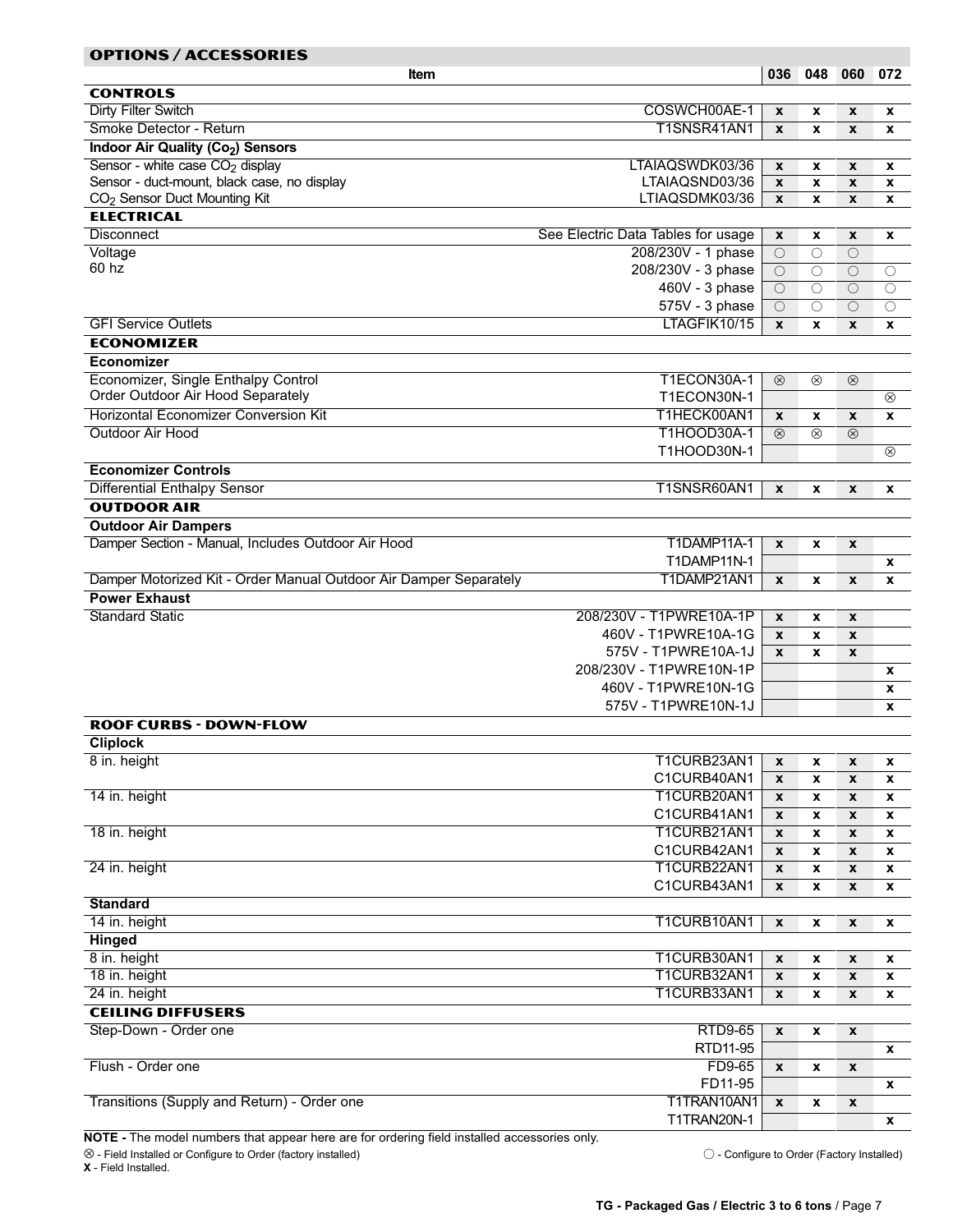## OPTIONS / ACCESSORIES

| Item | | 036 | 048 | 060 | 072 |
|---|---|---|---|---|---|
| **CONTROLS** | | | | | |
| Dirty Filter Switch | COSWCH00AE-1 | X | X | X | X |
| Smoke Detector - Return | T1SNSR41AN1 | X | X | X | X |
| **Indoor Air Quality ($CO_2$) Sensors** | | | | | |
| Sensor - white case $CO_2$ display | LTAIAQSWDK03/36 | X | X | X | X |
| Sensor - duct-mount, black case, no display | LTAIAQSND03/36 | X | X | X | X |
| $CO_2$ Sensor Duct Mounting Kit | LTIAQSDMK03/36 | X | X | X | X |
| **ELECTRICAL** | | | | | |
| Disconnect | See Electric Data Tables for usage | X | X | X | X |
| Voltage | 208/230V - 1 phase | ○ | ○ | ○ | |
| 60 hz | 208/230V - 3 phase | ○ | ○ | ○ | ○ |
| | 460V - 3 phase | ○ | ○ | ○ | ○ |
| | 575V - 3 phase | ○ | ○ | ○ | ○ |
| GFI Service Outlets | LTAGFIK10/15 | X | X | X | X |
| **ECONOMIZER** | | | | | |
| **Economizer** | | | | | |
| Economizer, Single Enthalpy Control | T1ECON30A-1 | ⊗ | ⊗ | ⊗ | |
| Order Outdoor Air Hood Separately | T1ECON30N-1 | | | | ⊗ |
| Horizontal Economizer Conversion Kit | T1HECK00AN1 | X | X | X | X |
| Outdoor Air Hood | T1HOOD30A-1 | ⊗ | ⊗ | ⊗ | |
| | T1HOOD30N-1 | | | | ⊗ |
| **Economizer Controls** | | | | | |
| Differential Enthalpy Sensor | T1SNSR60AN1 | X | X | X | X |
| **OUTDOOR AIR** | | | | | |
| **Outdoor Air Dampers** | | | | | |
| Damper Section - Manual, Includes Outdoor Air Hood | T1DAMP11A-1 | X | X | X | |
| | T1DAMP11N-1 | | | | X |
| Damper Motorized Kit - Order Manual Outdoor Air Damper Separately | T1DAMP21AN1 | X | X | X | X |
| **Power Exhaust** | | | | | |
| Standard Static | 208/230V - T1PWRE10A-1P | X | X | X | |
| | 460V - T1PWRE10A-1G | X | X | X | |
| | 575V - T1PWRE10A-1J | X | X | X | |
| | 208/230V - T1PWRE10N-1P | | | | X |
| | 460V - T1PWRE10N-1G | | | | X |
| | 575V - T1PWRE10N-1J | | | | X |
| **ROOF CURBS - DOWN-FLOW** | | | | | |
| **Cliplock** | | | | | |
| 8 in. height | T1CURB23AN1 | X | X | X | X |
| | C1CURB40AN1 | X | X | X | X |
| 14 in. height | T1CURB20AN1 | X | X | X | X |
| | C1CURB41AN1 | X | X | X | X |
| 18 in. height | T1CURB21AN1 | X | X | X | X |
| | C1CURB42AN1 | X | X | X | X |
| 24 in. height | T1CURB22AN1 | X | X | X | X |
| | C1CURB43AN1 | X | X | X | X |
| **Standard** | | | | | |
| 14 in. height | T1CURB10AN1 | X | X | X | X |
| **Hinged** | | | | | |
| 8 in. height | T1CURB30AN1 | X | X | X | X |
| 18 in. height | T1CURB32AN1 | X | X | X | X |
| 24 in. height | T1CURB33AN1 | X | X | X | X |
| **CEILING DIFFUSERS** | | | | | |
| Step-Down - Order one | RTD9-65 | X | X | X | |
| | RTD11-95 | | | | X |
| Flush - Order one | FD9-65 | X | X | X | |
| | FD11-95 | | | | X |
| Transitions (Supply and Return) - Order one | T1TRAN10AN1 | X | X | X | |
| | T1TRAN20N-1 | | | | X |

**NOTE -** The model numbers that appear here are for ordering field installed accessories only.

⊗ - Field Installed or Configure to Order (factory installed)

○ - Configure to Order (Factory Installed)

**X** - Field Installed.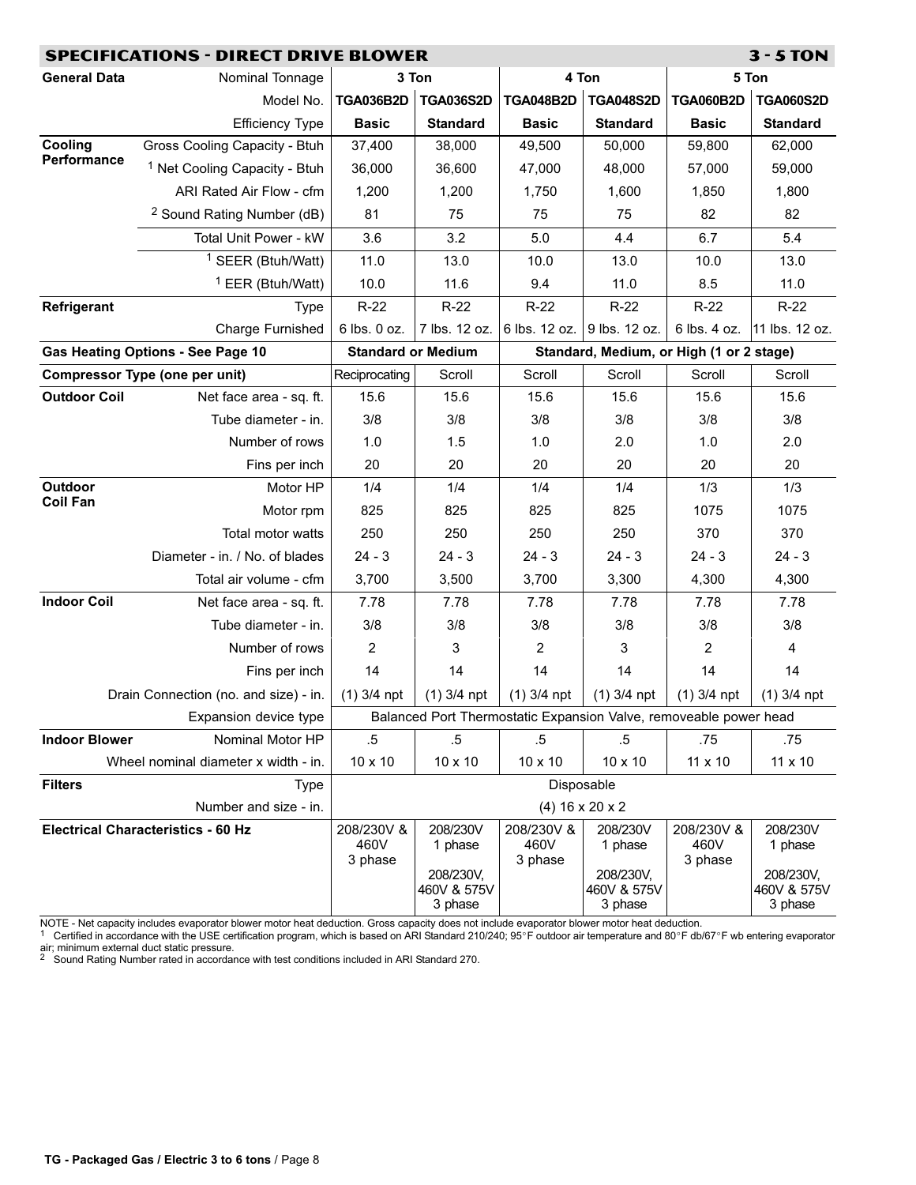## SPECIFICATIONS - DIRECT DRIVE BLOWER — 3 - 5 TON

| General Data | Nominal Tonnage | 3 Ton | | 4 Ton | | 5 Ton | |
|---|---|---|---|---|---|---|---|
| | Model No. | **TGA036B2D** | **TGA036S2D** | **TGA048B2D** | **TGA048S2D** | **TGA060B2D** | **TGA060S2D** |
| | Efficiency Type | **Basic** | **Standard** | **Basic** | **Standard** | **Basic** | **Standard** |
| **Cooling Performance** | Gross Cooling Capacity - Btuh | 37,400 | 38,000 | 49,500 | 50,000 | 59,800 | 62,000 |
| | [1] Net Cooling Capacity - Btuh | 36,000 | 36,600 | 47,000 | 48,000 | 57,000 | 59,000 |
| | ARI Rated Air Flow - cfm | 1,200 | 1,200 | 1,750 | 1,600 | 1,850 | 1,800 |
| | [2] Sound Rating Number (dB) | 81 | 75 | 75 | 75 | 82 | 82 |
| | Total Unit Power - kW | 3.6 | 3.2 | 5.0 | 4.4 | 6.7 | 5.4 |
| | [1] SEER (Btuh/Watt) | 11.0 | 13.0 | 10.0 | 13.0 | 10.0 | 13.0 |
| | [1] EER (Btuh/Watt) | 10.0 | 11.6 | 9.4 | 11.0 | 8.5 | 11.0 |
| **Refrigerant** | Type | R-22 | R-22 | R-22 | R-22 | R-22 | R-22 |
| | Charge Furnished | 6 lbs. 0 oz. | 7 lbs. 12 oz. | 6 lbs. 12 oz. | 9 lbs. 12 oz. | 6 lbs. 4 oz. | 11 lbs. 12 oz. |
| **Gas Heating Options - See Page 10** | | **Standard or Medium** | | **Standard, Medium, or High (1 or 2 stage)** | | | |
| **Compressor Type (one per unit)** | | Reciprocating | Scroll | Scroll | Scroll | Scroll | Scroll |
| **Outdoor Coil** | Net face area - sq. ft. | 15.6 | 15.6 | 15.6 | 15.6 | 15.6 | 15.6 |
| | Tube diameter - in. | 3/8 | 3/8 | 3/8 | 3/8 | 3/8 | 3/8 |
| | Number of rows | 1.0 | 1.5 | 1.0 | 2.0 | 1.0 | 2.0 |
| | Fins per inch | 20 | 20 | 20 | 20 | 20 | 20 |
| **Outdoor Coil Fan** | Motor HP | 1/4 | 1/4 | 1/4 | 1/4 | 1/3 | 1/3 |
| | Motor rpm | 825 | 825 | 825 | 825 | 1075 | 1075 |
| | Total motor watts | 250 | 250 | 250 | 250 | 370 | 370 |
| | Diameter - in. / No. of blades | 24 - 3 | 24 - 3 | 24 - 3 | 24 - 3 | 24 - 3 | 24 - 3 |
| | Total air volume - cfm | 3,700 | 3,500 | 3,700 | 3,300 | 4,300 | 4,300 |
| **Indoor Coil** | Net face area - sq. ft. | 7.78 | 7.78 | 7.78 | 7.78 | 7.78 | 7.78 |
| | Tube diameter - in. | 3/8 | 3/8 | 3/8 | 3/8 | 3/8 | 3/8 |
| | Number of rows | 2 | 3 | 2 | 3 | 2 | 4 |
| | Fins per inch | 14 | 14 | 14 | 14 | 14 | 14 |
| | Drain Connection (no. and size) - in. | (1) 3/4 npt | (1) 3/4 npt | (1) 3/4 npt | (1) 3/4 npt | (1) 3/4 npt | (1) 3/4 npt |
| | Expansion device type | Balanced Port Thermostatic Expansion Valve, removeable power head | | | | | |
| **Indoor Blower** | Nominal Motor HP | .5 | .5 | .5 | .5 | .75 | .75 |
| | Wheel nominal diameter x width - in. | 10 x 10 | 10 x 10 | 10 x 10 | 10 x 10 | 11 x 10 | 11 x 10 |
| **Filters** | Type | Disposable | | | | | |
| | Number and size - in. | (4) 16 x 20 x 2 | | | | | |
| **Electrical Characteristics - 60 Hz** | | 208/230V & 460V 3 phase | 208/230V 1 phase; 208/230V, 460V & 575V 3 phase | 208/230V & 460V 3 phase | 208/230V 1 phase; 208/230V, 460V & 575V 3 phase | 208/230V & 460V 3 phase | 208/230V 1 phase; 208/230V, 460V & 575V 3 phase |

NOTE - Net capacity includes evaporator blower motor heat deduction. Gross capacity does not include evaporator blower motor heat deduction.

[1] Certified in accordance with the USE certification program, which is based on ARI Standard 210/240; 95°F outdoor air temperature and 80°F db/67°F wb entering evaporator air; minimum external duct static pressure.

[2] Sound Rating Number rated in accordance with test conditions included in ARI Standard 270.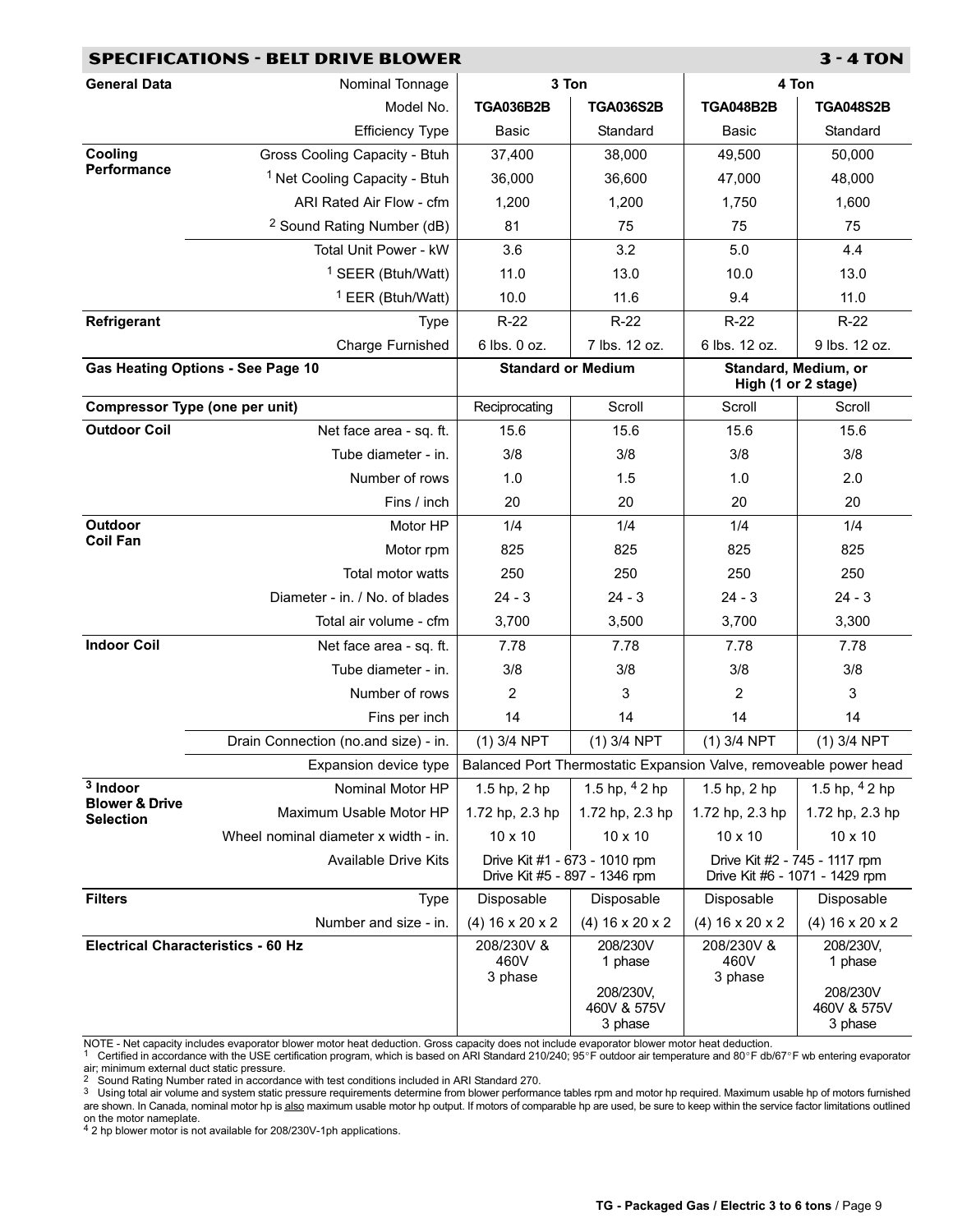## SPECIFICATIONS - BELT DRIVE BLOWER — 3 - 4 TON

| General Data | | 3 Ton | | 4 Ton | |
|---|---|---|---|---|---|
| | Nominal Tonnage | 3 Ton | | 4 Ton | |
| | Model No. | **TGA036B2B** | **TGA036S2B** | **TGA048B2B** | **TGA048S2B** |
| | Efficiency Type | Basic | Standard | Basic | Standard |
| **Cooling Performance** | Gross Cooling Capacity - Btuh | 37,400 | 38,000 | 49,500 | 50,000 |
| | [1] Net Cooling Capacity - Btuh | 36,000 | 36,600 | 47,000 | 48,000 |
| | ARI Rated Air Flow - cfm | 1,200 | 1,200 | 1,750 | 1,600 |
| | [2] Sound Rating Number (dB) | 81 | 75 | 75 | 75 |
| | Total Unit Power - kW | 3.6 | 3.2 | 5.0 | 4.4 |
| | [1] SEER (Btuh/Watt) | 11.0 | 13.0 | 10.0 | 13.0 |
| | [1] EER (Btuh/Watt) | 10.0 | 11.6 | 9.4 | 11.0 |
| **Refrigerant** | Type | R-22 | R-22 | R-22 | R-22 |
| | Charge Furnished | 6 lbs. 0 oz. | 7 lbs. 12 oz. | 6 lbs. 12 oz. | 9 lbs. 12 oz. |
| **Gas Heating Options - See Page 10** | | **Standard or Medium** | | **Standard, Medium, or High (1 or 2 stage)** | |
| **Compressor Type (one per unit)** | | Reciprocating | Scroll | Scroll | Scroll |
| **Outdoor Coil** | Net face area - sq. ft. | 15.6 | 15.6 | 15.6 | 15.6 |
| | Tube diameter - in. | 3/8 | 3/8 | 3/8 | 3/8 |
| | Number of rows | 1.0 | 1.5 | 1.0 | 2.0 |
| | Fins / inch | 20 | 20 | 20 | 20 |
| **Outdoor Coil Fan** | Motor HP | 1/4 | 1/4 | 1/4 | 1/4 |
| | Motor rpm | 825 | 825 | 825 | 825 |
| | Total motor watts | 250 | 250 | 250 | 250 |
| | Diameter - in. / No. of blades | 24 - 3 | 24 - 3 | 24 - 3 | 24 - 3 |
| | Total air volume - cfm | 3,700 | 3,500 | 3,700 | 3,300 |
| **Indoor Coil** | Net face area - sq. ft. | 7.78 | 7.78 | 7.78 | 7.78 |
| | Tube diameter - in. | 3/8 | 3/8 | 3/8 | 3/8 |
| | Number of rows | 2 | 3 | 2 | 3 |
| | Fins per inch | 14 | 14 | 14 | 14 |
| | Drain Connection (no.and size) - in. | (1) 3/4 NPT | (1) 3/4 NPT | (1) 3/4 NPT | (1) 3/4 NPT |
| | Expansion device type | Balanced Port Thermostatic Expansion Valve, removeable power head | | | |
| **[3] Indoor Blower & Drive Selection** | Nominal Motor HP | 1.5 hp, 2 hp | 1.5 hp, [4] 2 hp | 1.5 hp, 2 hp | 1.5 hp, [4] 2 hp |
| | Maximum Usable Motor HP | 1.72 hp, 2.3 hp | 1.72 hp, 2.3 hp | 1.72 hp, 2.3 hp | 1.72 hp, 2.3 hp |
| | Wheel nominal diameter x width - in. | 10 x 10 | 10 x 10 | 10 x 10 | 10 x 10 |
| | Available Drive Kits | Drive Kit #1 - 673 - 1010 rpm<br>Drive Kit #5 - 897 - 1346 rpm | | Drive Kit #2 - 745 - 1117 rpm<br>Drive Kit #6 - 1071 - 1429 rpm | |
| **Filters** | Type | Disposable | Disposable | Disposable | Disposable |
| | Number and size - in. | (4) 16 x 20 x 2 | (4) 16 x 20 x 2 | (4) 16 x 20 x 2 | (4) 16 x 20 x 2 |
| **Electrical Characteristics - 60 Hz** | | 208/230V & 460V 3 phase | 208/230V 1 phase<br>208/230V, 460V & 575V 3 phase | 208/230V & 460V 3 phase | 208/230V, 1 phase<br>208/230V 460V & 575V 3 phase |

NOTE - Net capacity includes evaporator blower motor heat deduction. Gross capacity does not include evaporator blower motor heat deduction.

[1] Certified in accordance with the USE certification program, which is based on ARI Standard 210/240; 95°F outdoor air temperature and 80°F db/67°F wb entering evaporator air; minimum external duct static pressure.

[2] Sound Rating Number rated in accordance with test conditions included in ARI Standard 270.

[3] Using total air volume and system static pressure requirements determine from blower performance tables rpm and motor hp required. Maximum usable hp of motors furnished are shown. In Canada, nominal motor hp is also maximum usable motor hp output. If motors of comparable hp are used, be sure to keep within the service factor limitations outlined on the motor nameplate.

[4] 2 hp blower motor is not available for 208/230V-1ph applications.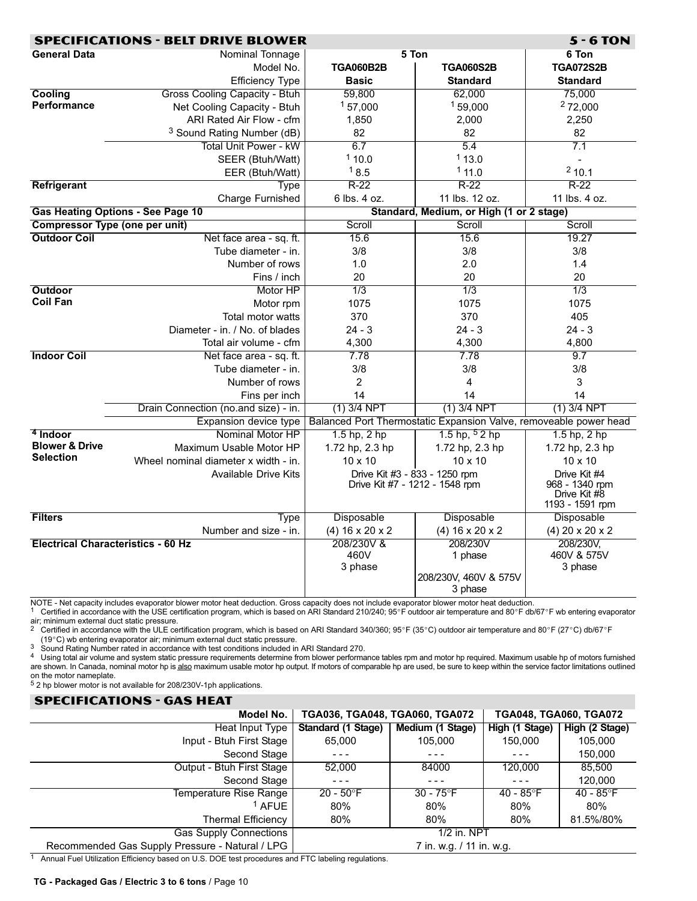## SPECIFICATIONS - BELT DRIVE BLOWER — 5 - 6 TON

| General Data | | 5 Ton | | 6 Ton |
|---|---|---|---|---|
| | Nominal Tonnage | 5 Ton | | 6 Ton |
| | Model No. | **TGA060B2B** | **TGA060S2B** | **TGA072S2B** |
| | Efficiency Type | **Basic** | **Standard** | **Standard** |
| **Cooling Performance** | Gross Cooling Capacity - Btuh | 59,800 | 62,000 | 75,000 |
| | Net Cooling Capacity - Btuh | [1] 57,000 | [1] 59,000 | [2] 72,000 |
| | ARI Rated Air Flow - cfm | 1,850 | 2,000 | 2,250 |
| | [3] Sound Rating Number (dB) | 82 | 82 | 82 |
| | Total Unit Power - kW | 6.7 | 5.4 | 7.1 |
| | SEER (Btuh/Watt) | [1] 10.0 | [1] 13.0 | - |
| | EER (Btuh/Watt) | [1] 8.5 | [1] 11.0 | [2] 10.1 |
| **Refrigerant** | Type | R-22 | R-22 | R-22 |
| | Charge Furnished | 6 lbs. 4 oz. | 11 lbs. 12 oz. | 11 lbs. 4 oz. |
| **Gas Heating Options - See Page 10** | | Standard, Medium, or High (1 or 2 stage) | | |
| **Compressor Type (one per unit)** | | Scroll | Scroll | Scroll |
| **Outdoor Coil** | Net face area - sq. ft. | 15.6 | 15.6 | 19.27 |
| | Tube diameter - in. | 3/8 | 3/8 | 3/8 |
| | Number of rows | 1.0 | 2.0 | 1.4 |
| | Fins / inch | 20 | 20 | 20 |
| **Outdoor Coil Fan** | Motor HP | 1/3 | 1/3 | 1/3 |
| | Motor rpm | 1075 | 1075 | 1075 |
| | Total motor watts | 370 | 370 | 405 |
| | Diameter - in. / No. of blades | 24 - 3 | 24 - 3 | 24 - 3 |
| | Total air volume - cfm | 4,300 | 4,300 | 4,800 |
| **Indoor Coil** | Net face area - sq. ft. | 7.78 | 7.78 | 9.7 |
| | Tube diameter - in. | 3/8 | 3/8 | 3/8 |
| | Number of rows | 2 | 4 | 3 |
| | Fins per inch | 14 | 14 | 14 |
| | Drain Connection (no.and size) - in. | (1) 3/4 NPT | (1) 3/4 NPT | (1) 3/4 NPT |
| | Expansion device type | Balanced Port Thermostatic Expansion Valve, removeable power head | | |
| **[4] Indoor Blower & Drive Selection** | Nominal Motor HP | 1.5 hp, 2 hp | 1.5 hp, [5] 2 hp | 1.5 hp, 2 hp |
| | Maximum Usable Motor HP | 1.72 hp, 2.3 hp | 1.72 hp, 2.3 hp | 1.72 hp, 2.3 hp |
| | Wheel nominal diameter x width - in. | 10 x 10 | 10 x 10 | 10 x 10 |
| | Available Drive Kits | Drive Kit #3 - 833 - 1250 rpm<br>Drive Kit #7 - 1212 - 1548 rpm | | Drive Kit #4<br>968 - 1340 rpm<br>Drive Kit #8<br>1193 - 1591 rpm |
| **Filters** | Type | Disposable | Disposable | Disposable |
| | Number and size - in. | (4) 16 x 20 x 2 | (4) 16 x 20 x 2 | (4) 20 x 20 x 2 |
| **Electrical Characteristics - 60 Hz** | | 208/230V & 460V 3 phase | 208/230V 1 phase<br>208/230V, 460V & 575V 3 phase | 208/230V, 460V & 575V 3 phase |

NOTE - Net capacity includes evaporator blower motor heat deduction. Gross capacity does not include evaporator blower motor heat deduction.

[1] Certified in accordance with the USE certification program, which is based on ARI Standard 210/240; 95°F outdoor air temperature and 80°F db/67°F wb entering evaporator air; minimum external duct static pressure.

[2] Certified in accordance with the ULE certification program, which is based on ARI Standard 340/360; 95°F (35°C) outdoor air temperature and 80°F (27°C) db/67°F (19°C) wb entering evaporator air; minimum external duct static pressure.

[3] Sound Rating Number rated in accordance with test conditions included in ARI Standard 270.

[4] Using total air volume and system static pressure requirements determine from blower performance tables rpm and motor hp required. Maximum usable hp of motors furnished are shown. In Canada, nominal motor hp is also maximum usable motor hp output. If motors of comparable hp are used, be sure to keep within the service factor limitations outlined on the motor nameplate.

[5] 2 hp blower motor is not available for 208/230V-1ph applications.

## SPECIFICATIONS - GAS HEAT

| Model No. | TGA036, TGA048, TGA060, TGA072 | | TGA048, TGA060, TGA072 | |
|---|---|---|---|---|
| Heat Input Type | Standard (1 Stage) | Medium (1 Stage) | High (1 Stage) | High (2 Stage) |
| Input - Btuh First Stage | 65,000 | 105,000 | 150,000 | 105,000 |
| Second Stage | - - - | - - - | - - - | 150,000 |
| Output - Btuh First Stage | 52,000 | 84000 | 120,000 | 85,500 |
| Second Stage | - - - | - - - | - - - | 120,000 |
| Temperature Rise Range | 20 - 50°F | 30 - 75°F | 40 - 85°F | 40 - 85°F |
| [1] AFUE | 80% | 80% | 80% | 80% |
| Thermal Efficiency | 80% | 80% | 80% | 81.5%/80% |
| Gas Supply Connections | 1/2 in. NPT | | | |
| Recommended Gas Supply Pressure - Natural / LPG | 7 in. w.g. / 11 in. w.g. | | | |

[1] Annual Fuel Utilization Efficiency based on U.S. DOE test procedures and FTC labeling regulations.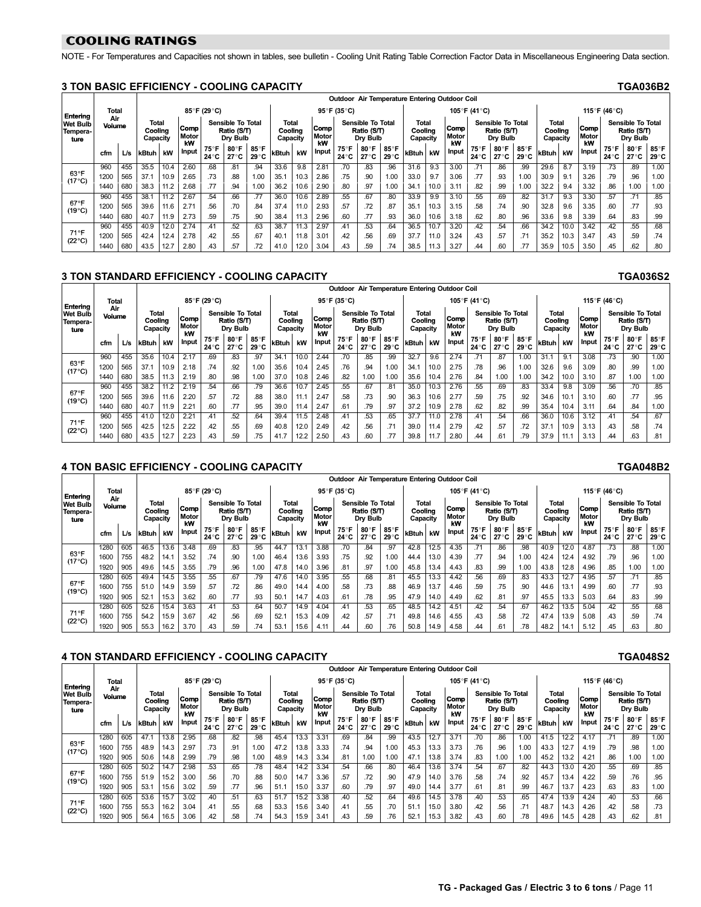## COOLING RATINGS

NOTE - For Temperatures and Capacities not shown in tables, see bulletin - Cooling Unit Rating Table Correction Factor Data in Miscellaneous Engineering Data section.

### 3 TON BASIC EFFICIENCY - COOLING CAPACITY

TGA036B2

| Entering Wet Bulb Temperature | Total Air Volume | | Outdoor Air Temperature Entering Outdoor Coil | | | | | | | | | | | | | | | | | | | | | | | |
|---|---|---|---|---|---|---|---|---|---|---|---|---|---|---|---|---|---|---|---|---|---|---|---|---|---|---|
| | | | 85°F (29°C) | | | | | | 95°F (35°C) | | | | | | 105°F (41°C) | | | | | | 115°F (46°C) | | | | | |
| | | | Total Cooling Capacity | | Comp Motor kW Input | Sensible To Total Ratio (S/T) Dry Bulb | | | Total Cooling Capacity | | Comp Motor kW Input | Sensible To Total Ratio (S/T) Dry Bulb | | | Total Cooling Capacity | | Comp Motor kW Input | Sensible To Total Ratio (S/T) Dry Bulb | | | Total Cooling Capacity | | Comp Motor kW Input | Sensible To Total Ratio (S/T) Dry Bulb | | |
| | cfm | L/s | kBtuh | kW | | 75°F 24°C | 80°F 27°C | 85°F 29°C | kBtuh | kW | | 75°F 24°C | 80°F 27°C | 85°F 29°C | kBtuh | kW | | 75°F 24°C | 80°F 27°C | 85°F 29°C | kBtuh | kW | | 75°F 24°C | 80°F 27°C | 85°F 29°C |
| 63°F (17°C) | 960 | 455 | 35.5 | 10.4 | 2.60 | .68 | .81 | .94 | 33.6 | 9.8 | 2.81 | .70 | .83 | .96 | 31.6 | 9.3 | 3.00 | .71 | .86 | .99 | 29.6 | 8.7 | 3.19 | .73 | .89 | 1.00 |
| | 1200 | 565 | 37.1 | 10.9 | 2.65 | .73 | .88 | 1.00 | 35.1 | 10.3 | 2.86 | .75 | .90 | 1.00 | 33.0 | 9.7 | 3.06 | .77 | .93 | 1.00 | 30.9 | 9.1 | 3.26 | .79 | .96 | 1.00 |
| | 1440 | 680 | 38.3 | 11.2 | 2.68 | .77 | .94 | 1.00 | 36.2 | 10.6 | 2.90 | .80 | .97 | 1.00 | 34.1 | 10.0 | 3.11 | .82 | .99 | 1.00 | 32.2 | 9.4 | 3.32 | .86 | 1.00 | 1.00 |
| 67°F (19°C) | 960 | 455 | 38.1 | 11.2 | 2.67 | .54 | .66 | .77 | 36.0 | 10.6 | 2.89 | .55 | .67 | .80 | 33.9 | 9.9 | 3.10 | .55 | .69 | .82 | 31.7 | 9.3 | 3.30 | .57 | .71 | .85 |
| | 1200 | 565 | 39.6 | 11.6 | 2.71 | .56 | .70 | .84 | 37.4 | 11.0 | 2.93 | .57 | .72 | .87 | 35.1 | 10.3 | 3.15 | .58 | .74 | .90 | 32.8 | 9.6 | 3.35 | .60 | .77 | .93 |
| | 1440 | 680 | 40.7 | 11.9 | 2.73 | .59 | .75 | .90 | 38.4 | 11.3 | 2.96 | .60 | .77 | .93 | 36.0 | 10.6 | 3.18 | .62 | .80 | .96 | 33.6 | 9.8 | 3.39 | .64 | .83 | .99 |
| 71°F (22°C) | 960 | 455 | 40.9 | 12.0 | 2.74 | .41 | .52 | .63 | 38.7 | 11.3 | 2.97 | .41 | .53 | .64 | 36.5 | 10.7 | 3.20 | .42 | .54 | .66 | 34.2 | 10.0 | 3.42 | .42 | .55 | .68 |
| | 1200 | 565 | 42.4 | 12.4 | 2.78 | .42 | .55 | .67 | 40.1 | 11.8 | 3.01 | .42 | .56 | .69 | 37.7 | 11.0 | 3.24 | .43 | .57 | .71 | 35.2 | 10.3 | 3.47 | .43 | .59 | .74 |
| | 1440 | 680 | 43.5 | 12.7 | 2.80 | .43 | .57 | .72 | 41.0 | 12.0 | 3.04 | .43 | .59 | .74 | 38.5 | 11.3 | 3.27 | .44 | .60 | .77 | 35.9 | 10.5 | 3.50 | .45 | .62 | .80 |

### 3 TON STANDARD EFFICIENCY - COOLING CAPACITY

TGA036S2

| Entering Wet Bulb Temperature | Total Air Volume | | Outdoor Air Temperature Entering Outdoor Coil | | | | | | | | | | | | | | | | | | | | | | | |
|---|---|---|---|---|---|---|---|---|---|---|---|---|---|---|---|---|---|---|---|---|---|---|---|---|---|---|
| | | | 85°F (29°C) | | | | | | 95°F (35°C) | | | | | | 105°F (41°C) | | | | | | 115°F (46°C) | | | | | |
| | | | Total Cooling Capacity | | Comp Motor kW Input | Sensible To Total Ratio (S/T) Dry Bulb | | | Total Cooling Capacity | | Comp Motor kW Input | Sensible To Total Ratio (S/T) Dry Bulb | | | Total Cooling Capacity | | Comp Motor kW Input | Sensible To Total Ratio (S/T) Dry Bulb | | | Total Cooling Capacity | | Comp Motor kW Input | Sensible To Total Ratio (S/T) Dry Bulb | | |
| | cfm | L/s | kBtuh | kW | | 75°F 24°C | 80°F 27°C | 85°F 29°C | kBtuh | kW | | 75°F 24°C | 80°F 27°C | 85°F 29°C | kBtuh | kW | | 75°F 24°C | 80°F 27°C | 85°F 29°C | kBtuh | kW | | 75°F 24°C | 80°F 27°C | 85°F 29°C |
| 63°F (17°C) | 960 | 455 | 35.6 | 10.4 | 2.17 | .69 | .83 | .97 | 34.1 | 10.0 | 2.44 | .70 | .85 | .99 | 32.7 | 9.6 | 2.74 | .71 | .87 | 1.00 | 31.1 | 9.1 | 3.08 | .73 | .90 | 1.00 |
| | 1200 | 565 | 37.1 | 10.9 | 2.18 | .74 | .92 | 1.00 | 35.6 | 10.4 | 2.45 | .76 | .94 | 1.00 | 34.1 | 10.0 | 2.75 | .78 | .96 | 1.00 | 32.6 | 9.6 | 3.09 | .80 | .99 | 1.00 |
| | 1440 | 680 | 38.5 | 11.3 | 2.19 | .80 | .98 | 1.00 | 37.0 | 10.8 | 2.46 | .82 | 1.00 | 1.00 | 35.6 | 10.4 | 2.76 | .84 | 1.00 | 1.00 | 34.2 | 10.0 | 3.10 | .87 | 1.00 | 1.00 |
| 67°F (19°C) | 960 | 455 | 38.2 | 11.2 | 2.19 | .54 | .66 | .79 | 36.6 | 10.7 | 2.45 | .55 | .67 | .81 | 35.0 | 10.3 | 2.76 | .55 | .69 | .83 | 33.4 | 9.8 | 3.09 | .56 | .70 | .85 |
| | 1200 | 565 | 39.6 | 11.6 | 2.20 | .57 | .72 | .88 | 38.0 | 11.1 | 2.47 | .58 | .73 | .90 | 36.3 | 10.6 | 2.77 | .59 | .75 | .92 | 34.6 | 10.1 | 3.10 | .60 | .77 | .95 |
| | 1440 | 680 | 40.7 | 11.9 | 2.21 | .60 | .77 | .95 | 39.0 | 11.4 | 2.47 | .61 | .79 | .97 | 37.2 | 10.9 | 2.78 | .62 | .82 | .99 | 35.4 | 10.4 | 3.11 | .64 | .84 | 1.00 |
| 71°F (22°C) | 960 | 455 | 41.0 | 12.0 | 2.21 | .41 | .52 | .64 | 39.4 | 11.5 | 2.48 | .41 | .53 | .65 | 37.7 | 11.0 | 2.78 | .41 | .54 | .66 | 36.0 | 10.6 | 3.12 | .41 | .54 | .67 |
| | 1200 | 565 | 42.5 | 12.5 | 2.22 | .42 | .55 | .69 | 40.8 | 12.0 | 2.49 | .42 | .56 | .71 | 39.0 | 11.4 | 2.79 | .42 | .57 | .72 | 37.1 | 10.9 | 3.13 | .43 | .58 | .74 |
| | 1440 | 680 | 43.5 | 12.7 | 2.23 | .43 | .59 | .75 | 41.7 | 12.2 | 2.50 | .43 | .60 | .77 | 39.8 | 11.7 | 2.80 | .44 | .61 | .79 | 37.9 | 11.1 | 3.13 | .44 | .63 | .81 |

### 4 TON BASIC EFFICIENCY - COOLING CAPACITY

TGA048B2

| Entering Wet Bulb Temperature | Total Air Volume | | Outdoor Air Temperature Entering Outdoor Coil | | | | | | | | | | | | | | | | | | | | | | | |
|---|---|---|---|---|---|---|---|---|---|---|---|---|---|---|---|---|---|---|---|---|---|---|---|---|---|---|
| | | | 85°F (29°C) | | | | | | 95°F (35°C) | | | | | | 105°F (41°C) | | | | | | 115°F (46°C) | | | | | |
| | | | Total Cooling Capacity | | Comp Motor kW Input | Sensible To Total Ratio (S/T) Dry Bulb | | | Total Cooling Capacity | | Comp Motor kW Input | Sensible To Total Ratio (S/T) Dry Bulb | | | Total Cooling Capacity | | Comp Motor kW Input | Sensible To Total Ratio (S/T) Dry Bulb | | | Total Cooling Capacity | | Comp Motor kW Input | Sensible To Total Ratio (S/T) Dry Bulb | | |
| | cfm | L/s | kBtuh | kW | | 75°F 24°C | 80°F 27°C | 85°F 29°C | kBtuh | kW | | 75°F 24°C | 80°F 27°C | 85°F 29°C | kBtuh | kW | | 75°F 24°C | 80°F 27°C | 85°F 29°C | kBtuh | kW | | 75°F 24°C | 80°F 27°C | 85°F 29°C |
| 63°F (17°C) | 1280 | 605 | 46.5 | 13.6 | 3.48 | .69 | .83 | .95 | 44.7 | 13.1 | 3.88 | .70 | .84 | .97 | 42.8 | 12.5 | 4.35 | .71 | .86 | .98 | 40.9 | 12.0 | 4.87 | .73 | .88 | 1.00 |
| | 1600 | 755 | 48.2 | 14.1 | 3.52 | .74 | .90 | 1.00 | 46.4 | 13.6 | 3.93 | .75 | .92 | 1.00 | 44.4 | 13.0 | 4.39 | .77 | .94 | 1.00 | 42.4 | 12.4 | 4.92 | .79 | .96 | 1.00 |
| | 1920 | 905 | 49.6 | 14.5 | 3.55 | .79 | .96 | 1.00 | 47.8 | 14.0 | 3.96 | .81 | .97 | 1.00 | 45.8 | 13.4 | 4.43 | .83 | .99 | 1.00 | 43.8 | 12.8 | 4.96 | .85 | 1.00 | 1.00 |
| 67°F (19°C) | 1280 | 605 | 49.4 | 14.5 | 3.55 | .55 | .67 | .79 | 47.6 | 14.0 | 3.95 | .55 | .68 | .81 | 45.5 | 13.3 | 4.42 | .56 | .69 | .83 | 43.3 | 12.7 | 4.95 | .57 | .71 | .85 |
| | 1600 | 755 | 51.0 | 14.9 | 3.59 | .57 | .72 | .86 | 49.0 | 14.4 | 4.00 | .58 | .73 | .88 | 46.9 | 13.7 | 4.46 | .59 | .75 | .90 | 44.6 | 13.1 | 4.99 | .60 | .77 | .93 |
| | 1920 | 905 | 52.1 | 15.3 | 3.62 | .60 | .77 | .93 | 50.1 | 14.7 | 4.03 | .61 | .78 | .95 | 47.9 | 14.0 | 4.49 | .62 | .81 | .97 | 45.5 | 13.3 | 5.03 | .64 | .83 | .99 |
| 71°F (22°C) | 1280 | 605 | 52.6 | 15.4 | 3.63 | .41 | .53 | .64 | 50.7 | 14.9 | 4.04 | .41 | .53 | .65 | 48.5 | 14.2 | 4.51 | .42 | .54 | .67 | 46.2 | 13.5 | 5.04 | .42 | .55 | .68 |
| | 1600 | 755 | 54.2 | 15.9 | 3.67 | .42 | .56 | .69 | 52.1 | 15.3 | 4.09 | .42 | .57 | .71 | 49.8 | 14.6 | 4.55 | .43 | .58 | .72 | 47.4 | 13.9 | 5.08 | .43 | .59 | .74 |
| | 1920 | 905 | 55.3 | 16.2 | 3.70 | .43 | .59 | .74 | 53.1 | 15.6 | 4.11 | .44 | .60 | .76 | 50.8 | 14.9 | 4.58 | .44 | .61 | .78 | 48.2 | 14.1 | 5.12 | .45 | .63 | .80 |

### 4 TON STANDARD EFFICIENCY - COOLING CAPACITY

TGA048S2

| Entering Wet Bulb Temperature | Total Air Volume | | Outdoor Air Temperature Entering Outdoor Coil | | | | | | | | | | | | | | | | | | | | | | | |
|---|---|---|---|---|---|---|---|---|---|---|---|---|---|---|---|---|---|---|---|---|---|---|---|---|---|---|
| | | | 85°F (29°C) | | | | | | 95°F (35°C) | | | | | | 105°F (41°C) | | | | | | 115°F (46°C) | | | | | |
| | | | Total Cooling Capacity | | Comp Motor kW Input | Sensible To Total Ratio (S/T) Dry Bulb | | | Total Cooling Capacity | | Comp Motor kW Input | Sensible To Total Ratio (S/T) Dry Bulb | | | Total Cooling Capacity | | Comp Motor kW Input | Sensible To Total Ratio (S/T) Dry Bulb | | | Total Cooling Capacity | | Comp Motor kW Input | Sensible To Total Ratio (S/T) Dry Bulb | | |
| | cfm | L/s | kBtuh | kW | | 75°F 24°C | 80°F 27°C | 85°F 29°C | kBtuh | kW | | 75°F 24°C | 80°F 27°C | 85°F 29°C | kBtuh | kW | | 75°F 24°C | 80°F 27°C | 85°F 29°C | kBtuh | kW | | 75°F 24°C | 80°F 27°C | 85°F 29°C |
| 63°F (17°C) | 1280 | 605 | 47.1 | 13.8 | 2.95 | .68 | .82 | .98 | 45.4 | 13.3 | 3.31 | .69 | .84 | .99 | 43.5 | 12.7 | 3.71 | .70 | .86 | 1.00 | 41.5 | 12.2 | 4.17 | .71 | .89 | 1.00 |
| | 1600 | 755 | 48.9 | 14.3 | 2.97 | .73 | .91 | 1.00 | 47.2 | 13.8 | 3.33 | .74 | .94 | 1.00 | 45.3 | 13.3 | 3.73 | .76 | .96 | 1.00 | 43.3 | 12.7 | 4.19 | .79 | .98 | 1.00 |
| | 1920 | 905 | 50.6 | 14.8 | 2.99 | .79 | .98 | 1.00 | 48.9 | 14.3 | 3.34 | .81 | 1.00 | 1.00 | 47.1 | 13.8 | 3.74 | .83 | 1.00 | 1.00 | 45.2 | 13.2 | 4.21 | .86 | 1.00 | 1.00 |
| 67°F (19°C) | 1280 | 605 | 50.2 | 14.7 | 2.98 | .53 | .65 | .78 | 48.4 | 14.2 | 3.34 | .54 | .66 | .80 | 46.4 | 13.6 | 3.74 | .54 | .67 | .82 | 44.3 | 13.0 | 4.20 | .55 | .69 | .85 |
| | 1600 | 755 | 51.9 | 15.2 | 3.00 | .56 | .70 | .88 | 50.0 | 14.7 | 3.36 | .57 | .72 | .90 | 47.9 | 14.0 | 3.76 | .58 | .74 | .92 | 45.7 | 13.4 | 4.22 | .59 | .76 | .95 |
| | 1920 | 905 | 53.1 | 15.6 | 3.02 | .59 | .77 | .96 | 51.1 | 15.0 | 3.37 | .60 | .79 | .97 | 49.0 | 14.4 | 3.77 | .61 | .81 | .99 | 46.7 | 13.7 | 4.23 | .63 | .83 | 1.00 |
| 71°F (22°C) | 1280 | 605 | 53.6 | 15.7 | 3.02 | .40 | .51 | .63 | 51.7 | 15.2 | 3.38 | .40 | .52 | .64 | 49.6 | 14.5 | 3.78 | .40 | .53 | .65 | 47.4 | 13.9 | 4.24 | .40 | .53 | .66 |
| | 1600 | 755 | 55.3 | 16.2 | 3.04 | .41 | .55 | .68 | 53.3 | 15.6 | 3.40 | .41 | .55 | .70 | 51.1 | 15.0 | 3.80 | .42 | .56 | .71 | 48.7 | 14.3 | 4.26 | .42 | .58 | .73 |
| | 1920 | 905 | 56.4 | 16.5 | 3.06 | .42 | .58 | .74 | 54.3 | 15.9 | 3.41 | .43 | .59 | .76 | 52.1 | 15.3 | 3.82 | .43 | .60 | .78 | 49.6 | 14.5 | 4.28 | .43 | .62 | .81 |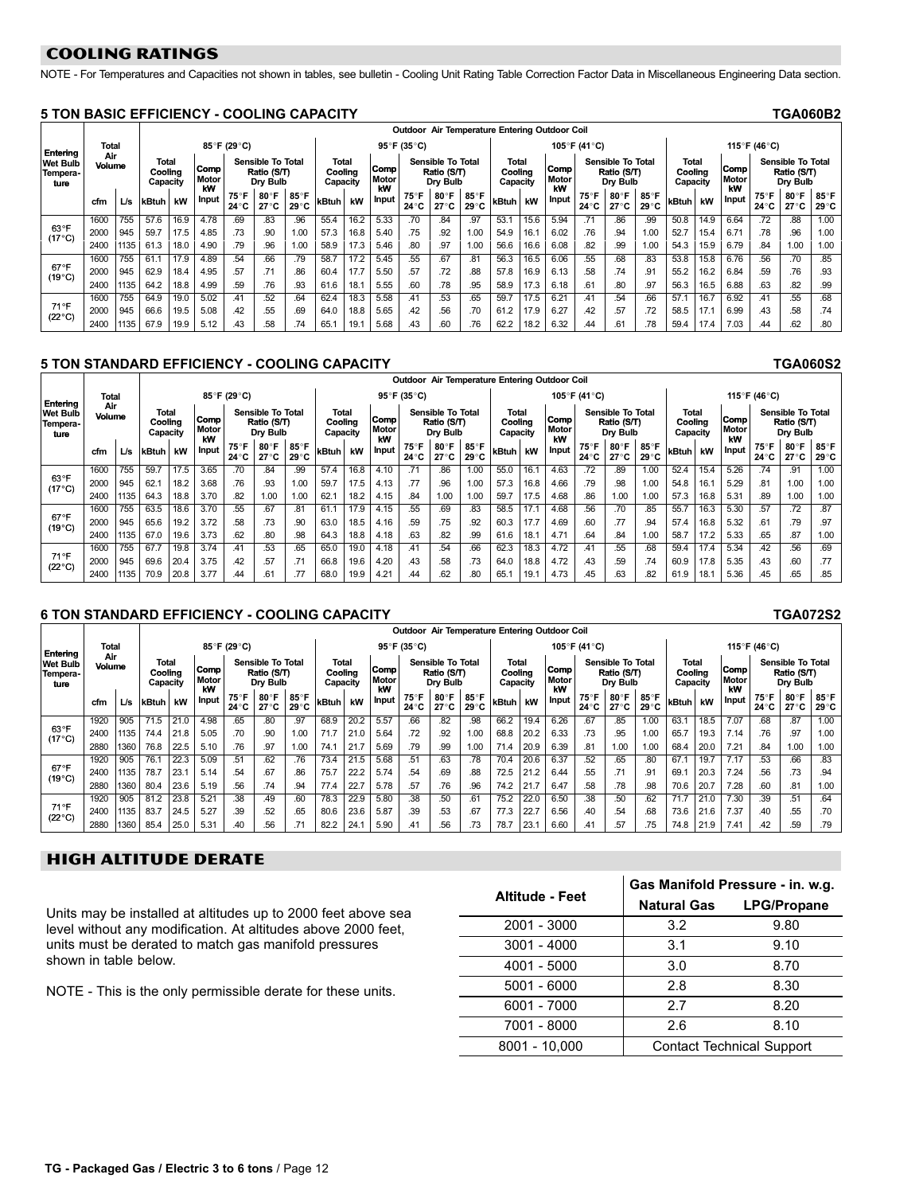## COOLING RATINGS

NOTE - For Temperatures and Capacities not shown in tables, see bulletin - Cooling Unit Rating Table Correction Factor Data in Miscellaneous Engineering Data section.

### 5 TON BASIC EFFICIENCY - COOLING CAPACITY — TGA060B2

| Entering Wet Bulb Temperature | Total Air Volume | | 85°F (29°C) Total Cooling Capacity | | Comp Motor kW Input | Sensible To Total Ratio (S/T) Dry Bulb | | | 95°F (35°C) Total Cooling Capacity | | Comp Motor kW Input | Sensible To Total Ratio (S/T) Dry Bulb | | | 105°F (41°C) Total Cooling Capacity | | Comp Motor kW Input | Sensible To Total Ratio (S/T) Dry Bulb | | | 115°F (46°C) Total Cooling Capacity | | Comp Motor kW Input | Sensible To Total Ratio (S/T) Dry Bulb | | |
|---|---|---|---|---|---|---|---|---|---|---|---|---|---|---|---|---|---|---|---|---|---|---|---|---|---|---|
| | cfm | L/s | kBtuh | kW | | 75°F 24°C | 80°F 27°C | 85°F 29°C | kBtuh | kW | | 75°F 24°C | 80°F 27°C | 85°F 29°C | kBtuh | kW | | 75°F 24°C | 80°F 27°C | 85°F 29°C | kBtuh | kW | | 75°F 24°C | 80°F 27°C | 85°F 29°C |
| 63°F (17°C) | 1600 | 755 | 57.6 | 16.9 | 4.78 | .69 | .83 | .96 | 55.4 | 16.2 | 5.33 | .70 | .84 | .97 | 53.1 | 15.6 | 5.94 | .71 | .86 | .99 | 50.8 | 14.9 | 6.64 | .72 | .88 | 1.00 |
| | 2000 | 945 | 59.7 | 17.5 | 4.85 | .75 | .90 | 1.00 | 57.3 | 16.8 | 5.40 | .75 | .92 | 1.00 | 54.9 | 16.1 | 6.02 | .76 | .94 | 1.00 | 52.7 | 15.4 | 6.71 | .78 | .96 | 1.00 |
| | 2400 | 1135 | 61.3 | 18.0 | 4.90 | .79 | .96 | 1.00 | 58.9 | 17.3 | 5.46 | .80 | .97 | 1.00 | 56.6 | 16.6 | 6.08 | .82 | .99 | 1.00 | 54.3 | 15.9 | 6.79 | .84 | 1.00 | 1.00 |
| 67°F (19°C) | 1600 | 755 | 61.1 | 17.9 | 4.89 | .54 | .66 | .79 | 58.7 | 17.2 | 5.45 | .55 | .67 | .81 | 56.3 | 16.5 | 6.06 | .55 | .68 | .83 | 53.8 | 15.8 | 6.76 | .56 | .70 | .85 |
| | 2000 | 945 | 62.9 | 18.4 | 4.95 | .57 | .71 | .86 | 60.4 | 17.7 | 5.50 | .57 | .72 | .88 | 57.8 | 16.9 | 6.13 | .58 | .74 | .91 | 55.2 | 16.2 | 6.84 | .59 | .76 | .93 |
| | 2400 | 1135 | 64.2 | 18.8 | 4.99 | .59 | .76 | .93 | 61.6 | 18.1 | 5.55 | .60 | .78 | .95 | 58.9 | 17.3 | 6.18 | .61 | .80 | .97 | 56.3 | 16.5 | 6.88 | .63 | .82 | .99 |
| 71°F (22°C) | 1600 | 755 | 64.9 | 19.0 | 5.02 | .41 | .52 | .64 | 62.4 | 18.3 | 5.58 | .41 | .53 | .65 | 59.7 | 17.5 | 6.21 | .41 | .54 | .66 | 57.1 | 16.7 | 6.92 | .41 | .55 | .68 |
| | 2000 | 945 | 66.6 | 19.5 | 5.08 | .42 | .55 | .69 | 64.0 | 18.8 | 5.65 | .42 | .56 | .70 | 61.2 | 17.9 | 6.27 | .42 | .57 | .72 | 58.5 | 17.1 | 6.99 | .43 | .58 | .74 |
| | 2400 | 1135 | 67.9 | 19.9 | 5.12 | .43 | .58 | .74 | 65.1 | 19.1 | 5.68 | .43 | .60 | .76 | 62.2 | 18.2 | 6.32 | .44 | .61 | .78 | 59.4 | 17.4 | 7.03 | .44 | .62 | .80 |

### 5 TON STANDARD EFFICIENCY - COOLING CAPACITY — TGA060S2

| Entering Wet Bulb Temperature | Total Air Volume | | 85°F (29°C) Total Cooling Capacity | | Comp Motor kW Input | Sensible To Total Ratio (S/T) Dry Bulb | | | 95°F (35°C) Total Cooling Capacity | | Comp Motor kW Input | Sensible To Total Ratio (S/T) Dry Bulb | | | 105°F (41°C) Total Cooling Capacity | | Comp Motor kW Input | Sensible To Total Ratio (S/T) Dry Bulb | | | 115°F (46°C) Total Cooling Capacity | | Comp Motor kW Input | Sensible To Total Ratio (S/T) Dry Bulb | | |
|---|---|---|---|---|---|---|---|---|---|---|---|---|---|---|---|---|---|---|---|---|---|---|---|---|---|---|
| | cfm | L/s | kBtuh | kW | | 75°F 24°C | 80°F 27°C | 85°F 29°C | kBtuh | kW | | 75°F 24°C | 80°F 27°C | 85°F 29°C | kBtuh | kW | | 75°F 24°C | 80°F 27°C | 85°F 29°C | kBtuh | kW | | 75°F 24°C | 80°F 27°C | 85°F 29°C |
| 63°F (17°C) | 1600 | 755 | 59.7 | 17.5 | 3.65 | .70 | .84 | .99 | 57.4 | 16.8 | 4.10 | .71 | .86 | 1.00 | 55.0 | 16.1 | 4.63 | .72 | .89 | 1.00 | 52.4 | 15.4 | 5.26 | .74 | .91 | 1.00 |
| | 2000 | 945 | 62.1 | 18.2 | 3.68 | .76 | .93 | 1.00 | 59.7 | 17.5 | 4.13 | .77 | .96 | 1.00 | 57.3 | 16.8 | 4.66 | .79 | .98 | 1.00 | 54.8 | 16.1 | 5.29 | .81 | 1.00 | 1.00 |
| | 2400 | 1135 | 64.3 | 18.8 | 3.70 | .82 | 1.00 | 1.00 | 62.1 | 18.2 | 4.15 | .84 | 1.00 | 1.00 | 59.7 | 17.5 | 4.68 | .86 | 1.00 | 1.00 | 57.3 | 16.8 | 5.31 | .89 | 1.00 | 1.00 |
| 67°F (19°C) | 1600 | 755 | 63.5 | 18.6 | 3.70 | .55 | .67 | .81 | 61.1 | 17.9 | 4.15 | .55 | .69 | .83 | 58.5 | 17.1 | 4.68 | .56 | .70 | .85 | 55.7 | 16.3 | 5.30 | .57 | .72 | .87 |
| | 2000 | 945 | 65.6 | 19.2 | 3.72 | .58 | .73 | .90 | 63.0 | 18.5 | 4.16 | .59 | .75 | .92 | 60.3 | 17.7 | 4.69 | .60 | .77 | .94 | 57.4 | 16.8 | 5.32 | .61 | .79 | .97 |
| | 2400 | 1135 | 67.0 | 19.6 | 3.73 | .62 | .80 | .98 | 64.3 | 18.8 | 4.18 | .63 | .82 | .99 | 61.6 | 18.1 | 4.71 | .64 | .84 | 1.00 | 58.7 | 17.2 | 5.33 | .65 | .87 | 1.00 |
| 71°F (22°C) | 1600 | 755 | 67.7 | 19.8 | 3.74 | .41 | .53 | .65 | 65.0 | 19.0 | 4.18 | .41 | .54 | .66 | 62.3 | 18.3 | 4.72 | .41 | .55 | .68 | 59.4 | 17.4 | 5.34 | .42 | .56 | .69 |
| | 2000 | 945 | 69.6 | 20.4 | 3.75 | .42 | .57 | .71 | 66.8 | 19.6 | 4.20 | .43 | .58 | .73 | 64.0 | 18.8 | 4.72 | .43 | .59 | .74 | 60.9 | 17.8 | 5.35 | .43 | .60 | .77 |
| | 2400 | 1135 | 70.9 | 20.8 | 3.77 | .44 | .61 | .77 | 68.0 | 19.9 | 4.21 | .44 | .62 | .80 | 65.1 | 19.1 | 4.73 | .45 | .63 | .82 | 61.9 | 18.1 | 5.36 | .45 | .65 | .85 |

### 6 TON STANDARD EFFICIENCY - COOLING CAPACITY — TGA072S2

| Entering Wet Bulb Temperature | Total Air Volume | | 85°F (29°C) Total Cooling Capacity | | Comp Motor kW Input | Sensible To Total Ratio (S/T) Dry Bulb | | | 95°F (35°C) Total Cooling Capacity | | Comp Motor kW Input | Sensible To Total Ratio (S/T) Dry Bulb | | | 105°F (41°C) Total Cooling Capacity | | Comp Motor kW Input | Sensible To Total Ratio (S/T) Dry Bulb | | | 115°F (46°C) Total Cooling Capacity | | Comp Motor kW Input | Sensible To Total Ratio (S/T) Dry Bulb | | |
|---|---|---|---|---|---|---|---|---|---|---|---|---|---|---|---|---|---|---|---|---|---|---|---|---|---|---|
| | cfm | L/s | kBtuh | kW | | 75°F 24°C | 80°F 27°C | 85°F 29°C | kBtuh | kW | | 75°F 24°C | 80°F 27°C | 85°F 29°C | kBtuh | kW | | 75°F 24°C | 80°F 27°C | 85°F 29°C | kBtuh | kW | | 75°F 24°C | 80°F 27°C | 85°F 29°C |
| 63°F (17°C) | 1920 | 905 | 71.5 | 21.0 | 4.98 | .65 | .80 | .97 | 68.9 | 20.2 | 5.57 | .66 | .82 | .98 | 66.2 | 19.4 | 6.26 | .67 | .85 | 1.00 | 63.1 | 18.5 | 7.07 | .68 | .87 | 1.00 |
| | 2400 | 1135 | 74.4 | 21.8 | 5.05 | .70 | .90 | 1.00 | 71.7 | 21.0 | 5.64 | .72 | .92 | 1.00 | 68.8 | 20.2 | 6.33 | .73 | .95 | 1.00 | 65.7 | 19.3 | 7.14 | .76 | .97 | 1.00 |
| | 2880 | 1360 | 76.8 | 22.5 | 5.10 | .76 | .97 | 1.00 | 74.1 | 21.7 | 5.69 | .79 | .99 | 1.00 | 71.4 | 20.9 | 6.39 | .81 | 1.00 | 1.00 | 68.4 | 20.0 | 7.21 | .84 | 1.00 | 1.00 |
| 67°F (19°C) | 1920 | 905 | 76.1 | 22.3 | 5.09 | .51 | .62 | .76 | 73.4 | 21.5 | 5.68 | .51 | .63 | .78 | 70.4 | 20.6 | 6.37 | .52 | .65 | .80 | 67.1 | 19.7 | 7.17 | .53 | .66 | .83 |
| | 2400 | 1135 | 78.7 | 23.1 | 5.14 | .54 | .67 | .86 | 75.7 | 22.2 | 5.74 | .54 | .69 | .88 | 72.5 | 21.2 | 6.44 | .55 | .71 | .91 | 69.1 | 20.3 | 7.24 | .56 | .73 | .94 |
| | 2880 | 1360 | 80.4 | 23.6 | 5.19 | .56 | .74 | .94 | 77.4 | 22.7 | 5.78 | .57 | .76 | .96 | 74.2 | 21.7 | 6.47 | .58 | .78 | .98 | 70.6 | 20.7 | 7.28 | .60 | .81 | 1.00 |
| 71°F (22°C) | 1920 | 905 | 81.2 | 23.8 | 5.21 | .38 | .49 | .60 | 78.3 | 22.9 | 5.80 | .38 | .50 | .61 | 75.2 | 22.0 | 6.50 | .38 | .50 | .62 | 71.7 | 21.0 | 7.30 | .39 | .51 | .64 |
| | 2400 | 1135 | 83.7 | 24.5 | 5.27 | .39 | .52 | .65 | 80.6 | 23.6 | 5.87 | .39 | .53 | .67 | 77.3 | 22.7 | 6.56 | .40 | .54 | .68 | 73.6 | 21.6 | 7.37 | .40 | .55 | .70 |
| | 2880 | 1360 | 85.4 | 25.0 | 5.31 | .40 | .56 | .71 | 82.2 | 24.1 | 5.90 | .41 | .56 | .73 | 78.7 | 23.1 | 6.60 | .41 | .57 | .75 | 74.8 | 21.9 | 7.41 | .42 | .59 | .79 |

## HIGH ALTITUDE DERATE

Units may be installed at altitudes up to 2000 feet above sea level without any modification. At altitudes above 2000 feet, units must be derated to match gas manifold pressures shown in table below.

NOTE - This is the only permissible derate for these units.

| Altitude - Feet | Gas Manifold Pressure - in. w.g. Natural Gas | LPG/Propane |
|---|---|---|
| 2001 - 3000 | 3.2 | 9.80 |
| 3001 - 4000 | 3.1 | 9.10 |
| 4001 - 5000 | 3.0 | 8.70 |
| 5001 - 6000 | 2.8 | 8.30 |
| 6001 - 7000 | 2.7 | 8.20 |
| 7001 - 8000 | 2.6 | 8.10 |
| 8001 - 10,000 | Contact Technical Support | |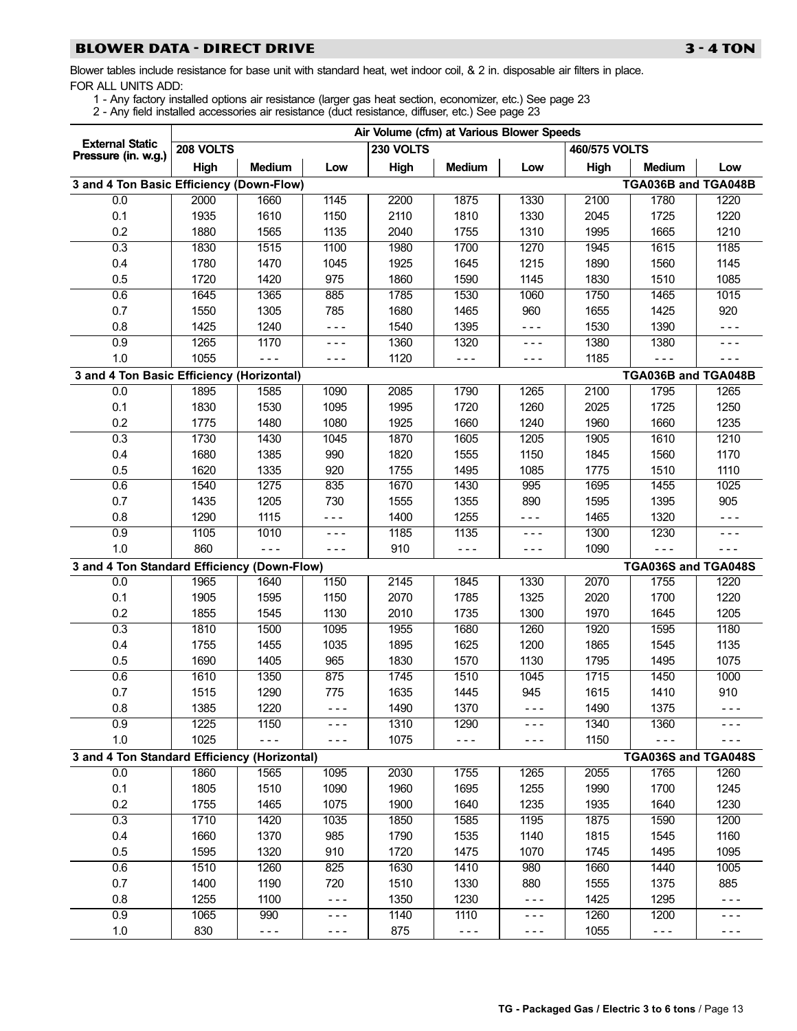## BLOWER DATA - DIRECT DRIVE — 3 - 4 TON

Blower tables include resistance for base unit with standard heat, wet indoor coil, & 2 in. disposable air filters in place.

FOR ALL UNITS ADD:

1 - Any factory installed options air resistance (larger gas heat section, economizer, etc.) See page 23
2 - Any field installed accessories air resistance (duct resistance, diffuser, etc.) See page 23

| External Static Pressure (in. w.g.) | Air Volume (cfm) at Various Blower Speeds | | | | | | | | |
|---|---|---|---|---|---|---|---|---|---|
| | 208 VOLTS | | | 230 VOLTS | | | 460/575 VOLTS | | |
| | High | Medium | Low | High | Medium | Low | High | Medium | Low |
| **3 and 4 Ton Basic Efficiency (Down-Flow)** | | | | | | | **TGA036B and TGA048B** | | |
| 0.0 | 2000 | 1660 | 1145 | 2200 | 1875 | 1330 | 2100 | 1780 | 1220 |
| 0.1 | 1935 | 1610 | 1150 | 2110 | 1810 | 1330 | 2045 | 1725 | 1220 |
| 0.2 | 1880 | 1565 | 1135 | 2040 | 1755 | 1310 | 1995 | 1665 | 1210 |
| 0.3 | 1830 | 1515 | 1100 | 1980 | 1700 | 1270 | 1945 | 1615 | 1185 |
| 0.4 | 1780 | 1470 | 1045 | 1925 | 1645 | 1215 | 1890 | 1560 | 1145 |
| 0.5 | 1720 | 1420 | 975 | 1860 | 1590 | 1145 | 1830 | 1510 | 1085 |
| 0.6 | 1645 | 1365 | 885 | 1785 | 1530 | 1060 | 1750 | 1465 | 1015 |
| 0.7 | 1550 | 1305 | 785 | 1680 | 1465 | 960 | 1655 | 1425 | 920 |
| 0.8 | 1425 | 1240 | - - - | 1540 | 1395 | - - - | 1530 | 1390 | - - - |
| 0.9 | 1265 | 1170 | - - - | 1360 | 1320 | - - - | 1380 | 1380 | - - - |
| 1.0 | 1055 | - - - | - - - | 1120 | - - - | - - - | 1185 | - - - | - - - |
| **3 and 4 Ton Basic Efficiency (Horizontal)** | | | | | | | **TGA036B and TGA048B** | | |
| 0.0 | 1895 | 1585 | 1090 | 2085 | 1790 | 1265 | 2100 | 1795 | 1265 |
| 0.1 | 1830 | 1530 | 1095 | 1995 | 1720 | 1260 | 2025 | 1725 | 1250 |
| 0.2 | 1775 | 1480 | 1080 | 1925 | 1660 | 1240 | 1960 | 1660 | 1235 |
| 0.3 | 1730 | 1430 | 1045 | 1870 | 1605 | 1205 | 1905 | 1610 | 1210 |
| 0.4 | 1680 | 1385 | 990 | 1820 | 1555 | 1150 | 1845 | 1560 | 1170 |
| 0.5 | 1620 | 1335 | 920 | 1755 | 1495 | 1085 | 1775 | 1510 | 1110 |
| 0.6 | 1540 | 1275 | 835 | 1670 | 1430 | 995 | 1695 | 1455 | 1025 |
| 0.7 | 1435 | 1205 | 730 | 1555 | 1355 | 890 | 1595 | 1395 | 905 |
| 0.8 | 1290 | 1115 | - - - | 1400 | 1255 | - - - | 1465 | 1320 | - - - |
| 0.9 | 1105 | 1010 | - - - | 1185 | 1135 | - - - | 1300 | 1230 | - - - |
| 1.0 | 860 | - - - | - - - | 910 | - - - | - - - | 1090 | - - - | - - - |
| **3 and 4 Ton Standard Efficiency (Down-Flow)** | | | | | | | **TGA036S and TGA048S** | | |
| 0.0 | 1965 | 1640 | 1150 | 2145 | 1845 | 1330 | 2070 | 1755 | 1220 |
| 0.1 | 1905 | 1595 | 1150 | 2070 | 1785 | 1325 | 2020 | 1700 | 1220 |
| 0.2 | 1855 | 1545 | 1130 | 2010 | 1735 | 1300 | 1970 | 1645 | 1205 |
| 0.3 | 1810 | 1500 | 1095 | 1955 | 1680 | 1260 | 1920 | 1595 | 1180 |
| 0.4 | 1755 | 1455 | 1035 | 1895 | 1625 | 1200 | 1865 | 1545 | 1135 |
| 0.5 | 1690 | 1405 | 965 | 1830 | 1570 | 1130 | 1795 | 1495 | 1075 |
| 0.6 | 1610 | 1350 | 875 | 1745 | 1510 | 1045 | 1715 | 1450 | 1000 |
| 0.7 | 1515 | 1290 | 775 | 1635 | 1445 | 945 | 1615 | 1410 | 910 |
| 0.8 | 1385 | 1220 | - - - | 1490 | 1370 | - - - | 1490 | 1375 | - - - |
| 0.9 | 1225 | 1150 | - - - | 1310 | 1290 | - - - | 1340 | 1360 | - - - |
| 1.0 | 1025 | - - - | - - - | 1075 | - - - | - - - | 1150 | - - - | - - - |
| **3 and 4 Ton Standard Efficiency (Horizontal)** | | | | | | | **TGA036S and TGA048S** | | |
| 0.0 | 1860 | 1565 | 1095 | 2030 | 1755 | 1265 | 2055 | 1765 | 1260 |
| 0.1 | 1805 | 1510 | 1090 | 1960 | 1695 | 1255 | 1990 | 1700 | 1245 |
| 0.2 | 1755 | 1465 | 1075 | 1900 | 1640 | 1235 | 1935 | 1640 | 1230 |
| 0.3 | 1710 | 1420 | 1035 | 1850 | 1585 | 1195 | 1875 | 1590 | 1200 |
| 0.4 | 1660 | 1370 | 985 | 1790 | 1535 | 1140 | 1815 | 1545 | 1160 |
| 0.5 | 1595 | 1320 | 910 | 1720 | 1475 | 1070 | 1745 | 1495 | 1095 |
| 0.6 | 1510 | 1260 | 825 | 1630 | 1410 | 980 | 1660 | 1440 | 1005 |
| 0.7 | 1400 | 1190 | 720 | 1510 | 1330 | 880 | 1555 | 1375 | 885 |
| 0.8 | 1255 | 1100 | - - - | 1350 | 1230 | - - - | 1425 | 1295 | - - - |
| 0.9 | 1065 | 990 | - - - | 1140 | 1110 | - - - | 1260 | 1200 | - - - |
| 1.0 | 830 | - - - | - - - | 875 | - - - | - - - | 1055 | - - - | - - - |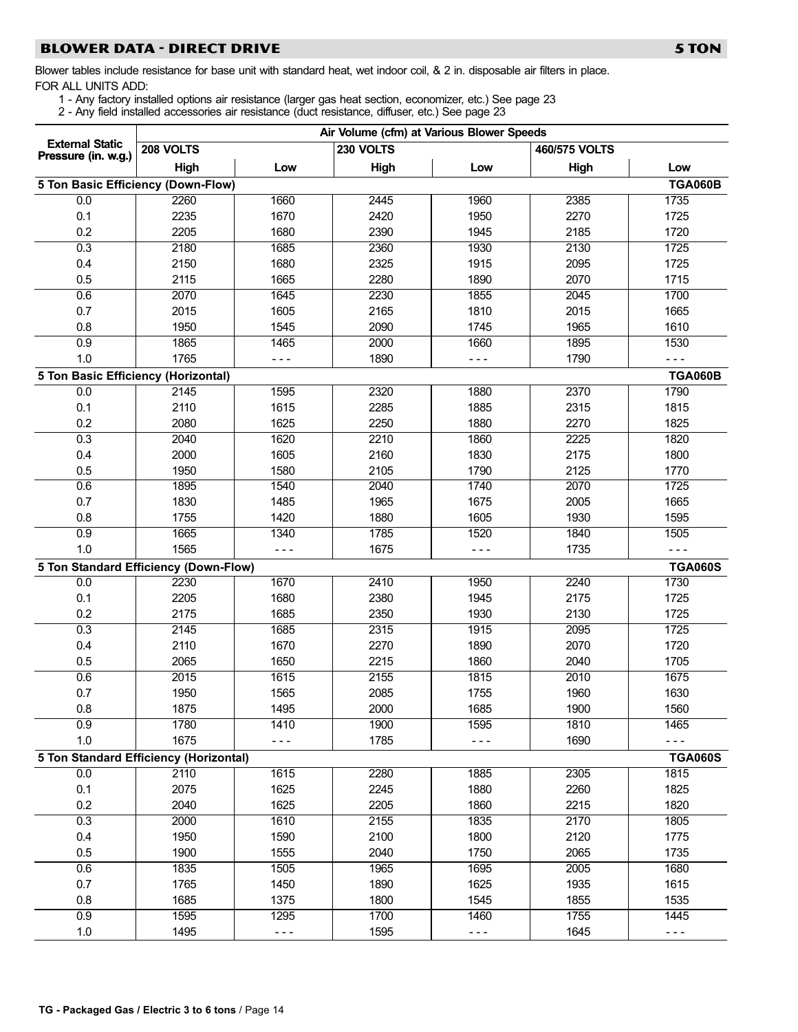## BLOWER DATA - DIRECT DRIVE — 5 TON

Blower tables include resistance for base unit with standard heat, wet indoor coil, & 2 in. disposable air filters in place.

FOR ALL UNITS ADD:

1 - Any factory installed options air resistance (larger gas heat section, economizer, etc.) See page 23
2 - Any field installed accessories air resistance (duct resistance, diffuser, etc.) See page 23

| External Static Pressure (in. w.g.) | Air Volume (cfm) at Various Blower Speeds | | | | | |
|---|---|---|---|---|---|---|
| | 208 VOLTS | | 230 VOLTS | | 460/575 VOLTS | |
| | High | Low | High | Low | High | Low |
| **5 Ton Basic Efficiency (Down-Flow)** | | | | | | **TGA060B** |
| 0.0 | 2260 | 1660 | 2445 | 1960 | 2385 | 1735 |
| 0.1 | 2235 | 1670 | 2420 | 1950 | 2270 | 1725 |
| 0.2 | 2205 | 1680 | 2390 | 1945 | 2185 | 1720 |
| 0.3 | 2180 | 1685 | 2360 | 1930 | 2130 | 1725 |
| 0.4 | 2150 | 1680 | 2325 | 1915 | 2095 | 1725 |
| 0.5 | 2115 | 1665 | 2280 | 1890 | 2070 | 1715 |
| 0.6 | 2070 | 1645 | 2230 | 1855 | 2045 | 1700 |
| 0.7 | 2015 | 1605 | 2165 | 1810 | 2015 | 1665 |
| 0.8 | 1950 | 1545 | 2090 | 1745 | 1965 | 1610 |
| 0.9 | 1865 | 1465 | 2000 | 1660 | 1895 | 1530 |
| 1.0 | 1765 | - - - | 1890 | - - - | 1790 | - - - |
| **5 Ton Basic Efficiency (Horizontal)** | | | | | | **TGA060B** |
| 0.0 | 2145 | 1595 | 2320 | 1880 | 2370 | 1790 |
| 0.1 | 2110 | 1615 | 2285 | 1885 | 2315 | 1815 |
| 0.2 | 2080 | 1625 | 2250 | 1880 | 2270 | 1825 |
| 0.3 | 2040 | 1620 | 2210 | 1860 | 2225 | 1820 |
| 0.4 | 2000 | 1605 | 2160 | 1830 | 2175 | 1800 |
| 0.5 | 1950 | 1580 | 2105 | 1790 | 2125 | 1770 |
| 0.6 | 1895 | 1540 | 2040 | 1740 | 2070 | 1725 |
| 0.7 | 1830 | 1485 | 1965 | 1675 | 2005 | 1665 |
| 0.8 | 1755 | 1420 | 1880 | 1605 | 1930 | 1595 |
| 0.9 | 1665 | 1340 | 1785 | 1520 | 1840 | 1505 |
| 1.0 | 1565 | - - - | 1675 | - - - | 1735 | - - - |
| **5 Ton Standard Efficiency (Down-Flow)** | | | | | | **TGA060S** |
| 0.0 | 2230 | 1670 | 2410 | 1950 | 2240 | 1730 |
| 0.1 | 2205 | 1680 | 2380 | 1945 | 2175 | 1725 |
| 0.2 | 2175 | 1685 | 2350 | 1930 | 2130 | 1725 |
| 0.3 | 2145 | 1685 | 2315 | 1915 | 2095 | 1725 |
| 0.4 | 2110 | 1670 | 2270 | 1890 | 2070 | 1720 |
| 0.5 | 2065 | 1650 | 2215 | 1860 | 2040 | 1705 |
| 0.6 | 2015 | 1615 | 2155 | 1815 | 2010 | 1675 |
| 0.7 | 1950 | 1565 | 2085 | 1755 | 1960 | 1630 |
| 0.8 | 1875 | 1495 | 2000 | 1685 | 1900 | 1560 |
| 0.9 | 1780 | 1410 | 1900 | 1595 | 1810 | 1465 |
| 1.0 | 1675 | - - - | 1785 | - - - | 1690 | - - - |
| **5 Ton Standard Efficiency (Horizontal)** | | | | | | **TGA060S** |
| 0.0 | 2110 | 1615 | 2280 | 1885 | 2305 | 1815 |
| 0.1 | 2075 | 1625 | 2245 | 1880 | 2260 | 1825 |
| 0.2 | 2040 | 1625 | 2205 | 1860 | 2215 | 1820 |
| 0.3 | 2000 | 1610 | 2155 | 1835 | 2170 | 1805 |
| 0.4 | 1950 | 1590 | 2100 | 1800 | 2120 | 1775 |
| 0.5 | 1900 | 1555 | 2040 | 1750 | 2065 | 1735 |
| 0.6 | 1835 | 1505 | 1965 | 1695 | 2005 | 1680 |
| 0.7 | 1765 | 1450 | 1890 | 1625 | 1935 | 1615 |
| 0.8 | 1685 | 1375 | 1800 | 1545 | 1855 | 1535 |
| 0.9 | 1595 | 1295 | 1700 | 1460 | 1755 | 1445 |
| 1.0 | 1495 | - - - | 1595 | - - - | 1645 | - - - |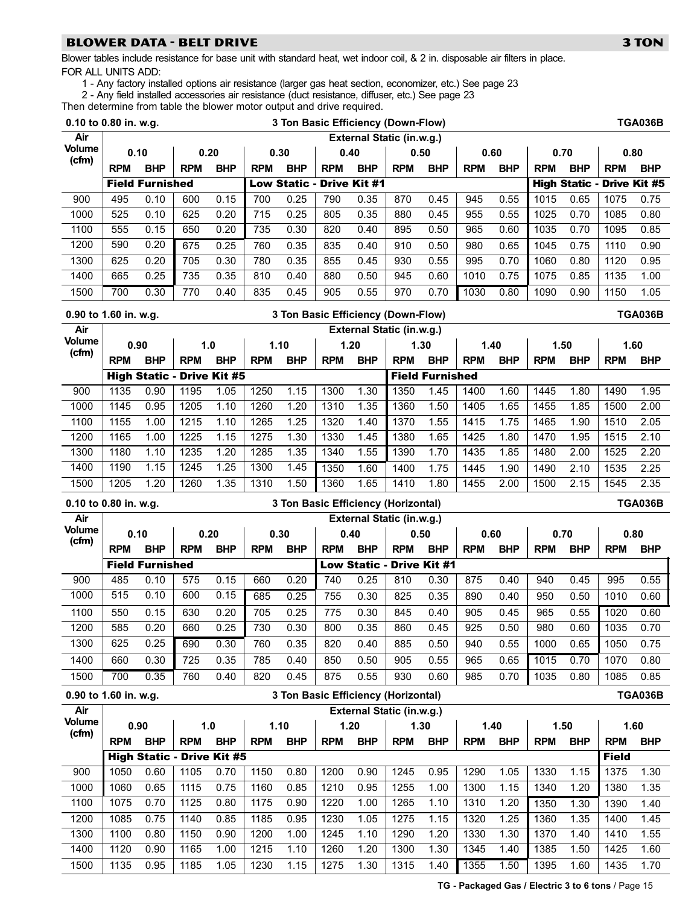## BLOWER DATA - BELT DRIVE — 3 TON

Blower tables include resistance for base unit with standard heat, wet indoor coil, & 2 in. disposable air filters in place.

FOR ALL UNITS ADD:

1 - Any factory installed options air resistance (larger gas heat section, economizer, etc.) See page 23
2 - Any field installed accessories air resistance (duct resistance, diffuser, etc.) See page 23

Then determine from table the blower motor output and drive required.

**0.10 to 0.80 in. w.g. — 3 Ton Basic Efficiency (Down-Flow) — TGA036B**

| Air Volume (cfm) | External Static (in.w.g.) | | | | | | | | | | | | | | | |
|---|---|---|---|---|---|---|---|---|---|---|---|---|---|---|---|---|
| | 0.10 | | 0.20 | | 0.30 | | 0.40 | | 0.50 | | 0.60 | | 0.70 | | 0.80 | |
| | RPM | BHP | RPM | BHP | RPM | BHP | RPM | BHP | RPM | BHP | RPM | BHP | RPM | BHP | RPM | BHP |
| | **Field Furnished** | | | | **Low Static - Drive Kit #1** | | | | | | | | **High Static - Drive Kit #5** | | | |
| 900 | 495 | 0.10 | 600 | 0.15 | 700 | 0.25 | 790 | 0.35 | 870 | 0.45 | 945 | 0.55 | 1015 | 0.65 | 1075 | 0.75 |
| 1000 | 525 | 0.10 | 625 | 0.20 | 715 | 0.25 | 805 | 0.35 | 880 | 0.45 | 955 | 0.55 | 1025 | 0.70 | 1085 | 0.80 |
| 1100 | 555 | 0.15 | 650 | 0.20 | 735 | 0.30 | 820 | 0.40 | 895 | 0.50 | 965 | 0.60 | 1035 | 0.70 | 1095 | 0.85 |
| 1200 | 590 | 0.20 | 675 | 0.25 | 760 | 0.35 | 835 | 0.40 | 910 | 0.50 | 980 | 0.65 | 1045 | 0.75 | 1110 | 0.90 |
| 1300 | 625 | 0.20 | 705 | 0.30 | 780 | 0.35 | 855 | 0.45 | 930 | 0.55 | 995 | 0.70 | 1060 | 0.80 | 1120 | 0.95 |
| 1400 | 665 | 0.25 | 735 | 0.35 | 810 | 0.40 | 880 | 0.50 | 945 | 0.60 | 1010 | 0.75 | 1075 | 0.85 | 1135 | 1.00 |
| 1500 | 700 | 0.30 | 770 | 0.40 | 835 | 0.45 | 905 | 0.55 | 970 | 0.70 | 1030 | 0.80 | 1090 | 0.90 | 1150 | 1.05 |

**0.90 to 1.60 in. w.g. — 3 Ton Basic Efficiency (Down-Flow) — TGA036B**

| Air Volume (cfm) | External Static (in.w.g.) | | | | | | | | | | | | | | | |
|---|---|---|---|---|---|---|---|---|---|---|---|---|---|---|---|---|
| | 0.90 | | 1.0 | | 1.10 | | 1.20 | | 1.30 | | 1.40 | | 1.50 | | 1.60 | |
| | RPM | BHP | RPM | BHP | RPM | BHP | RPM | BHP | RPM | BHP | RPM | BHP | RPM | BHP | RPM | BHP |
| | **High Static - Drive Kit #5** | | | | | | | | **Field Furnished** | | | | | | | |
| 900 | 1135 | 0.90 | 1195 | 1.05 | 1250 | 1.15 | 1300 | 1.30 | 1350 | 1.45 | 1400 | 1.60 | 1445 | 1.80 | 1490 | 1.95 |
| 1000 | 1145 | 0.95 | 1205 | 1.10 | 1260 | 1.20 | 1310 | 1.35 | 1360 | 1.50 | 1405 | 1.65 | 1455 | 1.85 | 1500 | 2.00 |
| 1100 | 1155 | 1.00 | 1215 | 1.10 | 1265 | 1.25 | 1320 | 1.40 | 1370 | 1.55 | 1415 | 1.75 | 1465 | 1.90 | 1510 | 2.05 |
| 1200 | 1165 | 1.00 | 1225 | 1.15 | 1275 | 1.30 | 1330 | 1.45 | 1380 | 1.65 | 1425 | 1.80 | 1470 | 1.95 | 1515 | 2.10 |
| 1300 | 1180 | 1.10 | 1235 | 1.20 | 1285 | 1.35 | 1340 | 1.55 | 1390 | 1.70 | 1435 | 1.85 | 1480 | 2.00 | 1525 | 2.20 |
| 1400 | 1190 | 1.15 | 1245 | 1.25 | 1300 | 1.45 | 1350 | 1.60 | 1400 | 1.75 | 1445 | 1.90 | 1490 | 2.10 | 1535 | 2.25 |
| 1500 | 1205 | 1.20 | 1260 | 1.35 | 1310 | 1.50 | 1360 | 1.65 | 1410 | 1.80 | 1455 | 2.00 | 1500 | 2.15 | 1545 | 2.35 |

**0.10 to 0.80 in. w.g. — 3 Ton Basic Efficiency (Horizontal) — TGA036B**

| Air Volume (cfm) | External Static (in.w.g.) | | | | | | | | | | | | | | | |
|---|---|---|---|---|---|---|---|---|---|---|---|---|---|---|---|---|
| | 0.10 | | 0.20 | | 0.30 | | 0.40 | | 0.50 | | 0.60 | | 0.70 | | 0.80 | |
| | RPM | BHP | RPM | BHP | RPM | BHP | RPM | BHP | RPM | BHP | RPM | BHP | RPM | BHP | RPM | BHP |
| | **Field Furnished** | | | | | | **Low Static - Drive Kit #1** | | | | | | | | | |
| 900 | 485 | 0.10 | 575 | 0.15 | 660 | 0.20 | 740 | 0.25 | 810 | 0.30 | 875 | 0.40 | 940 | 0.45 | 995 | 0.55 |
| 1000 | 515 | 0.10 | 600 | 0.15 | 685 | 0.25 | 755 | 0.30 | 825 | 0.35 | 890 | 0.40 | 950 | 0.50 | 1010 | 0.60 |
| 1100 | 550 | 0.15 | 630 | 0.20 | 705 | 0.25 | 775 | 0.30 | 845 | 0.40 | 905 | 0.45 | 965 | 0.55 | 1020 | 0.60 |
| 1200 | 585 | 0.20 | 660 | 0.25 | 730 | 0.30 | 800 | 0.35 | 860 | 0.45 | 925 | 0.50 | 980 | 0.60 | 1035 | 0.70 |
| 1300 | 625 | 0.25 | 690 | 0.30 | 760 | 0.35 | 820 | 0.40 | 885 | 0.50 | 940 | 0.55 | 1000 | 0.65 | 1050 | 0.75 |
| 1400 | 660 | 0.30 | 725 | 0.35 | 785 | 0.40 | 850 | 0.50 | 905 | 0.55 | 965 | 0.65 | 1015 | 0.70 | 1070 | 0.80 |
| 1500 | 700 | 0.35 | 760 | 0.40 | 820 | 0.45 | 875 | 0.55 | 930 | 0.60 | 985 | 0.70 | 1035 | 0.80 | 1085 | 0.85 |

**0.90 to 1.60 in. w.g. — 3 Ton Basic Efficiency (Horizontal) — TGA036B**

| Air Volume (cfm) | External Static (in.w.g.) | | | | | | | | | | | | | | | |
|---|---|---|---|---|---|---|---|---|---|---|---|---|---|---|---|---|
| | 0.90 | | 1.0 | | 1.10 | | 1.20 | | 1.30 | | 1.40 | | 1.50 | | 1.60 | |
| | RPM | BHP | RPM | BHP | RPM | BHP | RPM | BHP | RPM | BHP | RPM | BHP | RPM | BHP | RPM | BHP |
| | **High Static - Drive Kit #5** | | | | | | | | | | | | | | **Field** | |
| 900 | 1050 | 0.60 | 1105 | 0.70 | 1150 | 0.80 | 1200 | 0.90 | 1245 | 0.95 | 1290 | 1.05 | 1330 | 1.15 | 1375 | 1.30 |
| 1000 | 1060 | 0.65 | 1115 | 0.75 | 1160 | 0.85 | 1210 | 0.95 | 1255 | 1.00 | 1300 | 1.15 | 1340 | 1.20 | 1380 | 1.35 |
| 1100 | 1075 | 0.70 | 1125 | 0.80 | 1175 | 0.90 | 1220 | 1.00 | 1265 | 1.10 | 1310 | 1.20 | 1350 | 1.30 | 1390 | 1.40 |
| 1200 | 1085 | 0.75 | 1140 | 0.85 | 1185 | 0.95 | 1230 | 1.05 | 1275 | 1.15 | 1320 | 1.25 | 1360 | 1.35 | 1400 | 1.45 |
| 1300 | 1100 | 0.80 | 1150 | 0.90 | 1200 | 1.00 | 1245 | 1.10 | 1290 | 1.20 | 1330 | 1.30 | 1370 | 1.40 | 1410 | 1.55 |
| 1400 | 1120 | 0.90 | 1165 | 1.00 | 1215 | 1.10 | 1260 | 1.20 | 1300 | 1.30 | 1345 | 1.40 | 1385 | 1.50 | 1425 | 1.60 |
| 1500 | 1135 | 0.95 | 1185 | 1.05 | 1230 | 1.15 | 1275 | 1.30 | 1315 | 1.40 | 1355 | 1.50 | 1395 | 1.60 | 1435 | 1.70 |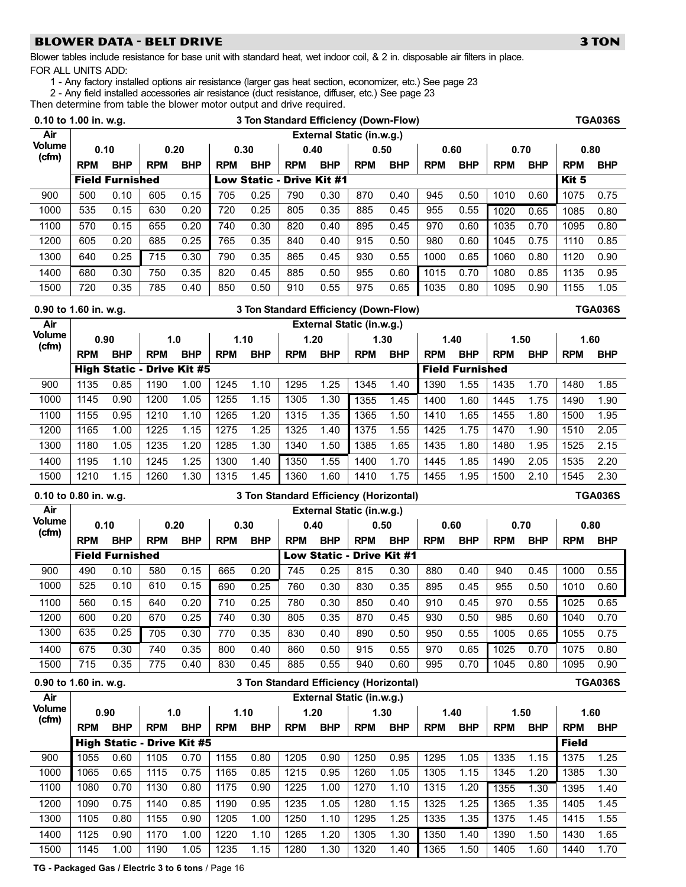## BLOWER DATA - BELT DRIVE — 3 TON

Blower tables include resistance for base unit with standard heat, wet indoor coil, & 2 in. disposable air filters in place.

FOR ALL UNITS ADD:

1 - Any factory installed options air resistance (larger gas heat section, economizer, etc.) See page 23

2 - Any field installed accessories air resistance (duct resistance, diffuser, etc.) See page 23

Then determine from table the blower motor output and drive required.

**0.10 to 1.00 in. w.g. — 3 Ton Standard Efficiency (Down-Flow) — TGA036S**

| Air Volume (cfm) | External Static (in.w.g.) | | | | | | | | | | | | | | | |
|---|---|---|---|---|---|---|---|---|---|---|---|---|---|---|---|---|
| | 0.10 | | 0.20 | | 0.30 | | 0.40 | | 0.50 | | 0.60 | | 0.70 | | 0.80 | |
| | RPM | BHP | RPM | BHP | RPM | BHP | RPM | BHP | RPM | BHP | RPM | BHP | RPM | BHP | RPM | BHP |
| | **Field Furnished** | | | | **Low Static - Drive Kit #1** | | | | | | | | | | **Kit 5** | |
| 900 | 500 | 0.10 | 605 | 0.15 | 705 | 0.25 | 790 | 0.30 | 870 | 0.40 | 945 | 0.50 | 1010 | 0.60 | 1075 | 0.75 |
| 1000 | 535 | 0.15 | 630 | 0.20 | 720 | 0.25 | 805 | 0.35 | 885 | 0.45 | 955 | 0.55 | 1020 | 0.65 | 1085 | 0.80 |
| 1100 | 570 | 0.15 | 655 | 0.20 | 740 | 0.30 | 820 | 0.40 | 895 | 0.45 | 970 | 0.60 | 1035 | 0.70 | 1095 | 0.80 |
| 1200 | 605 | 0.20 | 685 | 0.25 | 765 | 0.35 | 840 | 0.40 | 915 | 0.50 | 980 | 0.60 | 1045 | 0.75 | 1110 | 0.85 |
| 1300 | 640 | 0.25 | 715 | 0.30 | 790 | 0.35 | 865 | 0.45 | 930 | 0.55 | 1000 | 0.65 | 1060 | 0.80 | 1120 | 0.90 |
| 1400 | 680 | 0.30 | 750 | 0.35 | 820 | 0.45 | 885 | 0.50 | 955 | 0.60 | 1015 | 0.70 | 1080 | 0.85 | 1135 | 0.95 |
| 1500 | 720 | 0.35 | 785 | 0.40 | 850 | 0.50 | 910 | 0.55 | 975 | 0.65 | 1035 | 0.80 | 1095 | 0.90 | 1155 | 1.05 |

**0.90 to 1.60 in. w.g. — 3 Ton Standard Efficiency (Down-Flow) — TGA036S**

| Air Volume (cfm) | External Static (in.w.g.) | | | | | | | | | | | | | | | |
|---|---|---|---|---|---|---|---|---|---|---|---|---|---|---|---|---|
| | 0.90 | | 1.0 | | 1.10 | | 1.20 | | 1.30 | | 1.40 | | 1.50 | | 1.60 | |
| | RPM | BHP | RPM | BHP | RPM | BHP | RPM | BHP | RPM | BHP | RPM | BHP | RPM | BHP | RPM | BHP |
| | **High Static - Drive Kit #5** | | | | | | | | | | **Field Furnished** | | | | | |
| 900 | 1135 | 0.85 | 1190 | 1.00 | 1245 | 1.10 | 1295 | 1.25 | 1345 | 1.40 | 1390 | 1.55 | 1435 | 1.70 | 1480 | 1.85 |
| 1000 | 1145 | 0.90 | 1200 | 1.05 | 1255 | 1.15 | 1305 | 1.30 | 1355 | 1.45 | 1400 | 1.60 | 1445 | 1.75 | 1490 | 1.90 |
| 1100 | 1155 | 0.95 | 1210 | 1.10 | 1265 | 1.20 | 1315 | 1.35 | 1365 | 1.50 | 1410 | 1.65 | 1455 | 1.80 | 1500 | 1.95 |
| 1200 | 1165 | 1.00 | 1225 | 1.15 | 1275 | 1.25 | 1325 | 1.40 | 1375 | 1.55 | 1425 | 1.75 | 1470 | 1.90 | 1510 | 2.05 |
| 1300 | 1180 | 1.05 | 1235 | 1.20 | 1285 | 1.30 | 1340 | 1.50 | 1385 | 1.65 | 1435 | 1.80 | 1480 | 1.95 | 1525 | 2.15 |
| 1400 | 1195 | 1.10 | 1245 | 1.25 | 1300 | 1.40 | 1350 | 1.55 | 1400 | 1.70 | 1445 | 1.85 | 1490 | 2.05 | 1535 | 2.20 |
| 1500 | 1210 | 1.15 | 1260 | 1.30 | 1315 | 1.45 | 1360 | 1.60 | 1410 | 1.75 | 1455 | 1.95 | 1500 | 2.10 | 1545 | 2.30 |

**0.10 to 0.80 in. w.g. — 3 Ton Standard Efficiency (Horizontal) — TGA036S**

| Air Volume (cfm) | External Static (in.w.g.) | | | | | | | | | | | | | | | |
|---|---|---|---|---|---|---|---|---|---|---|---|---|---|---|---|---|
| | 0.10 | | 0.20 | | 0.30 | | 0.40 | | 0.50 | | 0.60 | | 0.70 | | 0.80 | |
| | RPM | BHP | RPM | BHP | RPM | BHP | RPM | BHP | RPM | BHP | RPM | BHP | RPM | BHP | RPM | BHP |
| | **Field Furnished** | | | | | | **Low Static - Drive Kit #1** | | | | | | | | | |
| 900 | 490 | 0.10 | 580 | 0.15 | 665 | 0.20 | 745 | 0.25 | 815 | 0.30 | 880 | 0.40 | 940 | 0.45 | 1000 | 0.55 |
| 1000 | 525 | 0.10 | 610 | 0.15 | 690 | 0.25 | 760 | 0.30 | 830 | 0.35 | 895 | 0.45 | 955 | 0.50 | 1010 | 0.60 |
| 1100 | 560 | 0.15 | 640 | 0.20 | 710 | 0.25 | 780 | 0.30 | 850 | 0.40 | 910 | 0.45 | 970 | 0.55 | 1025 | 0.65 |
| 1200 | 600 | 0.20 | 670 | 0.25 | 740 | 0.30 | 805 | 0.35 | 870 | 0.45 | 930 | 0.50 | 985 | 0.60 | 1040 | 0.70 |
| 1300 | 635 | 0.25 | 705 | 0.30 | 770 | 0.35 | 830 | 0.40 | 890 | 0.50 | 950 | 0.55 | 1005 | 0.65 | 1055 | 0.75 |
| 1400 | 675 | 0.30 | 740 | 0.35 | 800 | 0.40 | 860 | 0.50 | 915 | 0.55 | 970 | 0.65 | 1025 | 0.70 | 1075 | 0.80 |
| 1500 | 715 | 0.35 | 775 | 0.40 | 830 | 0.45 | 885 | 0.55 | 940 | 0.60 | 995 | 0.70 | 1045 | 0.80 | 1095 | 0.90 |

**0.90 to 1.60 in. w.g. — 3 Ton Standard Efficiency (Horizontal) — TGA036S**

| Air Volume (cfm) | External Static (in.w.g.) | | | | | | | | | | | | | | | |
|---|---|---|---|---|---|---|---|---|---|---|---|---|---|---|---|---|
| | 0.90 | | 1.0 | | 1.10 | | 1.20 | | 1.30 | | 1.40 | | 1.50 | | 1.60 | |
| | RPM | BHP | RPM | BHP | RPM | BHP | RPM | BHP | RPM | BHP | RPM | BHP | RPM | BHP | RPM | BHP |
| | **High Static - Drive Kit #5** | | | | | | | | | | | | | | **Field** | |
| 900 | 1055 | 0.60 | 1105 | 0.70 | 1155 | 0.80 | 1205 | 0.90 | 1250 | 0.95 | 1295 | 1.05 | 1335 | 1.15 | 1375 | 1.25 |
| 1000 | 1065 | 0.65 | 1115 | 0.75 | 1165 | 0.85 | 1215 | 0.95 | 1260 | 1.05 | 1305 | 1.15 | 1345 | 1.20 | 1385 | 1.30 |
| 1100 | 1080 | 0.70 | 1130 | 0.80 | 1175 | 0.90 | 1225 | 1.00 | 1270 | 1.10 | 1315 | 1.20 | 1355 | 1.30 | 1395 | 1.40 |
| 1200 | 1090 | 0.75 | 1140 | 0.85 | 1190 | 0.95 | 1235 | 1.05 | 1280 | 1.15 | 1325 | 1.25 | 1365 | 1.35 | 1405 | 1.45 |
| 1300 | 1105 | 0.80 | 1155 | 0.90 | 1205 | 1.00 | 1250 | 1.10 | 1295 | 1.25 | 1335 | 1.35 | 1375 | 1.45 | 1415 | 1.55 |
| 1400 | 1125 | 0.90 | 1170 | 1.00 | 1220 | 1.10 | 1265 | 1.20 | 1305 | 1.30 | 1350 | 1.40 | 1390 | 1.50 | 1430 | 1.65 |
| 1500 | 1145 | 1.00 | 1190 | 1.05 | 1235 | 1.15 | 1280 | 1.30 | 1320 | 1.40 | 1365 | 1.50 | 1405 | 1.60 | 1440 | 1.70 |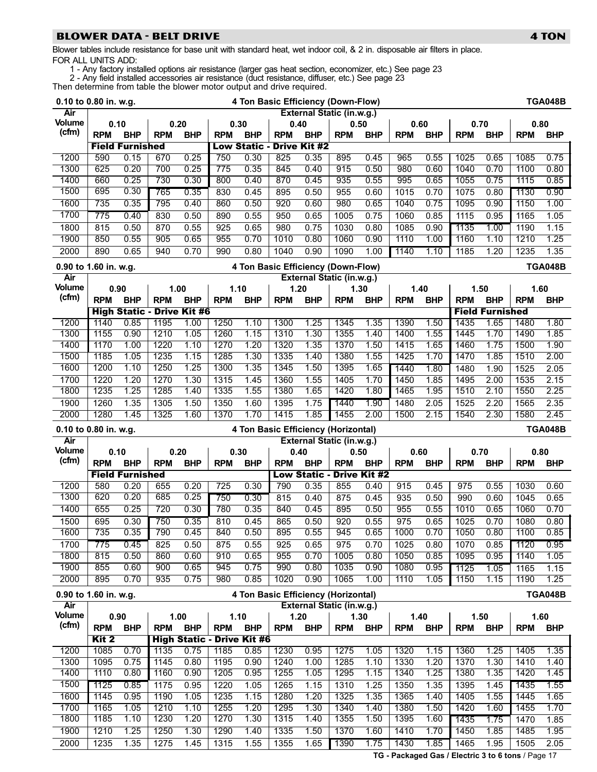## BLOWER DATA - BELT DRIVE — 4 TON

Blower tables include resistance for base unit with standard heat, wet indoor coil, & 2 in. disposable air filters in place.

FOR ALL UNITS ADD:

1 - Any factory installed options air resistance (larger gas heat section, economizer, etc.) See page 23

2 - Any field installed accessories air resistance (duct resistance, diffuser, etc.) See page 23

Then determine from table the blower motor output and drive required.

### 0.10 to 0.80 in. w.g. — 4 Ton Basic Efficiency (Down-Flow) — TGA048B

| Air Volume (cfm) | External Static (in.w.g.) | | | | | | | | | | | | | | | |
|---|---|---|---|---|---|---|---|---|---|---|---|---|---|---|---|---|
| | 0.10 | | 0.20 | | 0.30 | | 0.40 | | 0.50 | | 0.60 | | 0.70 | | 0.80 | |
| | RPM | BHP | RPM | BHP | RPM | BHP | RPM | BHP | RPM | BHP | RPM | BHP | RPM | BHP | RPM | BHP |
| | **Field Furnished** | | | | **Low Static - Drive Kit #2** | | | | | | | | | | | |
| 1200 | 590 | 0.15 | 670 | 0.25 | 750 | 0.30 | 825 | 0.35 | 895 | 0.45 | 965 | 0.55 | 1025 | 0.65 | 1085 | 0.75 |
| 1300 | 625 | 0.20 | 700 | 0.25 | 775 | 0.35 | 845 | 0.40 | 915 | 0.50 | 980 | 0.60 | 1040 | 0.70 | 1100 | 0.80 |
| 1400 | 660 | 0.25 | 730 | 0.30 | 800 | 0.40 | 870 | 0.45 | 935 | 0.55 | 995 | 0.65 | 1055 | 0.75 | 1115 | 0.85 |
| 1500 | 695 | 0.30 | 765 | 0.35 | 830 | 0.45 | 895 | 0.50 | 955 | 0.60 | 1015 | 0.70 | 1075 | 0.80 | 1130 | 0.90 |
| 1600 | 735 | 0.35 | 795 | 0.40 | 860 | 0.50 | 920 | 0.60 | 980 | 0.65 | 1040 | 0.75 | 1095 | 0.90 | 1150 | 1.00 |
| 1700 | 775 | 0.40 | 830 | 0.50 | 890 | 0.55 | 950 | 0.65 | 1005 | 0.75 | 1060 | 0.85 | 1115 | 0.95 | 1165 | 1.05 |
| 1800 | 815 | 0.50 | 870 | 0.55 | 925 | 0.65 | 980 | 0.75 | 1030 | 0.80 | 1085 | 0.90 | 1135 | 1.00 | 1190 | 1.15 |
| 1900 | 850 | 0.55 | 905 | 0.65 | 955 | 0.70 | 1010 | 0.80 | 1060 | 0.90 | 1110 | 1.00 | 1160 | 1.10 | 1210 | 1.25 |
| 2000 | 890 | 0.65 | 940 | 0.70 | 990 | 0.80 | 1040 | 0.90 | 1090 | 1.00 | 1140 | 1.10 | 1185 | 1.20 | 1235 | 1.35 |

### 0.90 to 1.60 in. w.g. — 4 Ton Basic Efficiency (Down-Flow) — TGA048B

| Air Volume (cfm) | External Static (in.w.g.) | | | | | | | | | | | | | | | |
|---|---|---|---|---|---|---|---|---|---|---|---|---|---|---|---|---|
| | 0.90 | | 1.00 | | 1.10 | | 1.20 | | 1.30 | | 1.40 | | 1.50 | | 1.60 | |
| | RPM | BHP | RPM | BHP | RPM | BHP | RPM | BHP | RPM | BHP | RPM | BHP | RPM | BHP | RPM | BHP |
| | **High Static - Drive Kit #6** | | | | | | | | | | | | **Field Furnished** | | | |
| 1200 | 1140 | 0.85 | 1195 | 1.00 | 1250 | 1.10 | 1300 | 1.25 | 1345 | 1.35 | 1390 | 1.50 | 1435 | 1.65 | 1480 | 1.80 |
| 1300 | 1155 | 0.90 | 1210 | 1.05 | 1260 | 1.15 | 1310 | 1.30 | 1355 | 1.40 | 1400 | 1.55 | 1445 | 1.70 | 1490 | 1.85 |
| 1400 | 1170 | 1.00 | 1220 | 1.10 | 1270 | 1.20 | 1320 | 1.35 | 1370 | 1.50 | 1415 | 1.65 | 1460 | 1.75 | 1500 | 1.90 |
| 1500 | 1185 | 1.05 | 1235 | 1.15 | 1285 | 1.30 | 1335 | 1.40 | 1380 | 1.55 | 1425 | 1.70 | 1470 | 1.85 | 1510 | 2.00 |
| 1600 | 1200 | 1.10 | 1250 | 1.25 | 1300 | 1.35 | 1345 | 1.50 | 1395 | 1.65 | 1440 | 1.80 | 1480 | 1.90 | 1525 | 2.05 |
| 1700 | 1220 | 1.20 | 1270 | 1.30 | 1315 | 1.45 | 1360 | 1.55 | 1405 | 1.70 | 1450 | 1.85 | 1495 | 2.00 | 1535 | 2.15 |
| 1800 | 1235 | 1.25 | 1285 | 1.40 | 1335 | 1.55 | 1380 | 1.65 | 1420 | 1.80 | 1465 | 1.95 | 1510 | 2.10 | 1550 | 2.25 |
| 1900 | 1260 | 1.35 | 1305 | 1.50 | 1350 | 1.60 | 1395 | 1.75 | 1440 | 1.90 | 1480 | 2.05 | 1525 | 2.20 | 1565 | 2.35 |
| 2000 | 1280 | 1.45 | 1325 | 1.60 | 1370 | 1.70 | 1415 | 1.85 | 1455 | 2.00 | 1500 | 2.15 | 1540 | 2.30 | 1580 | 2.45 |

### 0.10 to 0.80 in. w.g. — 4 Ton Basic Efficiency (Horizontal) — TGA048B

| Air Volume (cfm) | External Static (in.w.g.) | | | | | | | | | | | | | | | |
|---|---|---|---|---|---|---|---|---|---|---|---|---|---|---|---|---|
| | 0.10 | | 0.20 | | 0.30 | | 0.40 | | 0.50 | | 0.60 | | 0.70 | | 0.80 | |
| | RPM | BHP | RPM | BHP | RPM | BHP | RPM | BHP | RPM | BHP | RPM | BHP | RPM | BHP | RPM | BHP |
| | **Field Furnished** | | | | | | **Low Static - Drive Kit #2** | | | | | | | | | |
| 1200 | 580 | 0.20 | 655 | 0.20 | 725 | 0.30 | 790 | 0.35 | 855 | 0.40 | 915 | 0.45 | 975 | 0.55 | 1030 | 0.60 |
| 1300 | 620 | 0.20 | 685 | 0.25 | 750 | 0.30 | 815 | 0.40 | 875 | 0.45 | 935 | 0.50 | 990 | 0.60 | 1045 | 0.65 |
| 1400 | 655 | 0.25 | 720 | 0.30 | 780 | 0.35 | 840 | 0.45 | 895 | 0.50 | 955 | 0.55 | 1010 | 0.65 | 1060 | 0.70 |
| 1500 | 695 | 0.30 | 750 | 0.35 | 810 | 0.45 | 865 | 0.50 | 920 | 0.55 | 975 | 0.65 | 1025 | 0.70 | 1080 | 0.80 |
| 1600 | 735 | 0.35 | 790 | 0.45 | 840 | 0.50 | 895 | 0.55 | 945 | 0.65 | 1000 | 0.70 | 1050 | 0.80 | 1100 | 0.85 |
| 1700 | 775 | 0.45 | 825 | 0.50 | 875 | 0.55 | 925 | 0.65 | 975 | 0.70 | 1025 | 0.80 | 1070 | 0.85 | 1120 | 0.95 |
| 1800 | 815 | 0.50 | 860 | 0.60 | 910 | 0.65 | 955 | 0.70 | 1005 | 0.80 | 1050 | 0.85 | 1095 | 0.95 | 1140 | 1.05 |
| 1900 | 855 | 0.60 | 900 | 0.65 | 945 | 0.75 | 990 | 0.80 | 1035 | 0.90 | 1080 | 0.95 | 1125 | 1.05 | 1165 | 1.15 |
| 2000 | 895 | 0.70 | 935 | 0.75 | 980 | 0.85 | 1020 | 0.90 | 1065 | 1.00 | 1110 | 1.05 | 1150 | 1.15 | 1190 | 1.25 |

### 0.90 to 1.60 in. w.g. — 4 Ton Basic Efficiency (Horizontal) — TGA048B

| Air Volume (cfm) | External Static (in.w.g.) | | | | | | | | | | | | | | | |
|---|---|---|---|---|---|---|---|---|---|---|---|---|---|---|---|---|
| | 0.90 | | 1.00 | | 1.10 | | 1.20 | | 1.30 | | 1.40 | | 1.50 | | 1.60 | |
| | RPM | BHP | RPM | BHP | RPM | BHP | RPM | BHP | RPM | BHP | RPM | BHP | RPM | BHP | RPM | BHP |
| | **Kit 2** | | **High Static - Drive Kit #6** | | | | | | | | | | | | | |
| 1200 | 1085 | 0.70 | 1135 | 0.75 | 1185 | 0.85 | 1230 | 0.95 | 1275 | 1.05 | 1320 | 1.15 | 1360 | 1.25 | 1405 | 1.35 |
| 1300 | 1095 | 0.75 | 1145 | 0.80 | 1195 | 0.90 | 1240 | 1.00 | 1285 | 1.10 | 1330 | 1.20 | 1370 | 1.30 | 1410 | 1.40 |
| 1400 | 1110 | 0.80 | 1160 | 0.90 | 1205 | 0.95 | 1255 | 1.05 | 1295 | 1.15 | 1340 | 1.25 | 1380 | 1.35 | 1420 | 1.45 |
| 1500 | 1125 | 0.85 | 1175 | 0.95 | 1220 | 1.05 | 1265 | 1.15 | 1310 | 1.25 | 1350 | 1.35 | 1395 | 1.45 | 1435 | 1.55 |
| 1600 | 1145 | 0.95 | 1190 | 1.05 | 1235 | 1.15 | 1280 | 1.20 | 1325 | 1.35 | 1365 | 1.40 | 1405 | 1.55 | 1445 | 1.65 |
| 1700 | 1165 | 1.05 | 1210 | 1.10 | 1255 | 1.20 | 1295 | 1.30 | 1340 | 1.40 | 1380 | 1.50 | 1420 | 1.60 | 1455 | 1.70 |
| 1800 | 1185 | 1.10 | 1230 | 1.20 | 1270 | 1.30 | 1315 | 1.40 | 1355 | 1.50 | 1395 | 1.60 | 1435 | 1.75 | 1470 | 1.85 |
| 1900 | 1210 | 1.25 | 1250 | 1.30 | 1290 | 1.40 | 1335 | 1.50 | 1370 | 1.60 | 1410 | 1.70 | 1450 | 1.85 | 1485 | 1.95 |
| 2000 | 1235 | 1.35 | 1275 | 1.45 | 1315 | 1.55 | 1355 | 1.65 | 1390 | 1.75 | 1430 | 1.85 | 1465 | 1.95 | 1505 | 2.05 |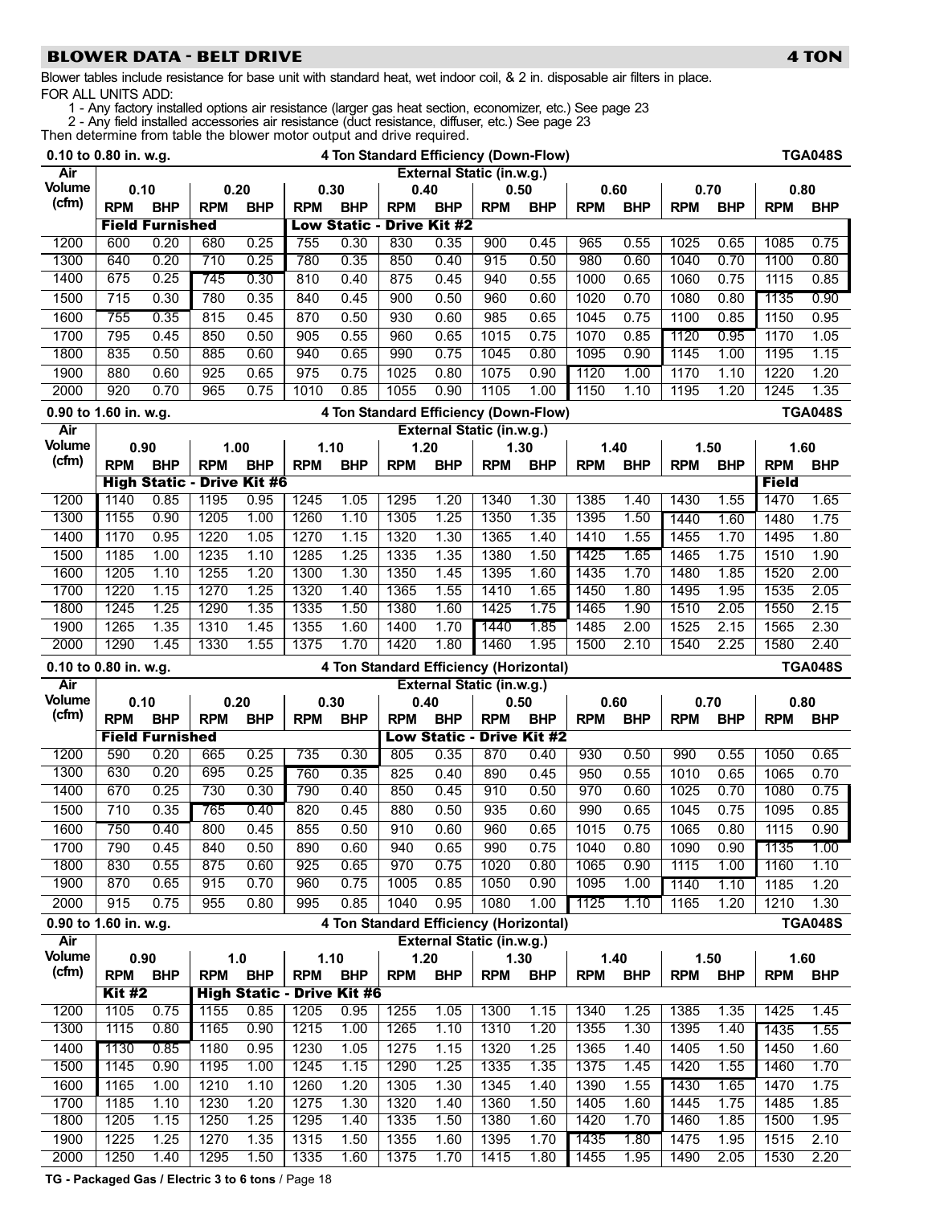## BLOWER DATA - BELT DRIVE — 4 TON

Blower tables include resistance for base unit with standard heat, wet indoor coil, & 2 in. disposable air filters in place.
FOR ALL UNITS ADD:

1 - Any factory installed options air resistance (larger gas heat section, economizer, etc.) See page 23
2 - Any field installed accessories air resistance (duct resistance, diffuser, etc.) See page 23

Then determine from table the blower motor output and drive required.

**0.10 to 0.80 in. w.g. — 4 Ton Standard Efficiency (Down-Flow) — TGA048S**

| Air Volume (cfm) | External Static (in.w.g.) | | | | | | | | | | | | | | | |
|---|---|---|---|---|---|---|---|---|---|---|---|---|---|---|---|---|
| | 0.10 | | 0.20 | | 0.30 | | 0.40 | | 0.50 | | 0.60 | | 0.70 | | 0.80 | |
| | RPM | BHP | RPM | BHP | RPM | BHP | RPM | BHP | RPM | BHP | RPM | BHP | RPM | BHP | RPM | BHP |
| | Field Furnished | | | | Low Static - Drive Kit #2 | | | | | | | | | | | |
| 1200 | 600 | 0.20 | 680 | 0.25 | 755 | 0.30 | 830 | 0.35 | 900 | 0.45 | 965 | 0.55 | 1025 | 0.65 | 1085 | 0.75 |
| 1300 | 640 | 0.20 | 710 | 0.25 | 780 | 0.35 | 850 | 0.40 | 915 | 0.50 | 980 | 0.60 | 1040 | 0.70 | 1100 | 0.80 |
| 1400 | 675 | 0.25 | 745 | 0.30 | 810 | 0.40 | 875 | 0.45 | 940 | 0.55 | 1000 | 0.65 | 1060 | 0.75 | 1115 | 0.85 |
| 1500 | 715 | 0.30 | 780 | 0.35 | 840 | 0.45 | 900 | 0.50 | 960 | 0.60 | 1020 | 0.70 | 1080 | 0.80 | 1135 | 0.90 |
| 1600 | 755 | 0.35 | 815 | 0.45 | 870 | 0.50 | 930 | 0.60 | 985 | 0.65 | 1045 | 0.75 | 1100 | 0.85 | 1150 | 0.95 |
| 1700 | 795 | 0.45 | 850 | 0.50 | 905 | 0.55 | 960 | 0.65 | 1015 | 0.75 | 1070 | 0.85 | 1120 | 0.95 | 1170 | 1.05 |
| 1800 | 835 | 0.50 | 885 | 0.60 | 940 | 0.65 | 990 | 0.75 | 1045 | 0.80 | 1095 | 0.90 | 1145 | 1.00 | 1195 | 1.15 |
| 1900 | 880 | 0.60 | 925 | 0.65 | 975 | 0.75 | 1025 | 0.80 | 1075 | 0.90 | 1120 | 1.00 | 1170 | 1.10 | 1220 | 1.20 |
| 2000 | 920 | 0.70 | 965 | 0.75 | 1010 | 0.85 | 1055 | 0.90 | 1105 | 1.00 | 1150 | 1.10 | 1195 | 1.20 | 1245 | 1.35 |

**0.90 to 1.60 in. w.g. — 4 Ton Standard Efficiency (Down-Flow) — TGA048S**

| Air Volume (cfm) | External Static (in.w.g.) | | | | | | | | | | | | | | | |
|---|---|---|---|---|---|---|---|---|---|---|---|---|---|---|---|---|
| | 0.90 | | 1.00 | | 1.10 | | 1.20 | | 1.30 | | 1.40 | | 1.50 | | 1.60 | |
| | RPM | BHP | RPM | BHP | RPM | BHP | RPM | BHP | RPM | BHP | RPM | BHP | RPM | BHP | RPM | BHP |
| | High Static - Drive Kit #6 | | | | | | | | | | | | | | Field | |
| 1200 | 1140 | 0.85 | 1195 | 0.95 | 1245 | 1.05 | 1295 | 1.20 | 1340 | 1.30 | 1385 | 1.40 | 1430 | 1.55 | 1470 | 1.65 |
| 1300 | 1155 | 0.90 | 1205 | 1.00 | 1260 | 1.10 | 1305 | 1.25 | 1350 | 1.35 | 1395 | 1.50 | 1440 | 1.60 | 1480 | 1.75 |
| 1400 | 1170 | 0.95 | 1220 | 1.05 | 1270 | 1.15 | 1320 | 1.30 | 1365 | 1.40 | 1410 | 1.55 | 1455 | 1.70 | 1495 | 1.80 |
| 1500 | 1185 | 1.00 | 1235 | 1.10 | 1285 | 1.25 | 1335 | 1.35 | 1380 | 1.50 | 1425 | 1.65 | 1465 | 1.75 | 1510 | 1.90 |
| 1600 | 1205 | 1.10 | 1255 | 1.20 | 1300 | 1.30 | 1350 | 1.45 | 1395 | 1.60 | 1435 | 1.70 | 1480 | 1.85 | 1520 | 2.00 |
| 1700 | 1220 | 1.15 | 1270 | 1.25 | 1320 | 1.40 | 1365 | 1.55 | 1410 | 1.65 | 1450 | 1.80 | 1495 | 1.95 | 1535 | 2.05 |
| 1800 | 1245 | 1.25 | 1290 | 1.35 | 1335 | 1.50 | 1380 | 1.60 | 1425 | 1.75 | 1465 | 1.90 | 1510 | 2.05 | 1550 | 2.15 |
| 1900 | 1265 | 1.35 | 1310 | 1.45 | 1355 | 1.60 | 1400 | 1.70 | 1440 | 1.85 | 1485 | 2.00 | 1525 | 2.15 | 1565 | 2.30 |
| 2000 | 1290 | 1.45 | 1330 | 1.55 | 1375 | 1.70 | 1420 | 1.80 | 1460 | 1.95 | 1500 | 2.10 | 1540 | 2.25 | 1580 | 2.40 |

**0.10 to 0.80 in. w.g. — 4 Ton Standard Efficiency (Horizontal) — TGA048S**

| Air Volume (cfm) | External Static (in.w.g.) | | | | | | | | | | | | | | | |
|---|---|---|---|---|---|---|---|---|---|---|---|---|---|---|---|---|
| | 0.10 | | 0.20 | | 0.30 | | 0.40 | | 0.50 | | 0.60 | | 0.70 | | 0.80 | |
| | RPM | BHP | RPM | BHP | RPM | BHP | RPM | BHP | RPM | BHP | RPM | BHP | RPM | BHP | RPM | BHP |
| | Field Furnished | | | | | | Low Static - Drive Kit #2 | | | | | | | | | |
| 1200 | 590 | 0.20 | 665 | 0.25 | 735 | 0.30 | 805 | 0.35 | 870 | 0.40 | 930 | 0.50 | 990 | 0.55 | 1050 | 0.65 |
| 1300 | 630 | 0.20 | 695 | 0.25 | 760 | 0.35 | 825 | 0.40 | 890 | 0.45 | 950 | 0.55 | 1010 | 0.65 | 1065 | 0.70 |
| 1400 | 670 | 0.25 | 730 | 0.30 | 790 | 0.40 | 850 | 0.45 | 910 | 0.50 | 970 | 0.60 | 1025 | 0.70 | 1080 | 0.75 |
| 1500 | 710 | 0.35 | 765 | 0.40 | 820 | 0.45 | 880 | 0.50 | 935 | 0.60 | 990 | 0.65 | 1045 | 0.75 | 1095 | 0.85 |
| 1600 | 750 | 0.40 | 800 | 0.45 | 855 | 0.50 | 910 | 0.60 | 960 | 0.65 | 1015 | 0.75 | 1065 | 0.80 | 1115 | 0.90 |
| 1700 | 790 | 0.45 | 840 | 0.50 | 890 | 0.60 | 940 | 0.65 | 990 | 0.75 | 1040 | 0.80 | 1090 | 0.90 | 1135 | 1.00 |
| 1800 | 830 | 0.55 | 875 | 0.60 | 925 | 0.65 | 970 | 0.75 | 1020 | 0.80 | 1065 | 0.90 | 1115 | 1.00 | 1160 | 1.10 |
| 1900 | 870 | 0.65 | 915 | 0.70 | 960 | 0.75 | 1005 | 0.85 | 1050 | 0.90 | 1095 | 1.00 | 1140 | 1.10 | 1185 | 1.20 |
| 2000 | 915 | 0.75 | 955 | 0.80 | 995 | 0.85 | 1040 | 0.95 | 1080 | 1.00 | 1125 | 1.10 | 1165 | 1.20 | 1210 | 1.30 |

**0.90 to 1.60 in. w.g. — 4 Ton Standard Efficiency (Horizontal) — TGA048S**

| Air Volume (cfm) | External Static (in.w.g.) | | | | | | | | | | | | | | | |
|---|---|---|---|---|---|---|---|---|---|---|---|---|---|---|---|---|
| | 0.90 | | 1.0 | | 1.10 | | 1.20 | | 1.30 | | 1.40 | | 1.50 | | 1.60 | |
| | RPM | BHP | RPM | BHP | RPM | BHP | RPM | BHP | RPM | BHP | RPM | BHP | RPM | BHP | RPM | BHP |
| | Kit #2 | | High Static - Drive Kit #6 | | | | | | | | | | | | | |
| 1200 | 1105 | 0.75 | 1155 | 0.85 | 1205 | 0.95 | 1255 | 1.05 | 1300 | 1.15 | 1340 | 1.25 | 1385 | 1.35 | 1425 | 1.45 |
| 1300 | 1115 | 0.80 | 1165 | 0.90 | 1215 | 1.00 | 1265 | 1.10 | 1310 | 1.20 | 1355 | 1.30 | 1395 | 1.40 | 1435 | 1.55 |
| 1400 | 1130 | 0.85 | 1180 | 0.95 | 1230 | 1.05 | 1275 | 1.15 | 1320 | 1.25 | 1365 | 1.40 | 1405 | 1.50 | 1450 | 1.60 |
| 1500 | 1145 | 0.90 | 1195 | 1.00 | 1245 | 1.15 | 1290 | 1.25 | 1335 | 1.35 | 1375 | 1.45 | 1420 | 1.55 | 1460 | 1.70 |
| 1600 | 1165 | 1.00 | 1210 | 1.10 | 1260 | 1.20 | 1305 | 1.30 | 1345 | 1.40 | 1390 | 1.55 | 1430 | 1.65 | 1470 | 1.75 |
| 1700 | 1185 | 1.10 | 1230 | 1.20 | 1275 | 1.30 | 1320 | 1.40 | 1360 | 1.50 | 1405 | 1.60 | 1445 | 1.75 | 1485 | 1.85 |
| 1800 | 1205 | 1.15 | 1250 | 1.25 | 1295 | 1.40 | 1335 | 1.50 | 1380 | 1.60 | 1420 | 1.70 | 1460 | 1.85 | 1500 | 1.95 |
| 1900 | 1225 | 1.25 | 1270 | 1.35 | 1315 | 1.50 | 1355 | 1.60 | 1395 | 1.70 | 1435 | 1.80 | 1475 | 1.95 | 1515 | 2.10 |
| 2000 | 1250 | 1.40 | 1295 | 1.50 | 1335 | 1.60 | 1375 | 1.70 | 1415 | 1.80 | 1455 | 1.95 | 1490 | 2.05 | 1530 | 2.20 |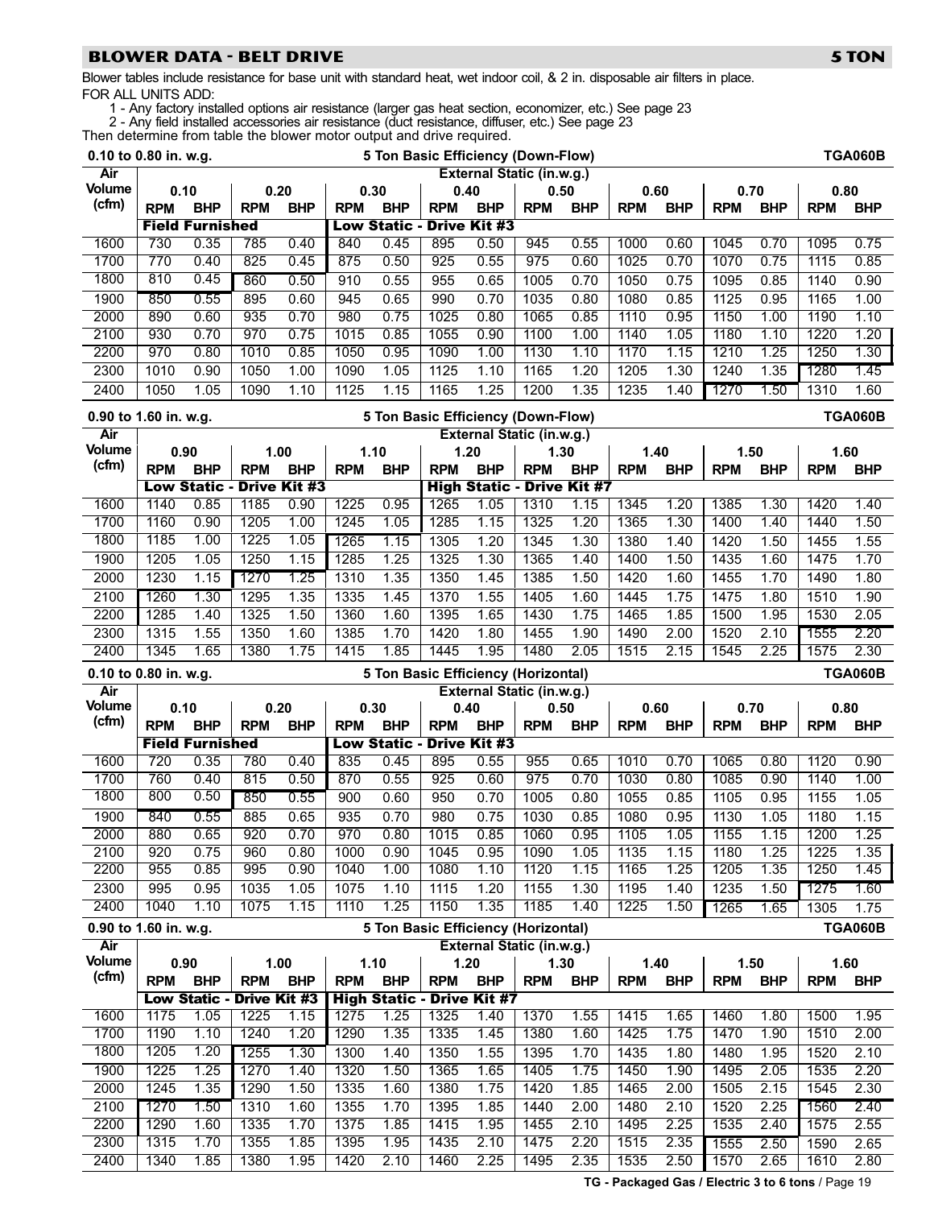## BLOWER DATA - BELT DRIVE — 5 TON

Blower tables include resistance for base unit with standard heat, wet indoor coil, & 2 in. disposable air filters in place.

FOR ALL UNITS ADD:

1 - Any factory installed options air resistance (larger gas heat section, economizer, etc.) See page 23

2 - Any field installed accessories air resistance (duct resistance, diffuser, etc.) See page 23

Then determine from table the blower motor output and drive required.

### 0.10 to 0.80 in. w.g. — 5 Ton Basic Efficiency (Down-Flow) — TGA060B

| Air Volume (cfm) | External Static (in.w.g.) | | | | | | | | | | | | | | | |
|---|---|---|---|---|---|---|---|---|---|---|---|---|---|---|---|---|
| | 0.10 | | 0.20 | | 0.30 | | 0.40 | | 0.50 | | 0.60 | | 0.70 | | 0.80 | |
| | RPM | BHP | RPM | BHP | RPM | BHP | RPM | BHP | RPM | BHP | RPM | BHP | RPM | BHP | RPM | BHP |
| | Field Furnished | | | | Low Static - Drive Kit #3 | | | | | | | | | | | |
| 1600 | 730 | 0.35 | 785 | 0.40 | 840 | 0.45 | 895 | 0.50 | 945 | 0.55 | 1000 | 0.60 | 1045 | 0.70 | 1095 | 0.75 |
| 1700 | 770 | 0.40 | 825 | 0.45 | 875 | 0.50 | 925 | 0.55 | 975 | 0.60 | 1025 | 0.70 | 1070 | 0.75 | 1115 | 0.85 |
| 1800 | 810 | 0.45 | 860 | 0.50 | 910 | 0.55 | 955 | 0.65 | 1005 | 0.70 | 1050 | 0.75 | 1095 | 0.85 | 1140 | 0.90 |
| 1900 | 850 | 0.55 | 895 | 0.60 | 945 | 0.65 | 990 | 0.70 | 1035 | 0.80 | 1080 | 0.85 | 1125 | 0.95 | 1165 | 1.00 |
| 2000 | 890 | 0.60 | 935 | 0.70 | 980 | 0.75 | 1025 | 0.80 | 1065 | 0.85 | 1110 | 0.95 | 1150 | 1.00 | 1190 | 1.10 |
| 2100 | 930 | 0.70 | 970 | 0.75 | 1015 | 0.85 | 1055 | 0.90 | 1100 | 1.00 | 1140 | 1.05 | 1180 | 1.10 | 1220 | 1.20 |
| 2200 | 970 | 0.80 | 1010 | 0.85 | 1050 | 0.95 | 1090 | 1.00 | 1130 | 1.10 | 1170 | 1.15 | 1210 | 1.25 | 1250 | 1.30 |
| 2300 | 1010 | 0.90 | 1050 | 1.00 | 1090 | 1.05 | 1125 | 1.10 | 1165 | 1.20 | 1205 | 1.30 | 1240 | 1.35 | 1280 | 1.45 |
| 2400 | 1050 | 1.05 | 1090 | 1.10 | 1125 | 1.15 | 1165 | 1.25 | 1200 | 1.35 | 1235 | 1.40 | 1270 | 1.50 | 1310 | 1.60 |

### 0.90 to 1.60 in. w.g. — 5 Ton Basic Efficiency (Down-Flow) — TGA060B

| Air Volume (cfm) | External Static (in.w.g.) | | | | | | | | | | | | | | | |
|---|---|---|---|---|---|---|---|---|---|---|---|---|---|---|---|---|
| | 0.90 | | 1.00 | | 1.10 | | 1.20 | | 1.30 | | 1.40 | | 1.50 | | 1.60 | |
| | RPM | BHP | RPM | BHP | RPM | BHP | RPM | BHP | RPM | BHP | RPM | BHP | RPM | BHP | RPM | BHP |
| | Low Static - Drive Kit #3 | | | | | | High Static - Drive Kit #7 | | | | | | | | | |
| 1600 | 1140 | 0.85 | 1185 | 0.90 | 1225 | 0.95 | 1265 | 1.05 | 1310 | 1.15 | 1345 | 1.20 | 1385 | 1.30 | 1420 | 1.40 |
| 1700 | 1160 | 0.90 | 1205 | 1.00 | 1245 | 1.05 | 1285 | 1.15 | 1325 | 1.20 | 1365 | 1.30 | 1400 | 1.40 | 1440 | 1.50 |
| 1800 | 1185 | 1.00 | 1225 | 1.05 | 1265 | 1.15 | 1305 | 1.20 | 1345 | 1.30 | 1380 | 1.40 | 1420 | 1.50 | 1455 | 1.55 |
| 1900 | 1205 | 1.05 | 1250 | 1.15 | 1285 | 1.25 | 1325 | 1.30 | 1365 | 1.40 | 1400 | 1.50 | 1435 | 1.60 | 1475 | 1.70 |
| 2000 | 1230 | 1.15 | 1270 | 1.25 | 1310 | 1.35 | 1350 | 1.45 | 1385 | 1.50 | 1420 | 1.60 | 1455 | 1.70 | 1490 | 1.80 |
| 2100 | 1260 | 1.30 | 1295 | 1.35 | 1335 | 1.45 | 1370 | 1.55 | 1405 | 1.60 | 1445 | 1.75 | 1475 | 1.80 | 1510 | 1.90 |
| 2200 | 1285 | 1.40 | 1325 | 1.50 | 1360 | 1.60 | 1395 | 1.65 | 1430 | 1.75 | 1465 | 1.85 | 1500 | 1.95 | 1530 | 2.05 |
| 2300 | 1315 | 1.55 | 1350 | 1.60 | 1385 | 1.70 | 1420 | 1.80 | 1455 | 1.90 | 1490 | 2.00 | 1520 | 2.10 | 1555 | 2.20 |
| 2400 | 1345 | 1.65 | 1380 | 1.75 | 1415 | 1.85 | 1445 | 1.95 | 1480 | 2.05 | 1515 | 2.15 | 1545 | 2.25 | 1575 | 2.30 |

### 0.10 to 0.80 in. w.g. — 5 Ton Basic Efficiency (Horizontal) — TGA060B

| Air Volume (cfm) | External Static (in.w.g.) | | | | | | | | | | | | | | | |
|---|---|---|---|---|---|---|---|---|---|---|---|---|---|---|---|---|
| | 0.10 | | 0.20 | | 0.30 | | 0.40 | | 0.50 | | 0.60 | | 0.70 | | 0.80 | |
| | RPM | BHP | RPM | BHP | RPM | BHP | RPM | BHP | RPM | BHP | RPM | BHP | RPM | BHP | RPM | BHP |
| | Field Furnished | | | | Low Static - Drive Kit #3 | | | | | | | | | | | |
| 1600 | 720 | 0.35 | 780 | 0.40 | 835 | 0.45 | 895 | 0.55 | 955 | 0.65 | 1010 | 0.70 | 1065 | 0.80 | 1120 | 0.90 |
| 1700 | 760 | 0.40 | 815 | 0.50 | 870 | 0.55 | 925 | 0.60 | 975 | 0.70 | 1030 | 0.80 | 1085 | 0.90 | 1140 | 1.00 |
| 1800 | 800 | 0.50 | 850 | 0.55 | 900 | 0.60 | 950 | 0.70 | 1005 | 0.80 | 1055 | 0.85 | 1105 | 0.95 | 1155 | 1.05 |
| 1900 | 840 | 0.55 | 885 | 0.65 | 935 | 0.70 | 980 | 0.75 | 1030 | 0.85 | 1080 | 0.95 | 1130 | 1.05 | 1180 | 1.15 |
| 2000 | 880 | 0.65 | 920 | 0.70 | 970 | 0.80 | 1015 | 0.85 | 1060 | 0.95 | 1105 | 1.05 | 1155 | 1.15 | 1200 | 1.25 |
| 2100 | 920 | 0.75 | 960 | 0.80 | 1000 | 0.90 | 1045 | 0.95 | 1090 | 1.05 | 1135 | 1.15 | 1180 | 1.25 | 1225 | 1.35 |
| 2200 | 955 | 0.85 | 995 | 0.90 | 1040 | 1.00 | 1080 | 1.10 | 1120 | 1.15 | 1165 | 1.25 | 1205 | 1.35 | 1250 | 1.45 |
| 2300 | 995 | 0.95 | 1035 | 1.05 | 1075 | 1.10 | 1115 | 1.20 | 1155 | 1.30 | 1195 | 1.40 | 1235 | 1.50 | 1275 | 1.60 |
| 2400 | 1040 | 1.10 | 1075 | 1.15 | 1110 | 1.25 | 1150 | 1.35 | 1185 | 1.40 | 1225 | 1.50 | 1265 | 1.65 | 1305 | 1.75 |

### 0.90 to 1.60 in. w.g. — 5 Ton Basic Efficiency (Horizontal) — TGA060B

| Air Volume (cfm) | External Static (in.w.g.) | | | | | | | | | | | | | | | |
|---|---|---|---|---|---|---|---|---|---|---|---|---|---|---|---|---|
| | 0.90 | | 1.00 | | 1.10 | | 1.20 | | 1.30 | | 1.40 | | 1.50 | | 1.60 | |
| | RPM | BHP | RPM | BHP | RPM | BHP | RPM | BHP | RPM | BHP | RPM | BHP | RPM | BHP | RPM | BHP |
| | Low Static - Drive Kit #3 | | | | High Static - Drive Kit #7 | | | | | | | | | | | |
| 1600 | 1175 | 1.05 | 1225 | 1.15 | 1275 | 1.25 | 1325 | 1.40 | 1370 | 1.55 | 1415 | 1.65 | 1460 | 1.80 | 1500 | 1.95 |
| 1700 | 1190 | 1.10 | 1240 | 1.20 | 1290 | 1.35 | 1335 | 1.45 | 1380 | 1.60 | 1425 | 1.75 | 1470 | 1.90 | 1510 | 2.00 |
| 1800 | 1205 | 1.20 | 1255 | 1.30 | 1300 | 1.40 | 1350 | 1.55 | 1395 | 1.70 | 1435 | 1.80 | 1480 | 1.95 | 1520 | 2.10 |
| 1900 | 1225 | 1.25 | 1270 | 1.40 | 1320 | 1.50 | 1365 | 1.65 | 1405 | 1.75 | 1450 | 1.90 | 1495 | 2.05 | 1535 | 2.20 |
| 2000 | 1245 | 1.35 | 1290 | 1.50 | 1335 | 1.60 | 1380 | 1.75 | 1420 | 1.85 | 1465 | 2.00 | 1505 | 2.15 | 1545 | 2.30 |
| 2100 | 1270 | 1.50 | 1310 | 1.60 | 1355 | 1.70 | 1395 | 1.85 | 1440 | 2.00 | 1480 | 2.10 | 1520 | 2.25 | 1560 | 2.40 |
| 2200 | 1290 | 1.60 | 1335 | 1.70 | 1375 | 1.85 | 1415 | 1.95 | 1455 | 2.10 | 1495 | 2.25 | 1535 | 2.40 | 1575 | 2.55 |
| 2300 | 1315 | 1.70 | 1355 | 1.85 | 1395 | 1.95 | 1435 | 2.10 | 1475 | 2.20 | 1515 | 2.35 | 1555 | 2.50 | 1590 | 2.65 |
| 2400 | 1340 | 1.85 | 1380 | 1.95 | 1420 | 2.10 | 1460 | 2.25 | 1495 | 2.35 | 1535 | 2.50 | 1570 | 2.65 | 1610 | 2.80 |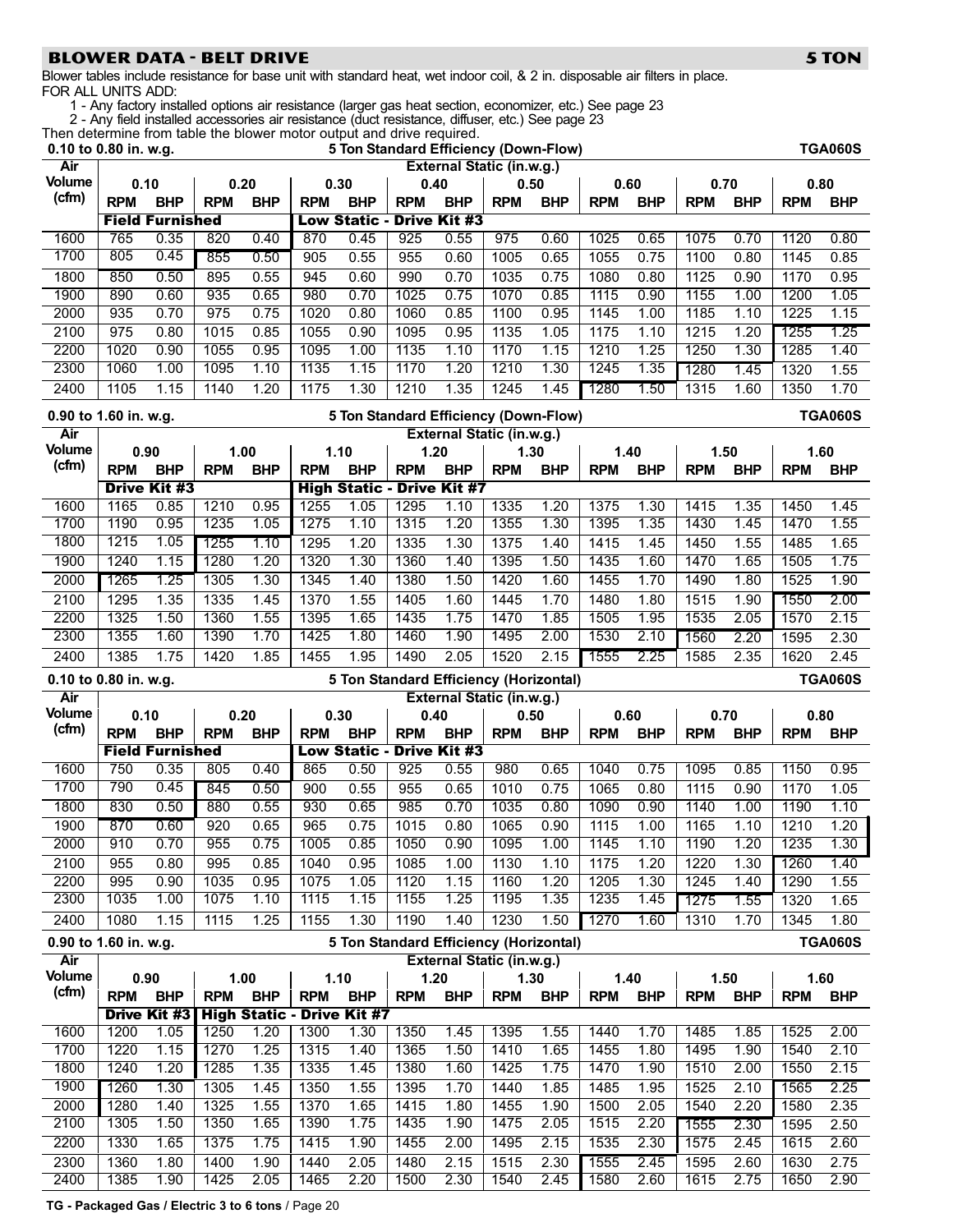## BLOWER DATA - BELT DRIVE — 5 TON

Blower tables include resistance for base unit with standard heat, wet indoor coil, & 2 in. disposable air filters in place.
FOR ALL UNITS ADD:

1 - Any factory installed options air resistance (larger gas heat section, economizer, etc.) See page 23
2 - Any field installed accessories air resistance (duct resistance, diffuser, etc.) See page 23

Then determine from table the blower motor output and drive required.

**0.10 to 0.80 in. w.g. — 5 Ton Standard Efficiency (Down-Flow) — TGA060S**

| Air Volume (cfm) | External Static (in.w.g.) | | | | | | | | | | | | | | | |
|---|---|---|---|---|---|---|---|---|---|---|---|---|---|---|---|---|
| | 0.10 | | 0.20 | | 0.30 | | 0.40 | | 0.50 | | 0.60 | | 0.70 | | 0.80 | |
| | RPM | BHP | RPM | BHP | RPM | BHP | RPM | BHP | RPM | BHP | RPM | BHP | RPM | BHP | RPM | BHP |
| | **Field Furnished** | | | | **Low Static - Drive Kit #3** | | | | | | | | | | | |
| 1600 | 765 | 0.35 | 820 | 0.40 | 870 | 0.45 | 925 | 0.55 | 975 | 0.60 | 1025 | 0.65 | 1075 | 0.70 | 1120 | 0.80 |
| 1700 | 805 | 0.45 | 855 | 0.50 | 905 | 0.55 | 955 | 0.60 | 1005 | 0.65 | 1055 | 0.75 | 1100 | 0.80 | 1145 | 0.85 |
| 1800 | 850 | 0.50 | 895 | 0.55 | 945 | 0.60 | 990 | 0.70 | 1035 | 0.75 | 1080 | 0.80 | 1125 | 0.90 | 1170 | 0.95 |
| 1900 | 890 | 0.60 | 935 | 0.65 | 980 | 0.70 | 1025 | 0.75 | 1070 | 0.85 | 1115 | 0.90 | 1155 | 1.00 | 1200 | 1.05 |
| 2000 | 935 | 0.70 | 975 | 0.75 | 1020 | 0.80 | 1060 | 0.85 | 1100 | 0.95 | 1145 | 1.00 | 1185 | 1.10 | 1225 | 1.15 |
| 2100 | 975 | 0.80 | 1015 | 0.85 | 1055 | 0.90 | 1095 | 0.95 | 1135 | 1.05 | 1175 | 1.10 | 1215 | 1.20 | 1255 | 1.25 |
| 2200 | 1020 | 0.90 | 1055 | 0.95 | 1095 | 1.00 | 1135 | 1.10 | 1170 | 1.15 | 1210 | 1.25 | 1250 | 1.30 | 1285 | 1.40 |
| 2300 | 1060 | 1.00 | 1095 | 1.10 | 1135 | 1.15 | 1170 | 1.20 | 1210 | 1.30 | 1245 | 1.35 | 1280 | 1.45 | 1320 | 1.55 |
| 2400 | 1105 | 1.15 | 1140 | 1.20 | 1175 | 1.30 | 1210 | 1.35 | 1245 | 1.45 | 1280 | 1.50 | 1315 | 1.60 | 1350 | 1.70 |

**0.90 to 1.60 in. w.g. — 5 Ton Standard Efficiency (Down-Flow) — TGA060S**

| Air Volume (cfm) | External Static (in.w.g.) | | | | | | | | | | | | | | | |
|---|---|---|---|---|---|---|---|---|---|---|---|---|---|---|---|---|
| | 0.90 | | 1.00 | | 1.10 | | 1.20 | | 1.30 | | 1.40 | | 1.50 | | 1.60 | |
| | RPM | BHP | RPM | BHP | RPM | BHP | RPM | BHP | RPM | BHP | RPM | BHP | RPM | BHP | RPM | BHP |
| | **Drive Kit #3** | | | | **High Static - Drive Kit #7** | | | | | | | | | | | |
| 1600 | 1165 | 0.85 | 1210 | 0.95 | 1255 | 1.05 | 1295 | 1.10 | 1335 | 1.20 | 1375 | 1.30 | 1415 | 1.35 | 1450 | 1.45 |
| 1700 | 1190 | 0.95 | 1235 | 1.05 | 1275 | 1.10 | 1315 | 1.20 | 1355 | 1.30 | 1395 | 1.35 | 1430 | 1.45 | 1470 | 1.55 |
| 1800 | 1215 | 1.05 | 1255 | 1.10 | 1295 | 1.20 | 1335 | 1.30 | 1375 | 1.40 | 1415 | 1.45 | 1450 | 1.55 | 1485 | 1.65 |
| 1900 | 1240 | 1.15 | 1280 | 1.20 | 1320 | 1.30 | 1360 | 1.40 | 1395 | 1.50 | 1435 | 1.60 | 1470 | 1.65 | 1505 | 1.75 |
| 2000 | 1265 | 1.25 | 1305 | 1.30 | 1345 | 1.40 | 1380 | 1.50 | 1420 | 1.60 | 1455 | 1.70 | 1490 | 1.80 | 1525 | 1.90 |
| 2100 | 1295 | 1.35 | 1335 | 1.45 | 1370 | 1.55 | 1405 | 1.60 | 1445 | 1.70 | 1480 | 1.80 | 1515 | 1.90 | 1550 | 2.00 |
| 2200 | 1325 | 1.50 | 1360 | 1.55 | 1395 | 1.65 | 1435 | 1.75 | 1470 | 1.85 | 1505 | 1.95 | 1535 | 2.05 | 1570 | 2.15 |
| 2300 | 1355 | 1.60 | 1390 | 1.70 | 1425 | 1.80 | 1460 | 1.90 | 1495 | 2.00 | 1530 | 2.10 | 1560 | 2.20 | 1595 | 2.30 |
| 2400 | 1385 | 1.75 | 1420 | 1.85 | 1455 | 1.95 | 1490 | 2.05 | 1520 | 2.15 | 1555 | 2.25 | 1585 | 2.35 | 1620 | 2.45 |

**0.10 to 0.80 in. w.g. — 5 Ton Standard Efficiency (Horizontal) — TGA060S**

| Air Volume (cfm) | External Static (in.w.g.) | | | | | | | | | | | | | | | |
|---|---|---|---|---|---|---|---|---|---|---|---|---|---|---|---|---|
| | 0.10 | | 0.20 | | 0.30 | | 0.40 | | 0.50 | | 0.60 | | 0.70 | | 0.80 | |
| | RPM | BHP | RPM | BHP | RPM | BHP | RPM | BHP | RPM | BHP | RPM | BHP | RPM | BHP | RPM | BHP |
| | **Field Furnished** | | | | **Low Static - Drive Kit #3** | | | | | | | | | | | |
| 1600 | 750 | 0.35 | 805 | 0.40 | 865 | 0.50 | 925 | 0.55 | 980 | 0.65 | 1040 | 0.75 | 1095 | 0.85 | 1150 | 0.95 |
| 1700 | 790 | 0.45 | 845 | 0.50 | 900 | 0.55 | 955 | 0.65 | 1010 | 0.75 | 1065 | 0.80 | 1115 | 0.90 | 1170 | 1.05 |
| 1800 | 830 | 0.50 | 880 | 0.55 | 930 | 0.65 | 985 | 0.70 | 1035 | 0.80 | 1090 | 0.90 | 1140 | 1.00 | 1190 | 1.10 |
| 1900 | 870 | 0.60 | 920 | 0.65 | 965 | 0.75 | 1015 | 0.80 | 1065 | 0.90 | 1115 | 1.00 | 1165 | 1.10 | 1210 | 1.20 |
| 2000 | 910 | 0.70 | 955 | 0.75 | 1005 | 0.85 | 1050 | 0.90 | 1095 | 1.00 | 1145 | 1.10 | 1190 | 1.20 | 1235 | 1.30 |
| 2100 | 955 | 0.80 | 995 | 0.85 | 1040 | 0.95 | 1085 | 1.00 | 1130 | 1.10 | 1175 | 1.20 | 1220 | 1.30 | 1260 | 1.40 |
| 2200 | 995 | 0.90 | 1035 | 0.95 | 1075 | 1.05 | 1120 | 1.15 | 1160 | 1.20 | 1205 | 1.30 | 1245 | 1.40 | 1290 | 1.55 |
| 2300 | 1035 | 1.00 | 1075 | 1.10 | 1115 | 1.15 | 1155 | 1.25 | 1195 | 1.35 | 1235 | 1.45 | 1275 | 1.55 | 1320 | 1.65 |
| 2400 | 1080 | 1.15 | 1115 | 1.25 | 1155 | 1.30 | 1190 | 1.40 | 1230 | 1.50 | 1270 | 1.60 | 1310 | 1.70 | 1345 | 1.80 |

**0.90 to 1.60 in. w.g. — 5 Ton Standard Efficiency (Horizontal) — TGA060S**

| Air Volume (cfm) | External Static (in.w.g.) | | | | | | | | | | | | | | | |
|---|---|---|---|---|---|---|---|---|---|---|---|---|---|---|---|---|
| | 0.90 | | 1.00 | | 1.10 | | 1.20 | | 1.30 | | 1.40 | | 1.50 | | 1.60 | |
| | RPM | BHP | RPM | BHP | RPM | BHP | RPM | BHP | RPM | BHP | RPM | BHP | RPM | BHP | RPM | BHP |
| | **Drive Kit #3** | | **High Static - Drive Kit #7** | | | | | | | | | | | | | |
| 1600 | 1200 | 1.05 | 1250 | 1.20 | 1300 | 1.30 | 1350 | 1.45 | 1395 | 1.55 | 1440 | 1.70 | 1485 | 1.85 | 1525 | 2.00 |
| 1700 | 1220 | 1.15 | 1270 | 1.25 | 1315 | 1.40 | 1365 | 1.50 | 1410 | 1.65 | 1455 | 1.80 | 1495 | 1.90 | 1540 | 2.10 |
| 1800 | 1240 | 1.20 | 1285 | 1.35 | 1335 | 1.45 | 1380 | 1.60 | 1425 | 1.75 | 1470 | 1.90 | 1510 | 2.00 | 1550 | 2.15 |
| 1900 | 1260 | 1.30 | 1305 | 1.45 | 1350 | 1.55 | 1395 | 1.70 | 1440 | 1.85 | 1485 | 1.95 | 1525 | 2.10 | 1565 | 2.25 |
| 2000 | 1280 | 1.40 | 1325 | 1.55 | 1370 | 1.65 | 1415 | 1.80 | 1455 | 1.90 | 1500 | 2.05 | 1540 | 2.20 | 1580 | 2.35 |
| 2100 | 1305 | 1.50 | 1350 | 1.65 | 1390 | 1.75 | 1435 | 1.90 | 1475 | 2.05 | 1515 | 2.20 | 1555 | 2.30 | 1595 | 2.50 |
| 2200 | 1330 | 1.65 | 1375 | 1.75 | 1415 | 1.90 | 1455 | 2.00 | 1495 | 2.15 | 1535 | 2.30 | 1575 | 2.45 | 1615 | 2.60 |
| 2300 | 1360 | 1.80 | 1400 | 1.90 | 1440 | 2.05 | 1480 | 2.15 | 1515 | 2.30 | 1555 | 2.45 | 1595 | 2.60 | 1630 | 2.75 |
| 2400 | 1385 | 1.90 | 1425 | 2.05 | 1465 | 2.20 | 1500 | 2.30 | 1540 | 2.45 | 1580 | 2.60 | 1615 | 2.75 | 1650 | 2.90 |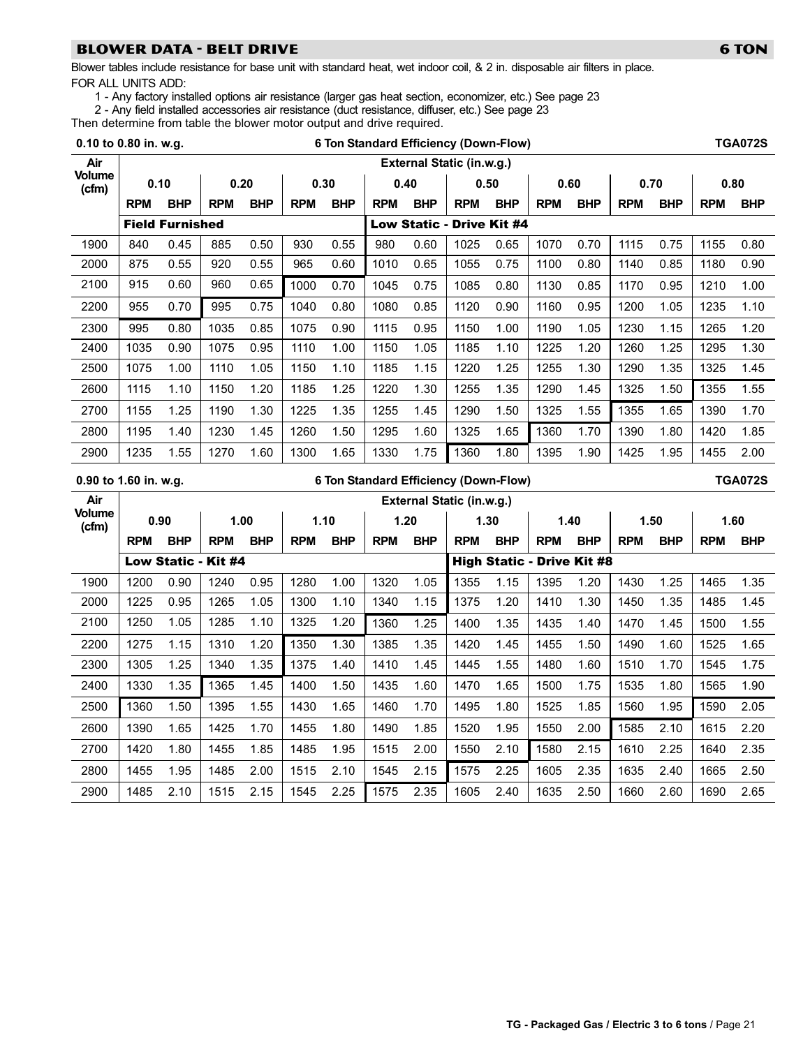## BLOWER DATA - BELT DRIVE 6 TON

Blower tables include resistance for base unit with standard heat, wet indoor coil, & 2 in. disposable air filters in place.

FOR ALL UNITS ADD:

1 - Any factory installed options air resistance (larger gas heat section, economizer, etc.) See page 23
2 - Any field installed accessories air resistance (duct resistance, diffuser, etc.) See page 23

Then determine from table the blower motor output and drive required.

**0.10 to 0.80 in. w.g. — 6 Ton Standard Efficiency (Down-Flow) — TGA072S**

| Air Volume (cfm) | External Static (in.w.g.) | | | | | | | | | | | | | | | |
|---|---|---|---|---|---|---|---|---|---|---|---|---|---|---|---|---|
| | 0.10 | | 0.20 | | 0.30 | | 0.40 | | 0.50 | | 0.60 | | 0.70 | | 0.80 | |
| | RPM | BHP | RPM | BHP | RPM | BHP | RPM | BHP | RPM | BHP | RPM | BHP | RPM | BHP | RPM | BHP |
| | **Field Furnished** | | | | | | **Low Static - Drive Kit #4** | | | | | | | | | |
| 1900 | 840 | 0.45 | 885 | 0.50 | 930 | 0.55 | 980 | 0.60 | 1025 | 0.65 | 1070 | 0.70 | 1115 | 0.75 | 1155 | 0.80 |
| 2000 | 875 | 0.55 | 920 | 0.55 | 965 | 0.60 | 1010 | 0.65 | 1055 | 0.75 | 1100 | 0.80 | 1140 | 0.85 | 1180 | 0.90 |
| 2100 | 915 | 0.60 | 960 | 0.65 | 1000 | 0.70 | 1045 | 0.75 | 1085 | 0.80 | 1130 | 0.85 | 1170 | 0.95 | 1210 | 1.00 |
| 2200 | 955 | 0.70 | 995 | 0.75 | 1040 | 0.80 | 1080 | 0.85 | 1120 | 0.90 | 1160 | 0.95 | 1200 | 1.05 | 1235 | 1.10 |
| 2300 | 995 | 0.80 | 1035 | 0.85 | 1075 | 0.90 | 1115 | 0.95 | 1150 | 1.00 | 1190 | 1.05 | 1230 | 1.15 | 1265 | 1.20 |
| 2400 | 1035 | 0.90 | 1075 | 0.95 | 1110 | 1.00 | 1150 | 1.05 | 1185 | 1.10 | 1225 | 1.20 | 1260 | 1.25 | 1295 | 1.30 |
| 2500 | 1075 | 1.00 | 1110 | 1.05 | 1150 | 1.10 | 1185 | 1.15 | 1220 | 1.25 | 1255 | 1.30 | 1290 | 1.35 | 1325 | 1.45 |
| 2600 | 1115 | 1.10 | 1150 | 1.20 | 1185 | 1.25 | 1220 | 1.30 | 1255 | 1.35 | 1290 | 1.45 | 1325 | 1.50 | 1355 | 1.55 |
| 2700 | 1155 | 1.25 | 1190 | 1.30 | 1225 | 1.35 | 1255 | 1.45 | 1290 | 1.50 | 1325 | 1.55 | 1355 | 1.65 | 1390 | 1.70 |
| 2800 | 1195 | 1.40 | 1230 | 1.45 | 1260 | 1.50 | 1295 | 1.60 | 1325 | 1.65 | 1360 | 1.70 | 1390 | 1.80 | 1420 | 1.85 |
| 2900 | 1235 | 1.55 | 1270 | 1.60 | 1300 | 1.65 | 1330 | 1.75 | 1360 | 1.80 | 1395 | 1.90 | 1425 | 1.95 | 1455 | 2.00 |

**0.90 to 1.60 in. w.g. — 6 Ton Standard Efficiency (Down-Flow) — TGA072S**

| Air Volume (cfm) | External Static (in.w.g.) | | | | | | | | | | | | | | | |
|---|---|---|---|---|---|---|---|---|---|---|---|---|---|---|---|---|
| | 0.90 | | 1.00 | | 1.10 | | 1.20 | | 1.30 | | 1.40 | | 1.50 | | 1.60 | |
| | RPM | BHP | RPM | BHP | RPM | BHP | RPM | BHP | RPM | BHP | RPM | BHP | RPM | BHP | RPM | BHP |
| | **Low Static - Kit #4** | | | | | | | | **High Static - Drive Kit #8** | | | | | | | |
| 1900 | 1200 | 0.90 | 1240 | 0.95 | 1280 | 1.00 | 1320 | 1.05 | 1355 | 1.15 | 1395 | 1.20 | 1430 | 1.25 | 1465 | 1.35 |
| 2000 | 1225 | 0.95 | 1265 | 1.05 | 1300 | 1.10 | 1340 | 1.15 | 1375 | 1.20 | 1410 | 1.30 | 1450 | 1.35 | 1485 | 1.45 |
| 2100 | 1250 | 1.05 | 1285 | 1.10 | 1325 | 1.20 | 1360 | 1.25 | 1400 | 1.35 | 1435 | 1.40 | 1470 | 1.45 | 1500 | 1.55 |
| 2200 | 1275 | 1.15 | 1310 | 1.20 | 1350 | 1.30 | 1385 | 1.35 | 1420 | 1.45 | 1455 | 1.50 | 1490 | 1.60 | 1525 | 1.65 |
| 2300 | 1305 | 1.25 | 1340 | 1.35 | 1375 | 1.40 | 1410 | 1.45 | 1445 | 1.55 | 1480 | 1.60 | 1510 | 1.70 | 1545 | 1.75 |
| 2400 | 1330 | 1.35 | 1365 | 1.45 | 1400 | 1.50 | 1435 | 1.60 | 1470 | 1.65 | 1500 | 1.75 | 1535 | 1.80 | 1565 | 1.90 |
| 2500 | 1360 | 1.50 | 1395 | 1.55 | 1430 | 1.65 | 1460 | 1.70 | 1495 | 1.80 | 1525 | 1.85 | 1560 | 1.95 | 1590 | 2.05 |
| 2600 | 1390 | 1.65 | 1425 | 1.70 | 1455 | 1.80 | 1490 | 1.85 | 1520 | 1.95 | 1550 | 2.00 | 1585 | 2.10 | 1615 | 2.20 |
| 2700 | 1420 | 1.80 | 1455 | 1.85 | 1485 | 1.95 | 1515 | 2.00 | 1550 | 2.10 | 1580 | 2.15 | 1610 | 2.25 | 1640 | 2.35 |
| 2800 | 1455 | 1.95 | 1485 | 2.00 | 1515 | 2.10 | 1545 | 2.15 | 1575 | 2.25 | 1605 | 2.35 | 1635 | 2.40 | 1665 | 2.50 |
| 2900 | 1485 | 2.10 | 1515 | 2.15 | 1545 | 2.25 | 1575 | 2.35 | 1605 | 2.40 | 1635 | 2.50 | 1660 | 2.60 | 1690 | 2.65 |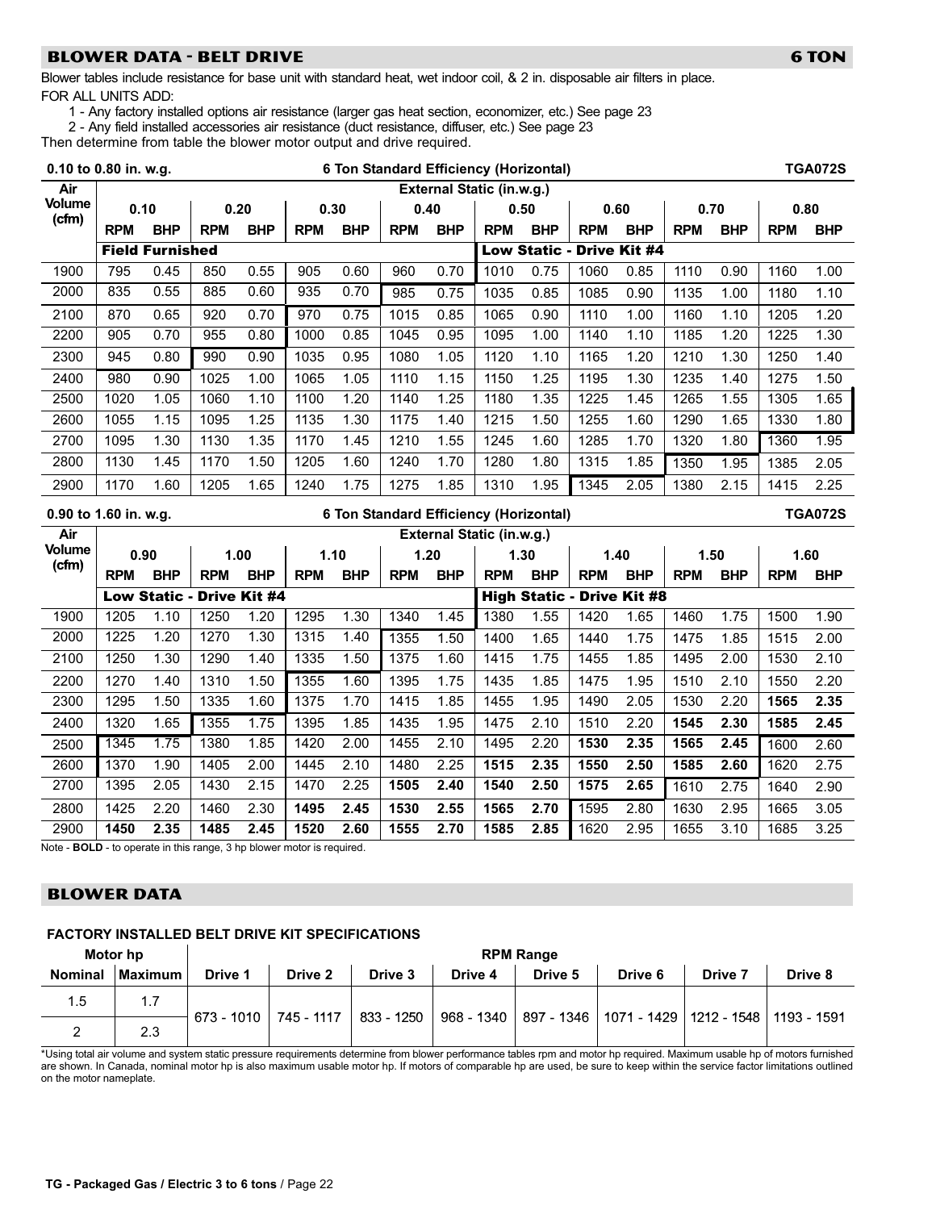## BLOWER DATA - BELT DRIVE — 6 TON

Blower tables include resistance for base unit with standard heat, wet indoor coil, & 2 in. disposable air filters in place.

FOR ALL UNITS ADD:

1 - Any factory installed options air resistance (larger gas heat section, economizer, etc.) See page 23

2 - Any field installed accessories air resistance (duct resistance, diffuser, etc.) See page 23

Then determine from table the blower motor output and drive required.

**0.10 to 0.80 in. w.g. — 6 Ton Standard Efficiency (Horizontal) — TGA072S**

| Air Volume (cfm) | External Static (in.w.g.) | | | | | | | | | | | | | | | |
|---|---|---|---|---|---|---|---|---|---|---|---|---|---|---|---|---|
| | 0.10 | | 0.20 | | 0.30 | | 0.40 | | 0.50 | | 0.60 | | 0.70 | | 0.80 | |
| | RPM | BHP | RPM | BHP | RPM | BHP | RPM | BHP | RPM | BHP | RPM | BHP | RPM | BHP | RPM | BHP |
| | **Field Furnished** | | | | | | | | **Low Static - Drive Kit #4** | | | | | | | |
| 1900 | 795 | 0.45 | 850 | 0.55 | 905 | 0.60 | 960 | 0.70 | 1010 | 0.75 | 1060 | 0.85 | 1110 | 0.90 | 1160 | 1.00 |
| 2000 | 835 | 0.55 | 885 | 0.60 | 935 | 0.70 | 985 | 0.75 | 1035 | 0.85 | 1085 | 0.90 | 1135 | 1.00 | 1180 | 1.10 |
| 2100 | 870 | 0.65 | 920 | 0.70 | 970 | 0.75 | 1015 | 0.85 | 1065 | 0.90 | 1110 | 1.00 | 1160 | 1.10 | 1205 | 1.20 |
| 2200 | 905 | 0.70 | 955 | 0.80 | 1000 | 0.85 | 1045 | 0.95 | 1095 | 1.00 | 1140 | 1.10 | 1185 | 1.20 | 1225 | 1.30 |
| 2300 | 945 | 0.80 | 990 | 0.90 | 1035 | 0.95 | 1080 | 1.05 | 1120 | 1.10 | 1165 | 1.20 | 1210 | 1.30 | 1250 | 1.40 |
| 2400 | 980 | 0.90 | 1025 | 1.00 | 1065 | 1.05 | 1110 | 1.15 | 1150 | 1.25 | 1195 | 1.30 | 1235 | 1.40 | 1275 | 1.50 |
| 2500 | 1020 | 1.05 | 1060 | 1.10 | 1100 | 1.20 | 1140 | 1.25 | 1180 | 1.35 | 1225 | 1.45 | 1265 | 1.55 | 1305 | 1.65 |
| 2600 | 1055 | 1.15 | 1095 | 1.25 | 1135 | 1.30 | 1175 | 1.40 | 1215 | 1.50 | 1255 | 1.60 | 1290 | 1.65 | 1330 | 1.80 |
| 2700 | 1095 | 1.30 | 1130 | 1.35 | 1170 | 1.45 | 1210 | 1.55 | 1245 | 1.60 | 1285 | 1.70 | 1320 | 1.80 | 1360 | 1.95 |
| 2800 | 1130 | 1.45 | 1170 | 1.50 | 1205 | 1.60 | 1240 | 1.70 | 1280 | 1.80 | 1315 | 1.85 | 1350 | 1.95 | 1385 | 2.05 |
| 2900 | 1170 | 1.60 | 1205 | 1.65 | 1240 | 1.75 | 1275 | 1.85 | 1310 | 1.95 | 1345 | 2.05 | 1380 | 2.15 | 1415 | 2.25 |

**0.90 to 1.60 in. w.g. — 6 Ton Standard Efficiency (Horizontal) — TGA072S**

| Air Volume (cfm) | External Static (in.w.g.) | | | | | | | | | | | | | | | |
|---|---|---|---|---|---|---|---|---|---|---|---|---|---|---|---|---|
| | 0.90 | | 1.00 | | 1.10 | | 1.20 | | 1.30 | | 1.40 | | 1.50 | | 1.60 | |
| | RPM | BHP | RPM | BHP | RPM | BHP | RPM | BHP | RPM | BHP | RPM | BHP | RPM | BHP | RPM | BHP |
| | **Low Static - Drive Kit #4** | | | | | | | | **High Static - Drive Kit #8** | | | | | | | |
| 1900 | 1205 | 1.10 | 1250 | 1.20 | 1295 | 1.30 | 1340 | 1.45 | 1380 | 1.55 | 1420 | 1.65 | 1460 | 1.75 | 1500 | 1.90 |
| 2000 | 1225 | 1.20 | 1270 | 1.30 | 1315 | 1.40 | 1355 | 1.50 | 1400 | 1.65 | 1440 | 1.75 | 1475 | 1.85 | 1515 | 2.00 |
| 2100 | 1250 | 1.30 | 1290 | 1.40 | 1335 | 1.50 | 1375 | 1.60 | 1415 | 1.75 | 1455 | 1.85 | 1495 | 2.00 | 1530 | 2.10 |
| 2200 | 1270 | 1.40 | 1310 | 1.50 | 1355 | 1.60 | 1395 | 1.75 | 1435 | 1.85 | 1475 | 1.95 | 1510 | 2.10 | 1550 | 2.20 |
| 2300 | 1295 | 1.50 | 1335 | 1.60 | 1375 | 1.70 | 1415 | 1.85 | 1455 | 1.95 | 1490 | 2.05 | 1530 | 2.20 | **1565** | **2.35** |
| 2400 | 1320 | 1.65 | 1355 | 1.75 | 1395 | 1.85 | 1435 | 1.95 | 1475 | 2.10 | 1510 | 2.20 | **1545** | **2.30** | **1585** | **2.45** |
| 2500 | 1345 | 1.75 | 1380 | 1.85 | 1420 | 2.00 | 1455 | 2.10 | 1495 | 2.20 | **1530** | **2.35** | **1565** | **2.45** | 1600 | 2.60 |
| 2600 | 1370 | 1.90 | 1405 | 2.00 | 1445 | 2.10 | 1480 | 2.25 | **1515** | **2.35** | **1550** | **2.50** | **1585** | **2.60** | 1620 | 2.75 |
| 2700 | 1395 | 2.05 | 1430 | 2.15 | 1470 | 2.25 | **1505** | **2.40** | **1540** | **2.50** | **1575** | **2.65** | 1610 | 2.75 | 1640 | 2.90 |
| 2800 | 1425 | 2.20 | 1460 | 2.30 | **1495** | **2.45** | **1530** | **2.55** | **1565** | **2.70** | 1595 | 2.80 | 1630 | 2.95 | 1665 | 3.05 |
| 2900 | **1450** | **2.35** | **1485** | **2.45** | **1520** | **2.60** | **1555** | **2.70** | **1585** | **2.85** | 1620 | 2.95 | 1655 | 3.10 | 1685 | 3.25 |

Note - **BOLD** - to operate in this range, 3 hp blower motor is required.

## BLOWER DATA

**FACTORY INSTALLED BELT DRIVE KIT SPECIFICATIONS**

| Motor hp | | RPM Range | | | | | | | |
|---|---|---|---|---|---|---|---|---|---|
| Nominal | Maximum | Drive 1 | Drive 2 | Drive 3 | Drive 4 | Drive 5 | Drive 6 | Drive 7 | Drive 8 |
| 1.5 | 1.7 | 673 - 1010 | 745 - 1117 | 833 - 1250 | 968 - 1340 | 897 - 1346 | 1071 - 1429 | 1212 - 1548 | 1193 - 1591 |
| 2 | 2.3 | | | | | | | | |

*Using total air volume and system static pressure requirements determine from blower performance tables rpm and motor hp required. Maximum usable hp of motors furnished are shown. In Canada, nominal motor hp is also maximum usable motor hp. If motors of comparable hp are used, be sure to keep within the service factor limitations outlined on the motor nameplate.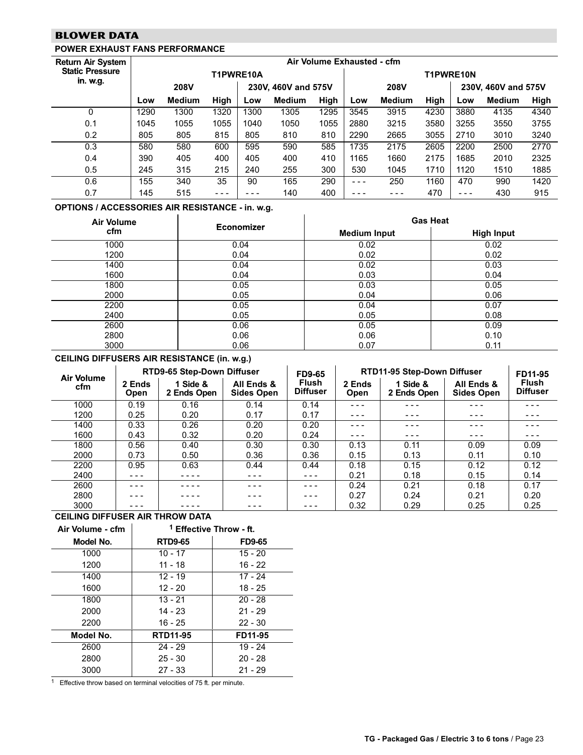## BLOWER DATA

### POWER EXHAUST FANS PERFORMANCE

| Return Air System Static Pressure in. w.g. | Air Volume Exhausted - cfm | | | | | | | | | | | |
|---|---|---|---|---|---|---|---|---|---|---|---|---|
| | T1PWRE10A | | | | | | T1PWRE10N | | | | | |
| | 208V | | | 230V, 460V and 575V | | | 208V | | | 230V, 460V and 575V | | |
| | Low | Medium | High | Low | Medium | High | Low | Medium | High | Low | Medium | High |
| 0 | 1290 | 1300 | 1320 | 1300 | 1305 | 1295 | 3545 | 3915 | 4230 | 3880 | 4135 | 4340 |
| 0.1 | 1045 | 1055 | 1055 | 1040 | 1050 | 1055 | 2880 | 3215 | 3580 | 3255 | 3550 | 3755 |
| 0.2 | 805 | 805 | 815 | 805 | 810 | 810 | 2290 | 2665 | 3055 | 2710 | 3010 | 3240 |
| 0.3 | 580 | 580 | 600 | 595 | 590 | 585 | 1735 | 2175 | 2605 | 2200 | 2500 | 2770 |
| 0.4 | 390 | 405 | 400 | 405 | 400 | 410 | 1165 | 1660 | 2175 | 1685 | 2010 | 2325 |
| 0.5 | 245 | 315 | 215 | 240 | 255 | 300 | 530 | 1045 | 1710 | 1120 | 1510 | 1885 |
| 0.6 | 155 | 340 | 35 | 90 | 165 | 290 | - - - | 250 | 1160 | 470 | 990 | 1420 |
| 0.7 | 145 | 515 | - - - | - - - | 140 | 400 | - - - | - - - | 470 | - - - | 430 | 915 |

### OPTIONS / ACCESSORIES AIR RESISTANCE - in. w.g.

| Air Volume cfm | Economizer | Gas Heat | |
|---|---|---|---|
| | | Medium Input | High Input |
| 1000 | 0.04 | 0.02 | 0.02 |
| 1200 | 0.04 | 0.02 | 0.02 |
| 1400 | 0.04 | 0.02 | 0.03 |
| 1600 | 0.04 | 0.03 | 0.04 |
| 1800 | 0.05 | 0.03 | 0.05 |
| 2000 | 0.05 | 0.04 | 0.06 |
| 2200 | 0.05 | 0.04 | 0.07 |
| 2400 | 0.05 | 0.05 | 0.08 |
| 2600 | 0.06 | 0.05 | 0.09 |
| 2800 | 0.06 | 0.06 | 0.10 |
| 3000 | 0.06 | 0.07 | 0.11 |

### CEILING DIFFUSERS AIR RESISTANCE (in. w.g.)

| Air Volume cfm | RTD9-65 Step-Down Diffuser | | | FD9-65 Flush Diffuser | RTD11-95 Step-Down Diffuser | | | FD11-95 Flush Diffuser |
|---|---|---|---|---|---|---|---|---|
| | 2 Ends Open | 1 Side & 2 Ends Open | All Ends & Sides Open | | 2 Ends Open | 1 Side & 2 Ends Open | All Ends & Sides Open | |
| 1000 | 0.19 | 0.16 | 0.14 | 0.14 | - - - | - - - | - - - | - - - |
| 1200 | 0.25 | 0.20 | 0.17 | 0.17 | - - - | - - - | - - - | - - - |
| 1400 | 0.33 | 0.26 | 0.20 | 0.20 | - - - | - - - | - - - | - - - |
| 1600 | 0.43 | 0.32 | 0.20 | 0.24 | - - - | - - - | - - - | - - - |
| 1800 | 0.56 | 0.40 | 0.30 | 0.30 | 0.13 | 0.11 | 0.09 | 0.09 |
| 2000 | 0.73 | 0.50 | 0.36 | 0.36 | 0.15 | 0.13 | 0.11 | 0.10 |
| 2200 | 0.95 | 0.63 | 0.44 | 0.44 | 0.18 | 0.15 | 0.12 | 0.12 |
| 2400 | - - - | - - - - | - - - | - - - | 0.21 | 0.18 | 0.15 | 0.14 |
| 2600 | - - - | - - - - | - - - | - - - | 0.24 | 0.21 | 0.18 | 0.17 |
| 2800 | - - - | - - - - | - - - | - - - | 0.27 | 0.24 | 0.21 | 0.20 |
| 3000 | - - - | - - - - | - - - | - - - | 0.32 | 0.29 | 0.25 | 0.25 |

### CEILING DIFFUSER AIR THROW DATA

| Air Volume - cfm | [1] Effective Throw - ft. | |
|---|---|---|
| **Model No.** | **RTD9-65** | **FD9-65** |
| 1000 | 10 - 17 | 15 - 20 |
| 1200 | 11 - 18 | 16 - 22 |
| 1400 | 12 - 19 | 17 - 24 |
| 1600 | 12 - 20 | 18 - 25 |
| 1800 | 13 - 21 | 20 - 28 |
| 2000 | 14 - 23 | 21 - 29 |
| 2200 | 16 - 25 | 22 - 30 |
| **Model No.** | **RTD11-95** | **FD11-95** |
| 2600 | 24 - 29 | 19 - 24 |
| 2800 | 25 - 30 | 20 - 28 |
| 3000 | 27 - 33 | 21 - 29 |

[1] Effective throw based on terminal velocities of 75 ft. per minute.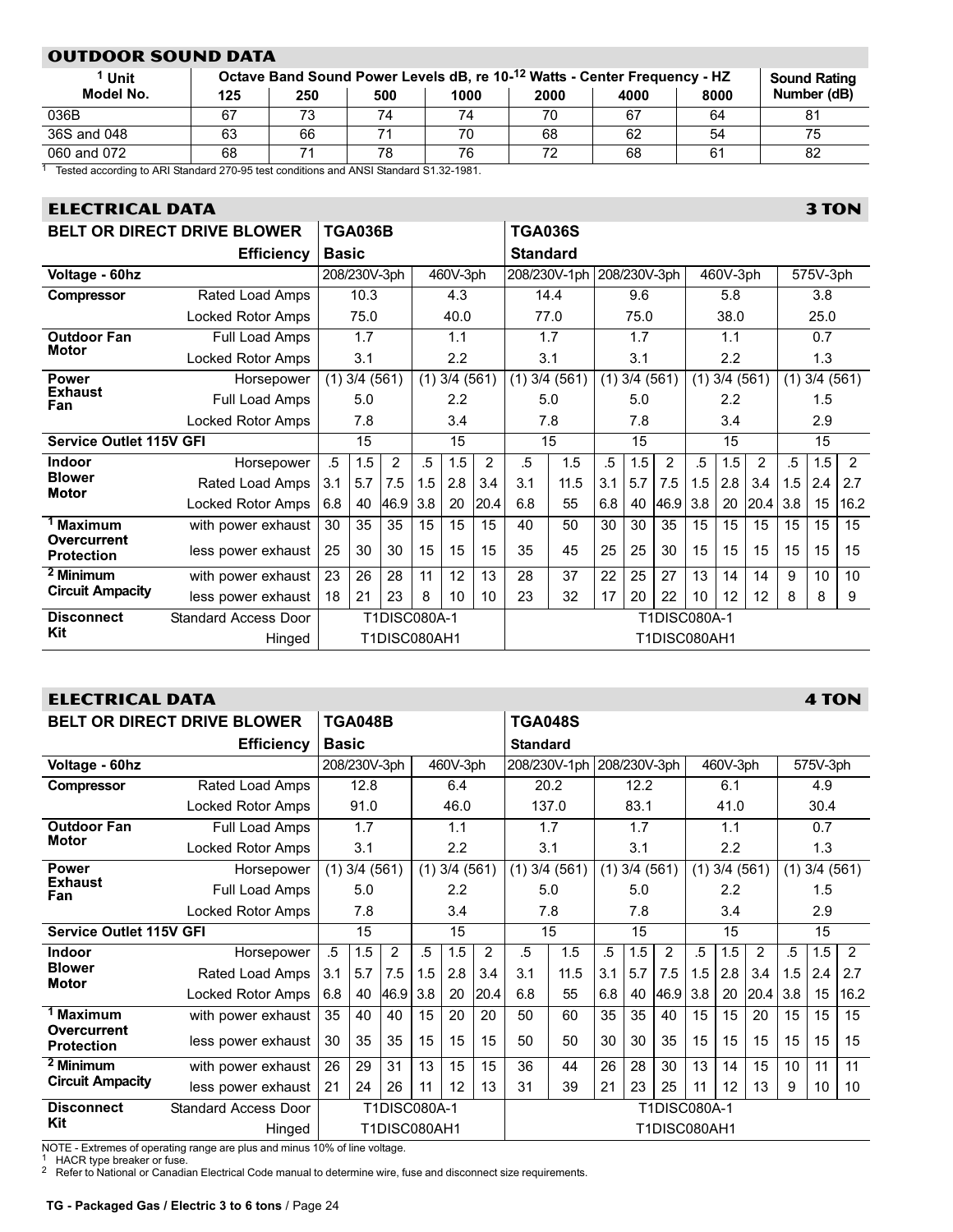## OUTDOOR SOUND DATA

| [1] Unit Model No. | Octave Band Sound Power Levels dB, re $10^{-12}$ Watts - Center Frequency - HZ | | | | | | | Sound Rating Number (dB) |
|---|---|---|---|---|---|---|---|---|
| | 125 | 250 | 500 | 1000 | 2000 | 4000 | 8000 | |
| 036B | 67 | 73 | 74 | 74 | 70 | 67 | 64 | 81 |
| 36S and 048 | 63 | 66 | 71 | 70 | 68 | 62 | 54 | 75 |
| 060 and 072 | 68 | 71 | 78 | 76 | 72 | 68 | 61 | 82 |

[1] Tested according to ARI Standard 270-95 test conditions and ANSI Standard S1.32-1981.

## ELECTRICAL DATA — 3 TON

| BELT OR DIRECT DRIVE BLOWER | | TGA036B | | | | | | TGA036S | | | | | | | | | | | |
|---|---|---|---|---|---|---|---|---|---|---|---|---|---|---|---|---|---|---|---|
| | Efficiency | Basic | | | | | | Standard | | | | | | | | | | | |
| Voltage - 60hz | | 208/230V-3ph | | | 460V-3ph | | | 208/230V-1ph | | 208/230V-3ph | | | 460V-3ph | | | 575V-3ph | | | |
| Compressor | Rated Load Amps | 10.3 | | | 4.3 | | | 14.4 | | 9.6 | | | 5.8 | | | 3.8 | | | |
| | Locked Rotor Amps | 75.0 | | | 40.0 | | | 77.0 | | 75.0 | | | 38.0 | | | 25.0 | | | |
| Outdoor Fan Motor | Full Load Amps | 1.7 | | | 1.1 | | | 1.7 | | 1.7 | | | 1.1 | | | 0.7 | | | |
| | Locked Rotor Amps | 3.1 | | | 2.2 | | | 3.1 | | 3.1 | | | 2.2 | | | 1.3 | | | |
| Power Exhaust Fan | Horsepower | (1) 3/4 (561) | | | (1) 3/4 (561) | | | (1) 3/4 (561) | | (1) 3/4 (561) | | | (1) 3/4 (561) | | | (1) 3/4 (561) | | | |
| | Full Load Amps | 5.0 | | | 2.2 | | | 5.0 | | 5.0 | | | 2.2 | | | 1.5 | | | |
| | Locked Rotor Amps | 7.8 | | | 3.4 | | | 7.8 | | 7.8 | | | 3.4 | | | 2.9 | | | |
| Service Outlet 115V GFI | | 15 | | | 15 | | | 15 | | 15 | | | 15 | | | 15 | | | |
| Indoor Blower Motor | Horsepower | .5 | 1.5 | 2 | .5 | 1.5 | 2 | .5 | 1.5 | .5 | 1.5 | 2 | .5 | 1.5 | 2 | .5 | 1.5 | 2 | |
| | Rated Load Amps | 3.1 | 5.7 | 7.5 | 1.5 | 2.8 | 3.4 | 3.1 | 11.5 | 3.1 | 5.7 | 7.5 | 1.5 | 2.8 | 3.4 | 1.5 | 2.4 | 2.7 | |
| | Locked Rotor Amps | 6.8 | 40 | 46.9 | 3.8 | 20 | 20.4 | 6.8 | 55 | 6.8 | 40 | 46.9 | 3.8 | 20 | 20.4 | 3.8 | 15 | 16.2 | |
| [1] Maximum Overcurrent Protection | with power exhaust | 30 | 35 | 35 | 15 | 15 | 15 | 40 | 50 | 30 | 30 | 35 | 15 | 15 | 15 | 15 | 15 | 15 | |
| | less power exhaust | 25 | 30 | 30 | 15 | 15 | 15 | 35 | 45 | 25 | 25 | 30 | 15 | 15 | 15 | 15 | 15 | 15 | |
| [2] Minimum Circuit Ampacity | with power exhaust | 23 | 26 | 28 | 11 | 12 | 13 | 28 | 37 | 22 | 25 | 27 | 13 | 14 | 14 | 9 | 10 | 10 | |
| | less power exhaust | 18 | 21 | 23 | 8 | 10 | 10 | 23 | 32 | 17 | 20 | 22 | 10 | 12 | 12 | 8 | 8 | 9 | |
| Disconnect Kit | Standard Access Door | T1DISC080A-1 | | | | | | T1DISC080A-1 | | | | | | | | | | | |
| | Hinged | T1DISC080AH1 | | | | | | T1DISC080AH1 | | | | | | | | | | | |

## ELECTRICAL DATA — 4 TON

| BELT OR DIRECT DRIVE BLOWER | | TGA048B | | | | | | TGA048S | | | | | | | | | | | |
|---|---|---|---|---|---|---|---|---|---|---|---|---|---|---|---|---|---|---|---|
| | Efficiency | Basic | | | | | | Standard | | | | | | | | | | | |
| Voltage - 60hz | | 208/230V-3ph | | | 460V-3ph | | | 208/230V-1ph | | 208/230V-3ph | | | 460V-3ph | | | 575V-3ph | | | |
| Compressor | Rated Load Amps | 12.8 | | | 6.4 | | | 20.2 | | 12.2 | | | 6.1 | | | 4.9 | | | |
| | Locked Rotor Amps | 91.0 | | | 46.0 | | | 137.0 | | 83.1 | | | 41.0 | | | 30.4 | | | |
| Outdoor Fan Motor | Full Load Amps | 1.7 | | | 1.1 | | | 1.7 | | 1.7 | | | 1.1 | | | 0.7 | | | |
| | Locked Rotor Amps | 3.1 | | | 2.2 | | | 3.1 | | 3.1 | | | 2.2 | | | 1.3 | | | |
| Power Exhaust Fan | Horsepower | (1) 3/4 (561) | | | (1) 3/4 (561) | | | (1) 3/4 (561) | | (1) 3/4 (561) | | | (1) 3/4 (561) | | | (1) 3/4 (561) | | | |
| | Full Load Amps | 5.0 | | | 2.2 | | | 5.0 | | 5.0 | | | 2.2 | | | 1.5 | | | |
| | Locked Rotor Amps | 7.8 | | | 3.4 | | | 7.8 | | 7.8 | | | 3.4 | | | 2.9 | | | |
| Service Outlet 115V GFI | | 15 | | | 15 | | | 15 | | 15 | | | 15 | | | 15 | | | |
| Indoor Blower Motor | Horsepower | .5 | 1.5 | 2 | .5 | 1.5 | 2 | .5 | 1.5 | .5 | 1.5 | 2 | .5 | 1.5 | 2 | .5 | 1.5 | 2 | |
| | Rated Load Amps | 3.1 | 5.7 | 7.5 | 1.5 | 2.8 | 3.4 | 3.1 | 11.5 | 3.1 | 5.7 | 7.5 | 1.5 | 2.8 | 3.4 | 1.5 | 2.4 | 2.7 | |
| | Locked Rotor Amps | 6.8 | 40 | 46.9 | 3.8 | 20 | 20.4 | 6.8 | 55 | 6.8 | 40 | 46.9 | 3.8 | 20 | 20.4 | 3.8 | 15 | 16.2 | |
| [1] Maximum Overcurrent Protection | with power exhaust | 35 | 40 | 40 | 15 | 20 | 20 | 50 | 60 | 35 | 35 | 40 | 15 | 15 | 20 | 15 | 15 | 15 | |
| | less power exhaust | 30 | 35 | 35 | 15 | 15 | 15 | 50 | 50 | 30 | 30 | 35 | 15 | 15 | 15 | 15 | 15 | 15 | |
| [2] Minimum Circuit Ampacity | with power exhaust | 26 | 29 | 31 | 13 | 15 | 15 | 36 | 44 | 26 | 28 | 30 | 13 | 14 | 15 | 10 | 11 | 11 | |
| | less power exhaust | 21 | 24 | 26 | 11 | 12 | 13 | 31 | 39 | 21 | 23 | 25 | 11 | 12 | 13 | 9 | 10 | 10 | |
| Disconnect Kit | Standard Access Door | T1DISC080A-1 | | | | | | T1DISC080A-1 | | | | | | | | | | | |
| | Hinged | T1DISC080AH1 | | | | | | T1DISC080AH1 | | | | | | | | | | | |

NOTE - Extremes of operating range are plus and minus 10% of line voltage.
[1] HACR type breaker or fuse.
[2] Refer to National or Canadian Electrical Code manual to determine wire, fuse and disconnect size requirements.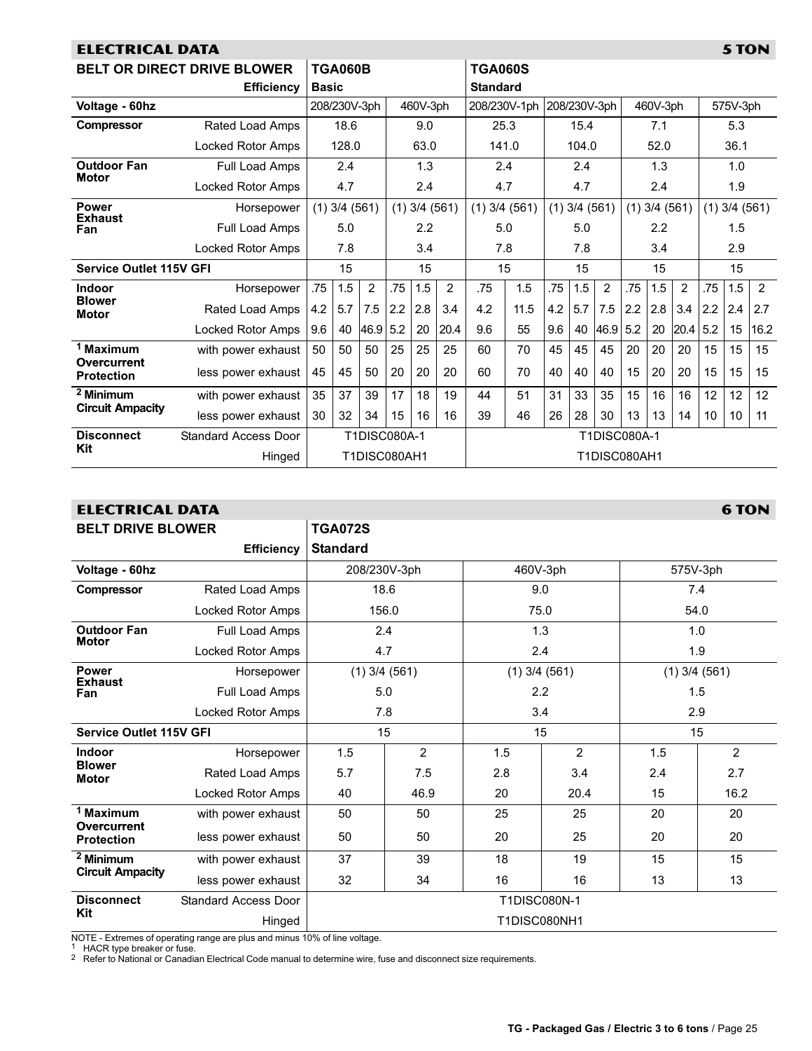## ELECTRICAL DATA — 5 TON

| BELT OR DIRECT DRIVE BLOWER | | TGA060B | | | | | | TGA060S | | | | | | | | | | | |
|---|---|---|---|---|---|---|---|---|---|---|---|---|---|---|---|---|---|---|---|
| | Efficiency | Basic | | | | | | Standard | | | | | | | | | | | |
| Voltage - 60hz | | 208/230V-3ph | | | 460V-3ph | | | 208/230V-1ph | | 208/230V-3ph | | | 460V-3ph | | | 575V-3ph | | | |
| Compressor | Rated Load Amps | 18.6 | | | 9.0 | | | 25.3 | | 15.4 | | | 7.1 | | | 5.3 | | | |
| | Locked Rotor Amps | 128.0 | | | 63.0 | | | 141.0 | | 104.0 | | | 52.0 | | | 36.1 | | | |
| Outdoor Fan Motor | Full Load Amps | 2.4 | | | 1.3 | | | 2.4 | | 2.4 | | | 1.3 | | | 1.0 | | | |
| | Locked Rotor Amps | 4.7 | | | 2.4 | | | 4.7 | | 4.7 | | | 2.4 | | | 1.9 | | | |
| Power Exhaust Fan | Horsepower | (1) 3/4 (561) | | | (1) 3/4 (561) | | | (1) 3/4 (561) | | (1) 3/4 (561) | | | (1) 3/4 (561) | | | (1) 3/4 (561) | | | |
| | Full Load Amps | 5.0 | | | 2.2 | | | 5.0 | | 5.0 | | | 2.2 | | | 1.5 | | | |
| | Locked Rotor Amps | 7.8 | | | 3.4 | | | 7.8 | | 7.8 | | | 3.4 | | | 2.9 | | | |
| Service Outlet 115V GFI | | 15 | | | 15 | | | 15 | | 15 | | | 15 | | | 15 | | | |
| Indoor Blower Motor | Horsepower | .75 | 1.5 | 2 | .75 | 1.5 | 2 | .75 | 1.5 | .75 | 1.5 | 2 | .75 | 1.5 | 2 | .75 | 1.5 | 2 | |
| | Rated Load Amps | 4.2 | 5.7 | 7.5 | 2.2 | 2.8 | 3.4 | 4.2 | 11.5 | 4.2 | 5.7 | 7.5 | 2.2 | 2.8 | 3.4 | 2.2 | 2.4 | 2.7 | |
| | Locked Rotor Amps | 9.6 | 40 | 46.9 | 5.2 | 20 | 20.4 | 9.6 | 55 | 9.6 | 40 | 46.9 | 5.2 | 20 | 20.4 | 5.2 | 15 | 16.2 | |
| [1] Maximum Overcurrent Protection | with power exhaust | 50 | 50 | 50 | 25 | 25 | 25 | 60 | 70 | 45 | 45 | 45 | 20 | 20 | 20 | 15 | 15 | 15 | |
| | less power exhaust | 45 | 45 | 50 | 20 | 20 | 20 | 60 | 70 | 40 | 40 | 40 | 15 | 20 | 20 | 15 | 15 | 15 | |
| [2] Minimum Circuit Ampacity | with power exhaust | 35 | 37 | 39 | 17 | 18 | 19 | 44 | 51 | 31 | 33 | 35 | 15 | 16 | 16 | 12 | 12 | 12 | |
| | less power exhaust | 30 | 32 | 34 | 15 | 16 | 16 | 39 | 46 | 26 | 28 | 30 | 13 | 13 | 14 | 10 | 10 | 11 | |
| Disconnect Kit | Standard Access Door | T1DISC080A-1 | | | | | | T1DISC080A-1 | | | | | | | | | | | |
| | Hinged | T1DISC080AH1 | | | | | | T1DISC080AH1 | | | | | | | | | | | |

## ELECTRICAL DATA — 6 TON

| BELT DRIVE BLOWER | | TGA072S | | | | | |
|---|---|---|---|---|---|---|---|
| | Efficiency | Standard | | | | | |
| Voltage - 60hz | | 208/230V-3ph | | 460V-3ph | | 575V-3ph | |
| Compressor | Rated Load Amps | 18.6 | | 9.0 | | 7.4 | |
| | Locked Rotor Amps | 156.0 | | 75.0 | | 54.0 | |
| Outdoor Fan Motor | Full Load Amps | 2.4 | | 1.3 | | 1.0 | |
| | Locked Rotor Amps | 4.7 | | 2.4 | | 1.9 | |
| Power Exhaust Fan | Horsepower | (1) 3/4 (561) | | (1) 3/4 (561) | | (1) 3/4 (561) | |
| | Full Load Amps | 5.0 | | 2.2 | | 1.5 | |
| | Locked Rotor Amps | 7.8 | | 3.4 | | 2.9 | |
| Service Outlet 115V GFI | | 15 | | 15 | | 15 | |
| Indoor Blower Motor | Horsepower | 1.5 | 2 | 1.5 | 2 | 1.5 | 2 |
| | Rated Load Amps | 5.7 | 7.5 | 2.8 | 3.4 | 2.4 | 2.7 |
| | Locked Rotor Amps | 40 | 46.9 | 20 | 20.4 | 15 | 16.2 |
| [1] Maximum Overcurrent Protection | with power exhaust | 50 | 50 | 25 | 25 | 20 | 20 |
| | less power exhaust | 50 | 50 | 20 | 25 | 20 | 20 |
| [2] Minimum Circuit Ampacity | with power exhaust | 37 | 39 | 18 | 19 | 15 | 15 |
| | less power exhaust | 32 | 34 | 16 | 16 | 13 | 13 |
| Disconnect Kit | Standard Access Door | T1DISC080N-1 | | | | | |
| | Hinged | T1DISC080NH1 | | | | | |

NOTE - Extremes of operating range are plus and minus 10% of line voltage.

[1] HACR type breaker or fuse.

[2] Refer to National or Canadian Electrical Code manual to determine wire, fuse and disconnect size requirements.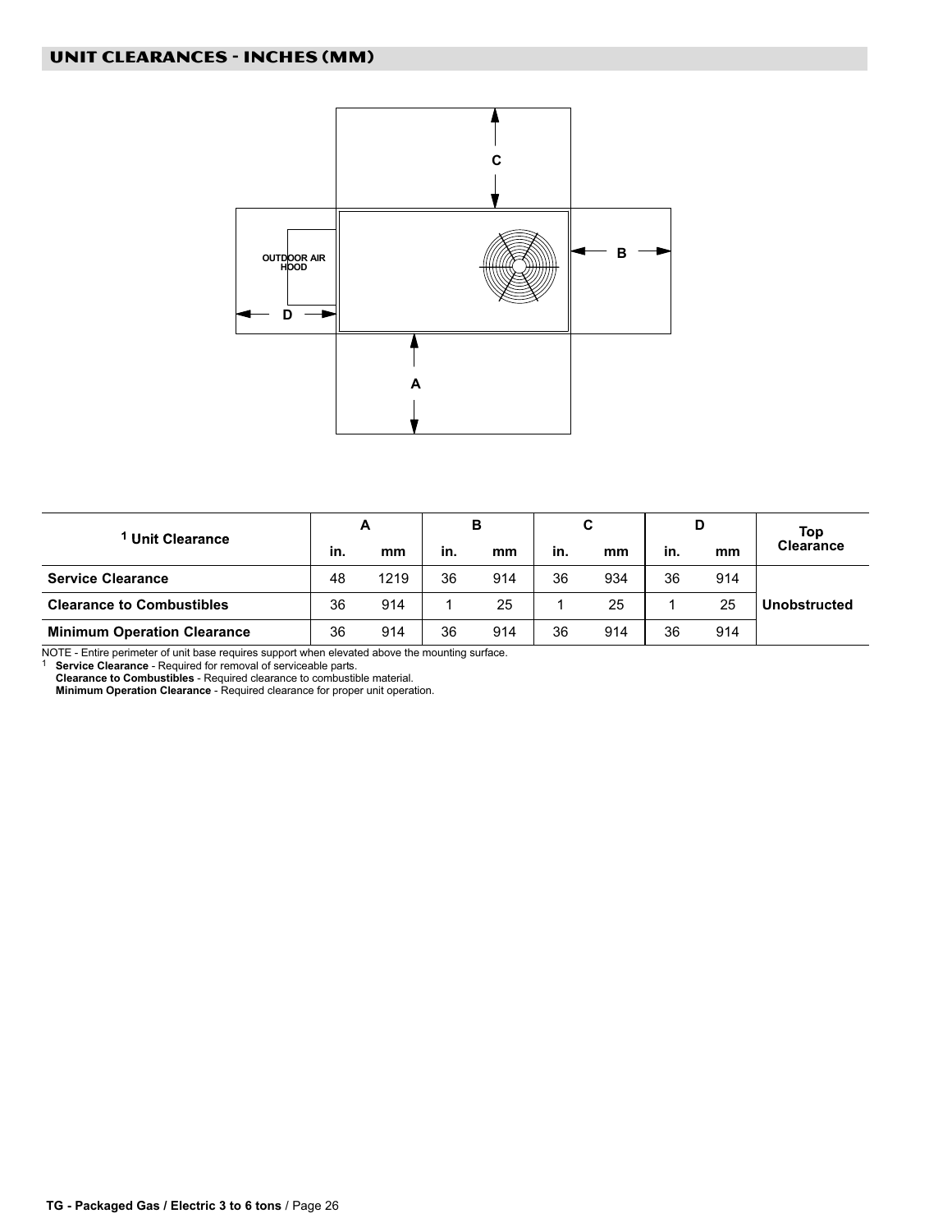## UNIT CLEARANCES - INCHES (MM)

OUTDOOR AIR HOOD

| [1] Unit Clearance | A | | B | | C | | D | | Top Clearance |
|---|---|---|---|---|---|---|---|---|---|
| | in. | mm | in. | mm | in. | mm | in. | mm | |
| **Service Clearance** | 48 | 1219 | 36 | 914 | 36 | 934 | 36 | 914 | **Unobstructed** |
| **Clearance to Combustibles** | 36 | 914 | 1 | 25 | 1 | 25 | 1 | 25 | **Unobstructed** |
| **Minimum Operation Clearance** | 36 | 914 | 36 | 914 | 36 | 914 | 36 | 914 | **Unobstructed** |

NOTE - Entire perimeter of unit base requires support when elevated above the mounting surface.

[1] **Service Clearance** - Required for removal of serviceable parts.
**Clearance to Combustibles** - Required clearance to combustible material.
**Minimum Operation Clearance** - Required clearance for proper unit operation.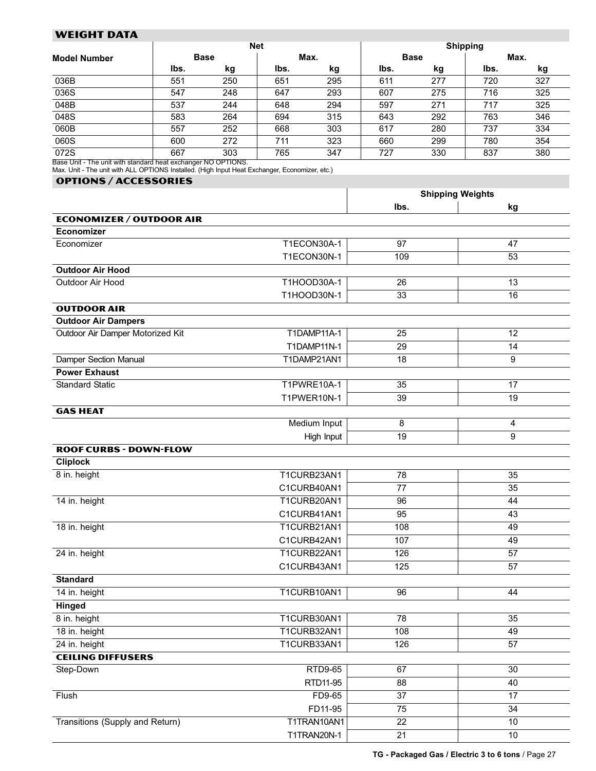## WEIGHT DATA

| Model Number | Net | | | | Shipping | | | |
|---|---|---|---|---|---|---|---|---|
| | Base | | Max. | | Base | | Max. | |
| | lbs. | kg | lbs. | kg | lbs. | kg | lbs. | kg |
| 036B | 551 | 250 | 651 | 295 | 611 | 277 | 720 | 327 |
| 036S | 547 | 248 | 647 | 293 | 607 | 275 | 716 | 325 |
| 048B | 537 | 244 | 648 | 294 | 597 | 271 | 717 | 325 |
| 048S | 583 | 264 | 694 | 315 | 643 | 292 | 763 | 346 |
| 060B | 557 | 252 | 668 | 303 | 617 | 280 | 737 | 334 |
| 060S | 600 | 272 | 711 | 323 | 660 | 299 | 780 | 354 |
| 072S | 667 | 303 | 765 | 347 | 727 | 330 | 837 | 380 |

Base Unit - The unit with standard heat exchanger NO OPTIONS.
Max. Unit - The unit with ALL OPTIONS Installed. (High Input Heat Exchanger, Economizer, etc.)

## OPTIONS / ACCESSORIES

| | | Shipping Weights | |
|---|---|---|---|
| | | lbs. | kg |
| **ECONOMIZER / OUTDOOR AIR** | | | |
| **Economizer** | | | |
| Economizer | T1ECON30A-1 | 97 | 47 |
| | T1ECON30N-1 | 109 | 53 |
| **Outdoor Air Hood** | | | |
| Outdoor Air Hood | T1HOOD30A-1 | 26 | 13 |
| | T1HOOD30N-1 | 33 | 16 |
| **OUTDOOR AIR** | | | |
| **Outdoor Air Dampers** | | | |
| Outdoor Air Damper Motorized Kit | T1DAMP11A-1 | 25 | 12 |
| | T1DAMP11N-1 | 29 | 14 |
| Damper Section Manual | T1DAMP21AN1 | 18 | 9 |
| **Power Exhaust** | | | |
| Standard Static | T1PWRE10A-1 | 35 | 17 |
| | T1PWER10N-1 | 39 | 19 |
| **GAS HEAT** | | | |
| | Medium Input | 8 | 4 |
| | High Input | 19 | 9 |
| **ROOF CURBS - DOWN-FLOW** | | | |
| **Cliplock** | | | |
| 8 in. height | T1CURB23AN1 | 78 | 35 |
| | C1CURB40AN1 | 77 | 35 |
| 14 in. height | T1CURB20AN1 | 96 | 44 |
| | C1CURB41AN1 | 95 | 43 |
| 18 in. height | T1CURB21AN1 | 108 | 49 |
| | C1CURB42AN1 | 107 | 49 |
| 24 in. height | T1CURB22AN1 | 126 | 57 |
| | C1CURB43AN1 | 125 | 57 |
| **Standard** | | | |
| 14 in. height | T1CURB10AN1 | 96 | 44 |
| **Hinged** | | | |
| 8 in. height | T1CURB30AN1 | 78 | 35 |
| 18 in. height | T1CURB32AN1 | 108 | 49 |
| 24 in. height | T1CURB33AN1 | 126 | 57 |
| **CEILING DIFFUSERS** | | | |
| Step-Down | RTD9-65 | 67 | 30 |
| | RTD11-95 | 88 | 40 |
| Flush | FD9-65 | 37 | 17 |
| | FD11-95 | 75 | 34 |
| Transitions (Supply and Return) | T1TRAN10AN1 | 22 | 10 |
| | T1TRAN20N-1 | 21 | 10 |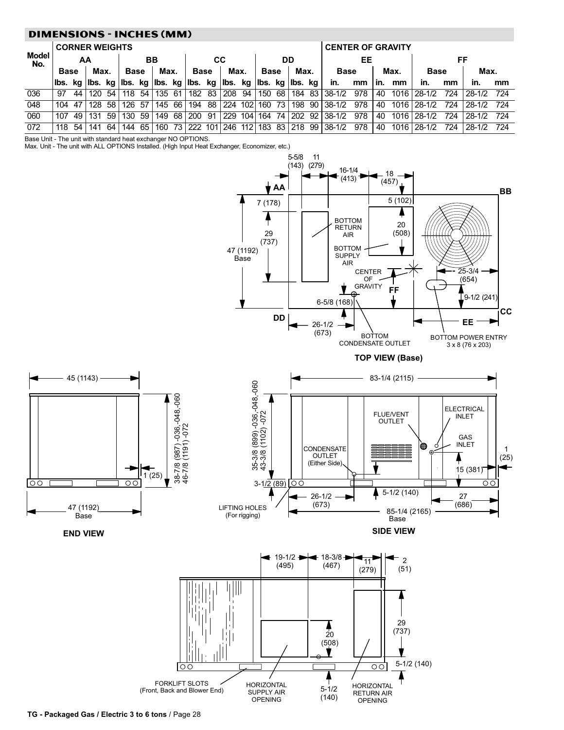## DIMENSIONS - INCHES (MM)

| Model No. | CORNER WEIGHTS | | | | | | | | | | | | | | | | CENTER OF GRAVITY | | | | | | | |
|---|---|---|---|---|---|---|---|---|---|---|---|---|---|---|---|---|---|---|---|---|---|---|---|---|
| | AA | | | | BB | | | | CC | | | | DD | | | | EE | | | | FF | | | |
| | Base | | Max. | | Base | | Max. | | Base | | Max. | | Base | | Max. | | Base | | Max. | | Base | | Max. | |
| | lbs. | kg | lbs. | kg | lbs. | kg | lbs. | kg | lbs. | kg | lbs. | kg | lbs. | kg | lbs. | kg | in. | mm | in. | mm | in. | mm | in. | mm |
| 036 | 97 | 44 | 120 | 54 | 118 | 54 | 135 | 61 | 182 | 83 | 208 | 94 | 150 | 68 | 184 | 83 | 38-1/2 | 978 | 40 | 1016 | 28-1/2 | 724 | 28-1/2 | 724 |
| 048 | 104 | 47 | 128 | 58 | 126 | 57 | 145 | 66 | 194 | 88 | 224 | 102 | 160 | 73 | 198 | 90 | 38-1/2 | 978 | 40 | 1016 | 28-1/2 | 724 | 28-1/2 | 724 |
| 060 | 107 | 49 | 131 | 59 | 130 | 59 | 149 | 68 | 200 | 91 | 229 | 104 | 164 | 74 | 202 | 92 | 38-1/2 | 978 | 40 | 1016 | 28-1/2 | 724 | 28-1/2 | 724 |
| 072 | 118 | 54 | 141 | 64 | 144 | 65 | 160 | 73 | 222 | 101 | 246 | 112 | 183 | 83 | 218 | 99 | 38-1/2 | 978 | 40 | 1016 | 28-1/2 | 724 | 28-1/2 | 724 |

Base Unit - The unit with standard heat exchanger NO OPTIONS.
Max. Unit - The unit with ALL OPTIONS Installed. (High Input Heat Exchanger, Economizer, etc.)

5-5/8 (143) 11 (279) 16-1/4 (413) 18 (457) AA BB 7 (178) 5 (102) BOTTOM RETURN AIR 20 (508) 29 (737) 47 (1192) Base BOTTOM SUPPLY AIR CENTER OF GRAVITY 25-3/4 (654) FF 9-1/2 (241) 6-5/8 (168) CC DD EE 26-1/2 (673) BOTTOM CONDENSATE OUTLET BOTTOM POWER ENTRY 3 x 8 (76 x 203)

**TOP VIEW (Base)**

45 (1143) 38-7/8 (987) -036,-048,-060 46-7/8 (1191) -072 1 (25) 47 (1192) Base

**END VIEW**

83-1/4 (2115) 35-3/8 (899) -036,-048,-060 43-3/8 (1102) -072 FLUE/VENT OUTLET ELECTRICAL INLET GAS INLET CONDENSATE OUTLET (Either Side) 1 (25) 15 (381) 3-1/2 (89) 5-1/2 (140) 26-1/2 (673) 27 (686) LIFTING HOLES (For rigging) 85-1/4 (2165) Base

**SIDE VIEW**

19-1/2 (495) 18-3/8 (467) 11 (279) 2 (51) 29 (737) 20 (508) 5-1/2 (140) FORKLIFT SLOTS (Front, Back and Blower End) HORIZONTAL SUPPLY AIR OPENING 5-1/2 (140) HORIZONTAL RETURN AIR OPENING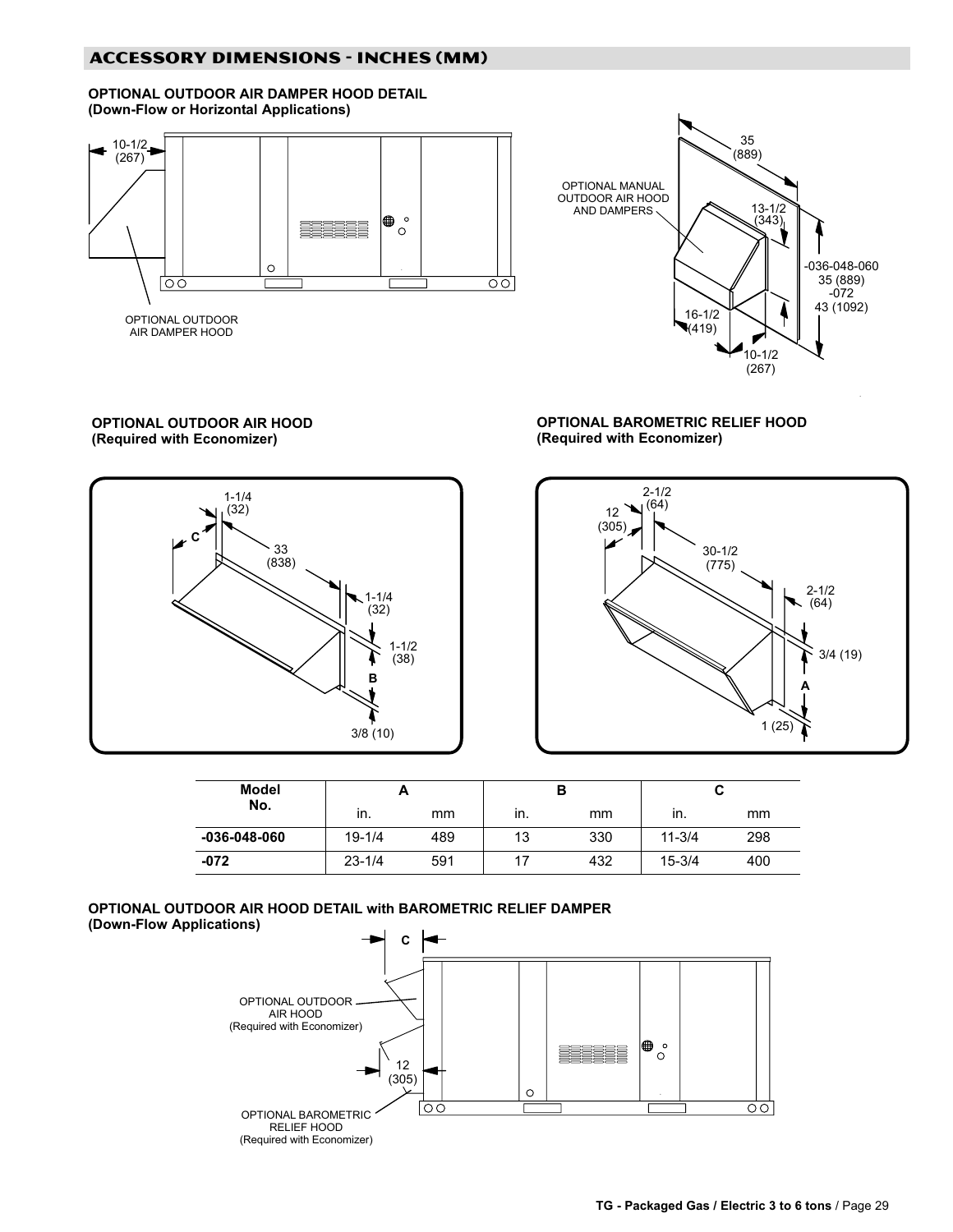## ACCESSORY DIMENSIONS - INCHES (MM)

**OPTIONAL OUTDOOR AIR DAMPER HOOD DETAIL**
**(Down-Flow or Horizontal Applications)**

10-1/2 (267)

OPTIONAL OUTDOOR AIR DAMPER HOOD

OPTIONAL MANUAL OUTDOOR AIR HOOD AND DAMPERS

35 (889)

13-1/2 (343)

-036-048-060 35 (889)
-072 43 (1092)

16-1/2 (419)

10-1/2 (267)

**OPTIONAL OUTDOOR AIR HOOD**
**(Required with Economizer)**

1-1/4 (32)

C

33 (838)

1-1/4 (32)

1-1/2 (38)

B

3/8 (10)

**OPTIONAL BAROMETRIC RELIEF HOOD**
**(Required with Economizer)**

2-1/2 (64)

12 (305)

30-1/2 (775)

2-1/2 (64)

3/4 (19)

A

1 (25)

| Model No. | A | | B | | C | |
|---|---|---|---|---|---|---|
| | in. | mm | in. | mm | in. | mm |
| **-036-048-060** | 19-1/4 | 489 | 13 | 330 | 11-3/4 | 298 |
| **-072** | 23-1/4 | 591 | 17 | 432 | 15-3/4 | 400 |

**OPTIONAL OUTDOOR AIR HOOD DETAIL with BAROMETRIC RELIEF DAMPER**
**(Down-Flow Applications)**

C

OPTIONAL OUTDOOR AIR HOOD (Required with Economizer)

12 (305)

OPTIONAL BAROMETRIC RELIEF HOOD (Required with Economizer)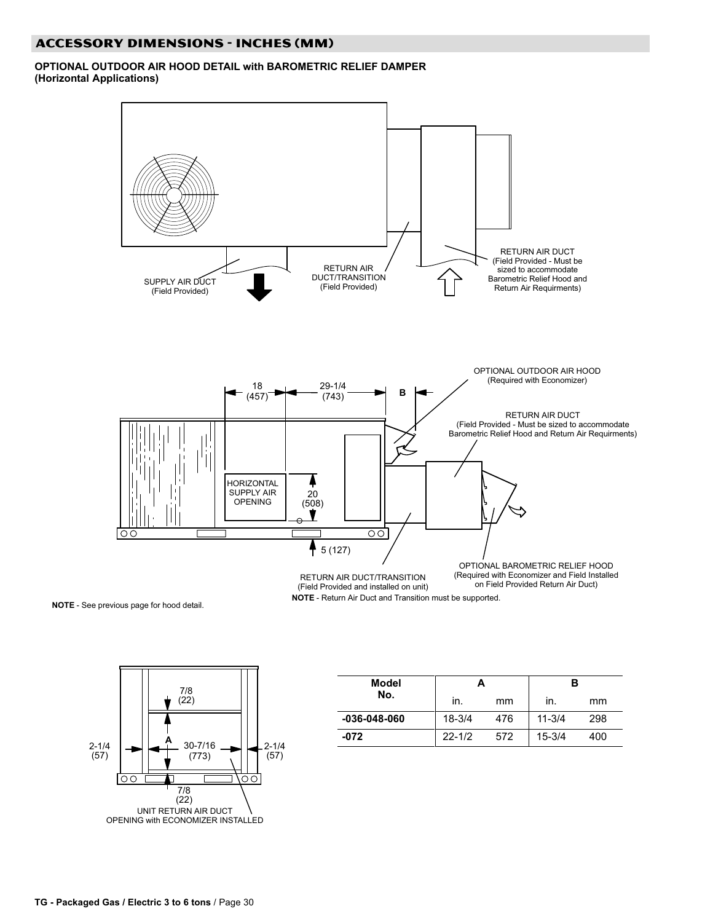## ACCESSORY DIMENSIONS - INCHES (MM)

**OPTIONAL OUTDOOR AIR HOOD DETAIL with BAROMETRIC RELIEF DAMPER (Horizontal Applications)**

SUPPLY AIR DUCT (Field Provided)

RETURN AIR DUCT/TRANSITION (Field Provided)

RETURN AIR DUCT (Field Provided - Must be sized to accommodate Barometric Relief Hood and Return Air Requirments)

18 (457)

29-1/4 (743)

B

OPTIONAL OUTDOOR AIR HOOD (Required with Economizer)

RETURN AIR DUCT (Field Provided - Must be sized to accommodate Barometric Relief Hood and Return Air Requirments)

HORIZONTAL SUPPLY AIR OPENING

20 (508)

5 (127)

RETURN AIR DUCT/TRANSITION (Field Provided and installed on unit)

OPTIONAL BAROMETRIC RELIEF HOOD (Required with Economizer and Field Installed on Field Provided Return Air Duct)

**NOTE** - Return Air Duct and Transition must be supported.

**NOTE** - See previous page for hood detail.

7/8 (22)

A

2-1/4 (57)

30-7/16 (773)

2-1/4 (57)

7/8 (22)

UNIT RETURN AIR DUCT OPENING with ECONOMIZER INSTALLED

| Model No. | A | | B | |
|---|---|---|---|---|
| | in. | mm | in. | mm |
| **-036-048-060** | 18-3/4 | 476 | 11-3/4 | 298 |
| **-072** | 22-1/2 | 572 | 15-3/4 | 400 |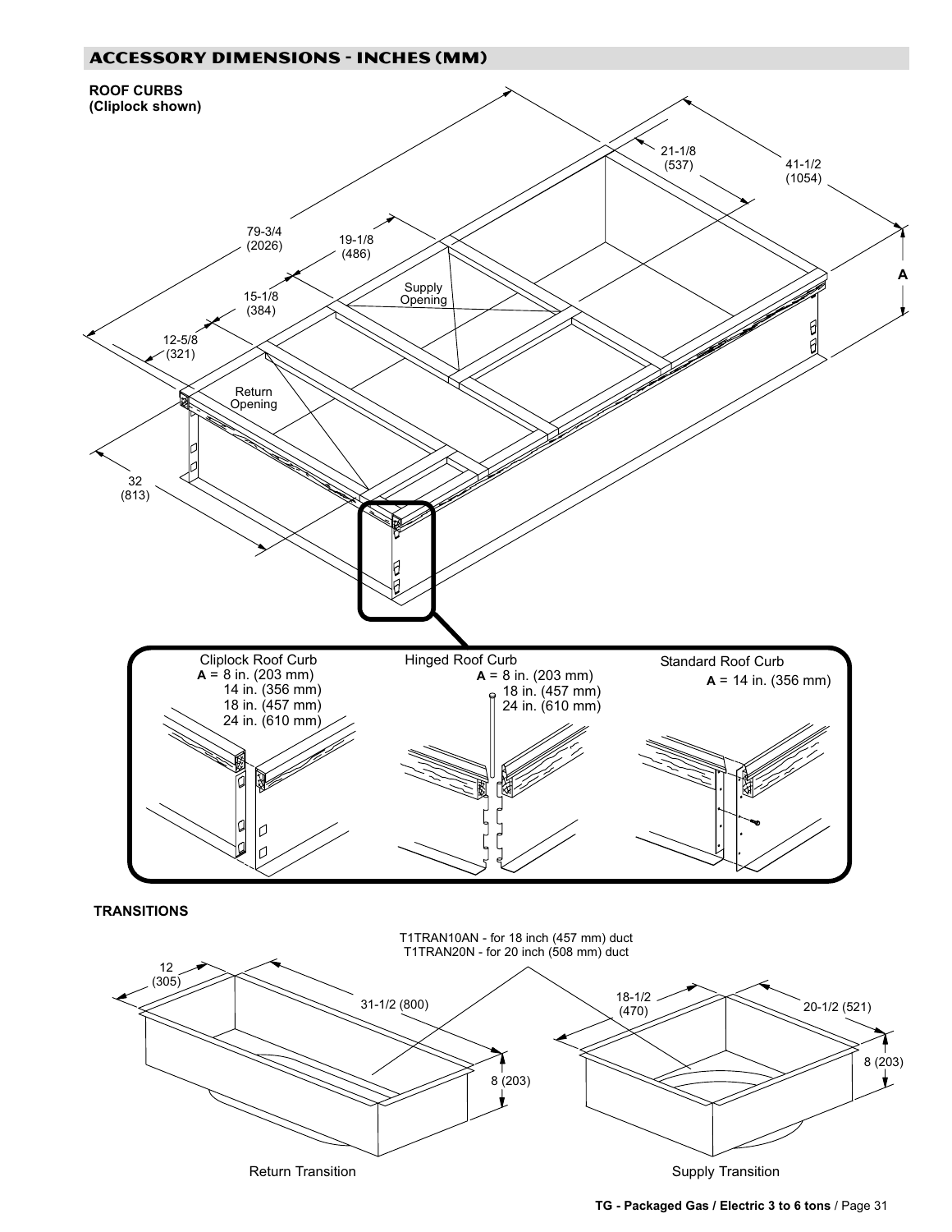## ACCESSORY DIMENSIONS - INCHES (MM)

**ROOF CURBS**
**(Cliplock shown)**

79-3/4 (2026)

19-1/8 (486)

15-1/8 (384)

12-5/8 (321)

21-1/8 (537)

41-1/2 (1054)

32 (813)

A

Supply Opening

Return Opening

Cliplock Roof Curb
**A** = 8 in. (203 mm)
14 in. (356 mm)
18 in. (457 mm)
24 in. (610 mm)

Hinged Roof Curb
**A** = 8 in. (203 mm)
18 in. (457 mm)
24 in. (610 mm)

Standard Roof Curb
**A** = 14 in. (356 mm)

**TRANSITIONS**

T1TRAN10AN - for 18 inch (457 mm) duct
T1TRAN20N - for 20 inch (508 mm) duct

12 (305)

31-1/2 (800)

8 (203)

18-1/2 (470)

20-1/2 (521)

8 (203)

Return Transition

Supply Transition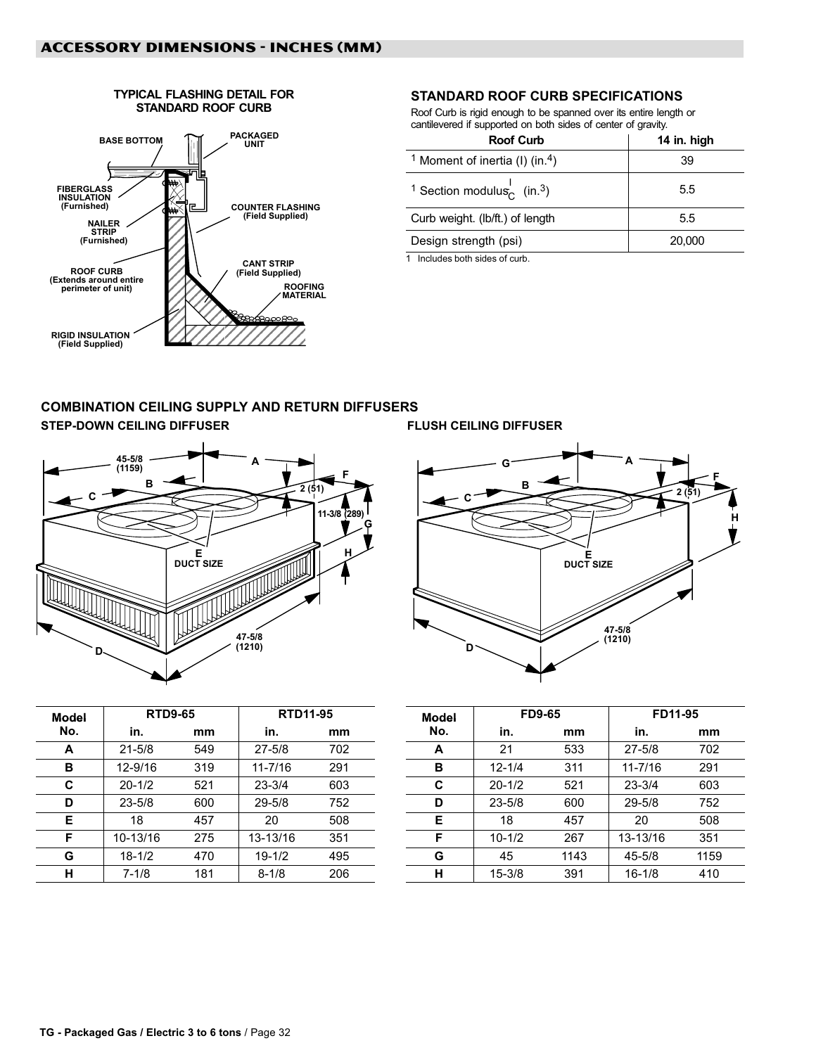## ACCESSORY DIMENSIONS - INCHES (MM)

### TYPICAL FLASHING DETAIL FOR STANDARD ROOF CURB

BASE BOTTOM
PACKAGED UNIT
FIBERGLASS INSULATION (Furnished)
NAILER STRIP (Furnished)
COUNTER FLASHING (Field Supplied)
ROOF CURB (Extends around entire perimeter of unit)
CANT STRIP (Field Supplied)
ROOFING MATERIAL
RIGID INSULATION (Field Supplied)

### STANDARD ROOF CURB SPECIFICATIONS

Roof Curb is rigid enough to be spanned over its entire length or cantilevered if supported on both sides of center of gravity.

| Roof Curb | 14 in. high |
|---|---|
| [1] Moment of inertia (I) ($in.^4$) | 39 |
| [1] Section modulus $\frac{I}{C}$ ($in.^3$) | 5.5 |
| Curb weight. (lb/ft.) of length | 5.5 |
| Design strength (psi) | 20,000 |

1 Includes both sides of curb.

### COMBINATION CEILING SUPPLY AND RETURN DIFFUSERS

#### STEP-DOWN CEILING DIFFUSER

45-5/8 (1159), 2 (51), 11-3/8 (289), 47-5/8 (1210), E DUCT SIZE

| Model No. | RTD9-65 | | RTD11-95 | |
|---|---|---|---|---|
| | in. | mm | in. | mm |
| A | 21-5/8 | 549 | 27-5/8 | 702 |
| B | 12-9/16 | 319 | 11-7/16 | 291 |
| C | 20-1/2 | 521 | 23-3/4 | 603 |
| D | 23-5/8 | 600 | 29-5/8 | 752 |
| E | 18 | 457 | 20 | 508 |
| F | 10-13/16 | 275 | 13-13/16 | 351 |
| G | 18-1/2 | 470 | 19-1/2 | 495 |
| H | 7-1/8 | 181 | 8-1/8 | 206 |

#### FLUSH CEILING DIFFUSER

2 (51), 47-5/8 (1210), E DUCT SIZE

| Model No. | FD9-65 | | FD11-95 | |
|---|---|---|---|---|
| | in. | mm | in. | mm |
| A | 21 | 533 | 27-5/8 | 702 |
| B | 12-1/4 | 311 | 11-7/16 | 291 |
| C | 20-1/2 | 521 | 23-3/4 | 603 |
| D | 23-5/8 | 600 | 29-5/8 | 752 |
| E | 18 | 457 | 20 | 508 |
| F | 10-1/2 | 267 | 13-13/16 | 351 |
| G | 45 | 1143 | 45-5/8 | 1159 |
| H | 15-3/8 | 391 | 16-1/8 | 410 |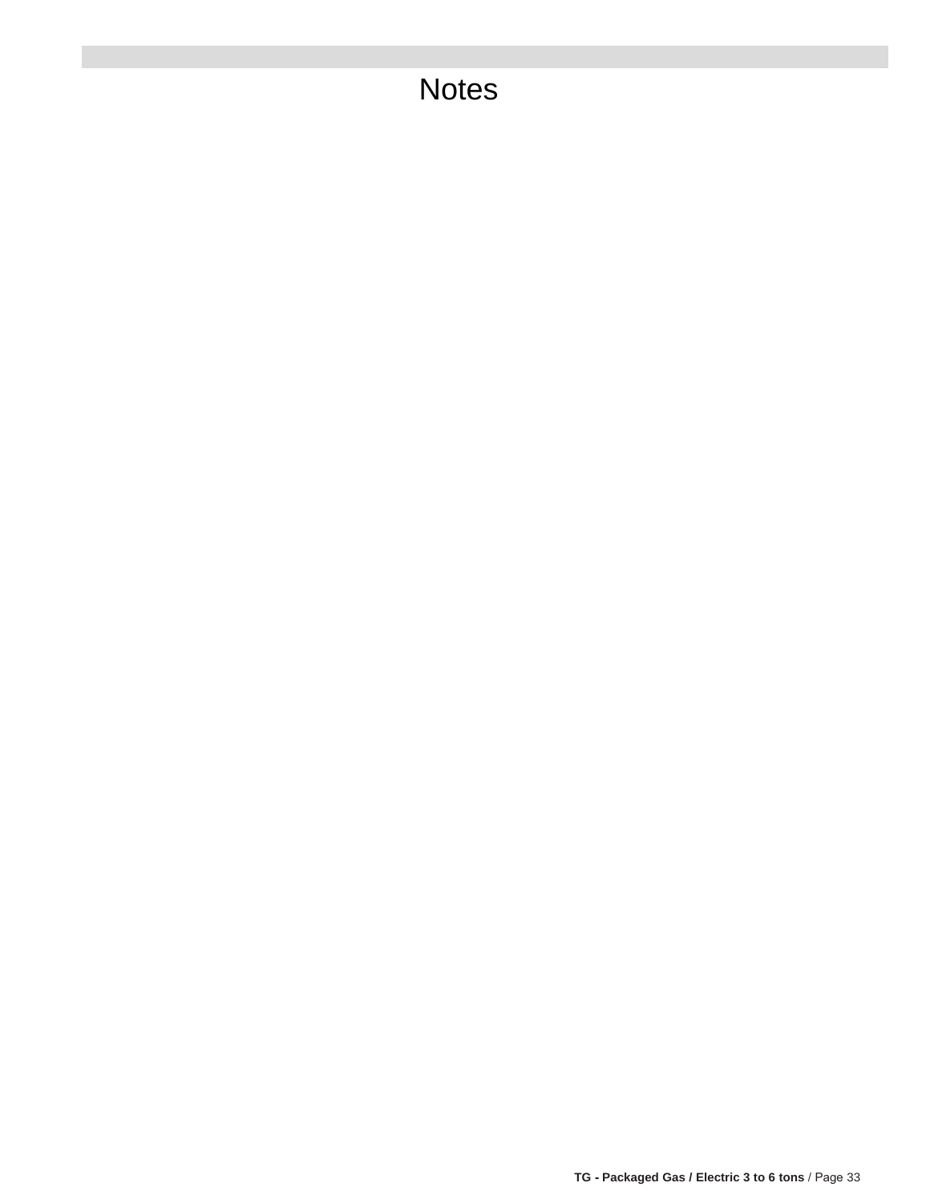# Notes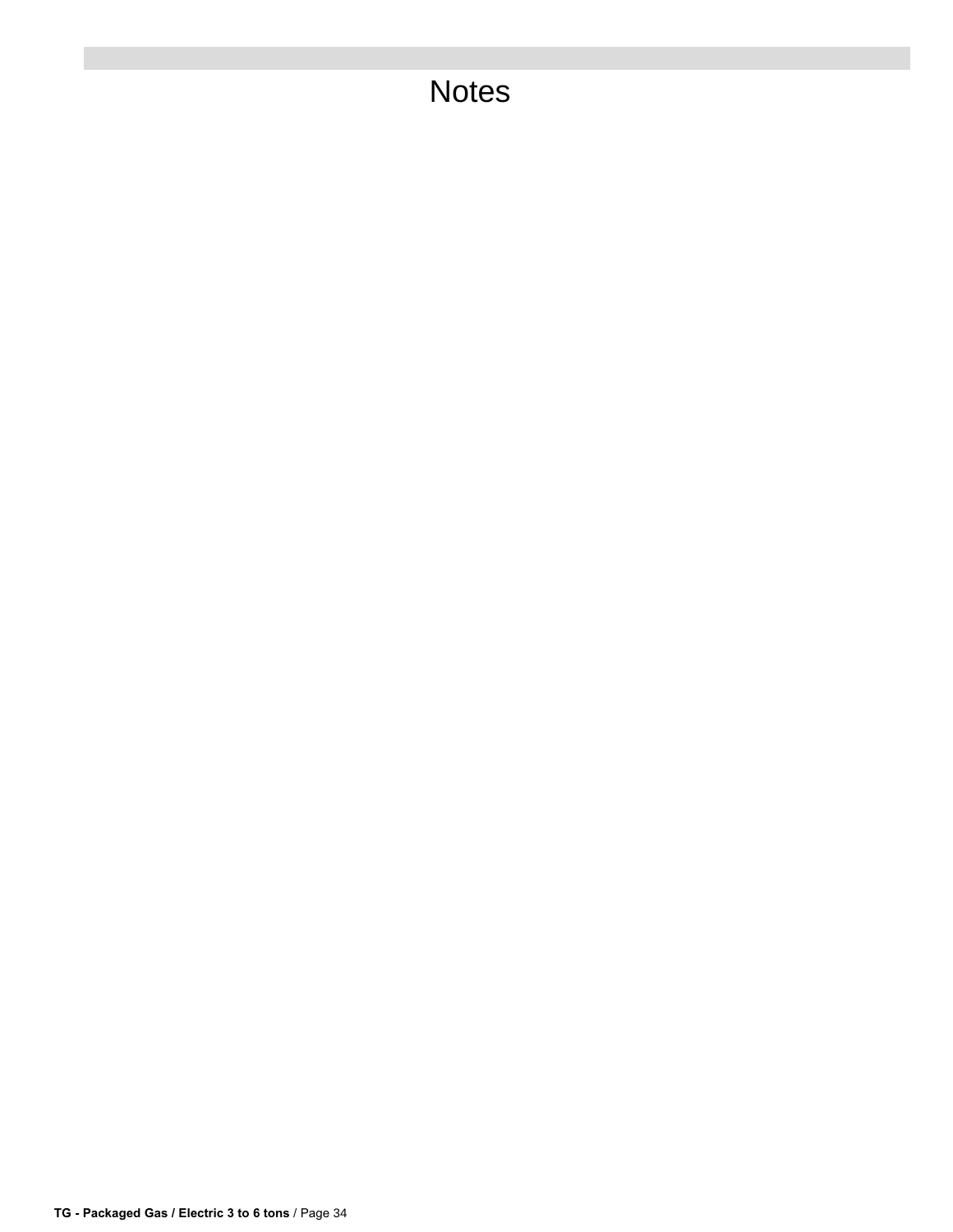# Notes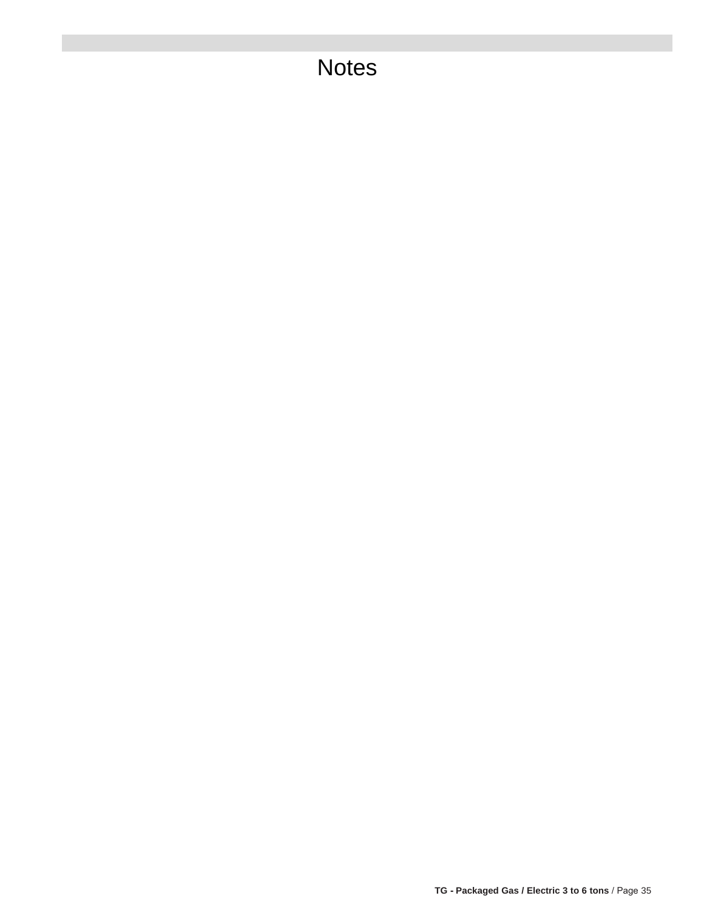# Notes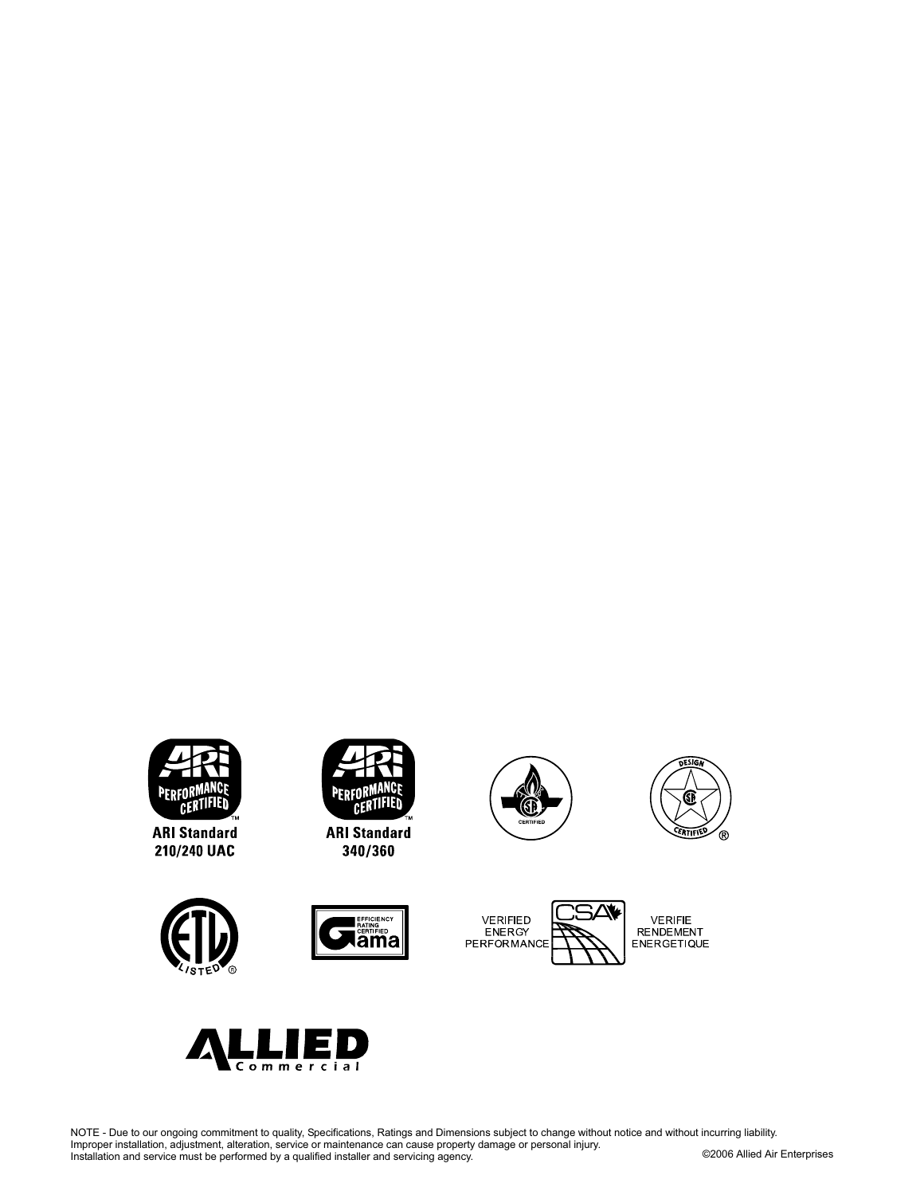ARI Standard
210/240 UAC

ARI Standard
340/360

VERIFIED
ENERGY
PERFORMANCE

VERIFIE
RENDEMENT
ENERGETIQUE

NOTE - Due to our ongoing commitment to quality, Specifications, Ratings and Dimensions subject to change without notice and without incurring liability.
Improper installation, adjustment, alteration, service or maintenance can cause property damage or personal injury.
Installation and service must be performed by a qualified installer and servicing agency.

©2006 Allied Air Enterprises